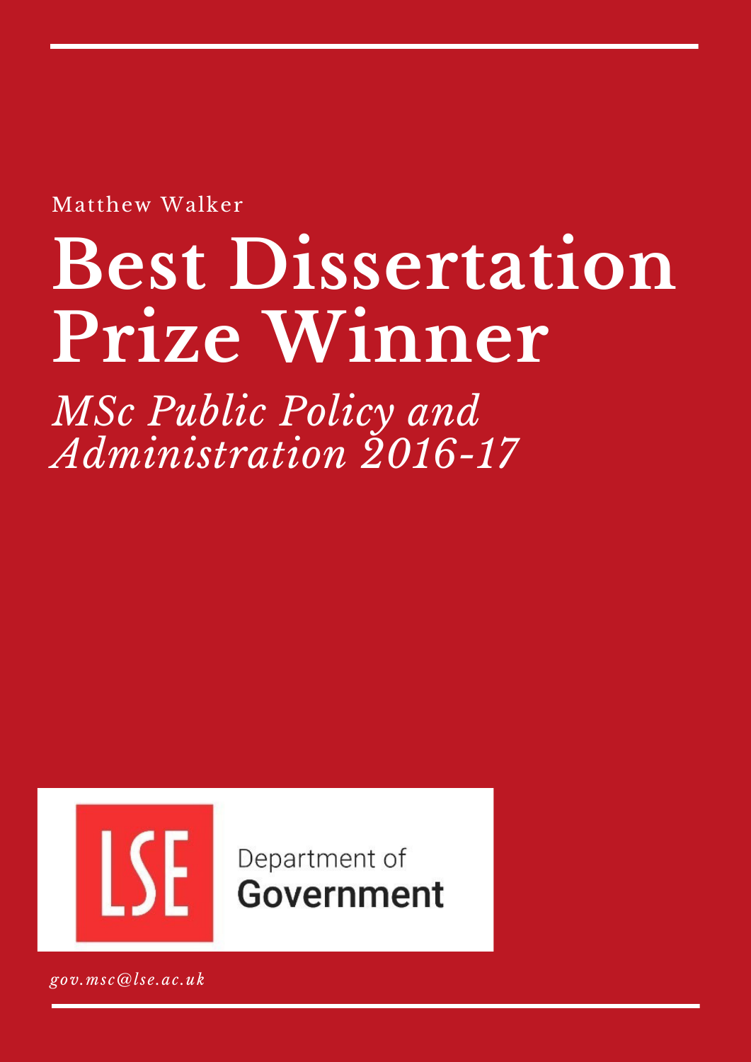Matthew Walker

# Best Dissertation Prize Winner

*MSc Public Policy and Administration 2016-17*

LSE Department of Government

*gov.msc@lse.ac.uk*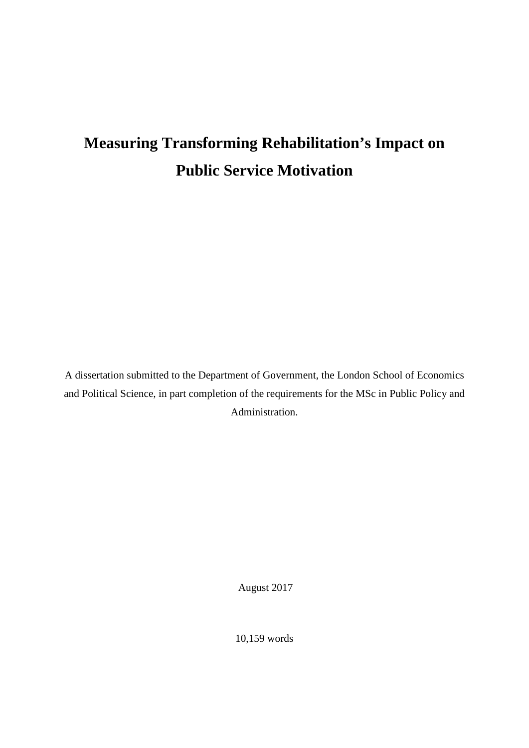# Measuring Transforming Rehabilitation's Impact on Public Service Motivation

A dissertation submitted to the Department of Government, the London School of Economics and Political Science, in part completion of the requirements for the MSc in Public Policy and Administration.

August 2017

10,159 words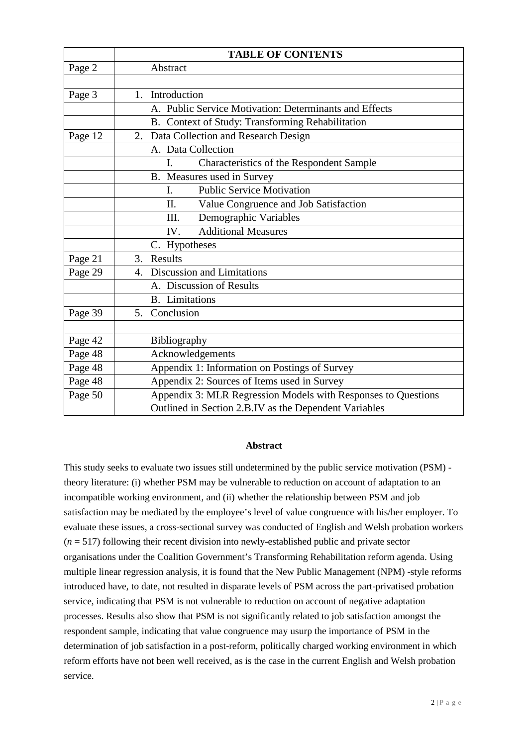| | TABLE OF CONTENTS |
|---|---|
| Page 2 | Abstract |
| | |
| Page 3 | 1. Introduction |
| | A. Public Service Motivation: Determinants and Effects |
| | B. Context of Study: Transforming Rehabilitation |
| Page 12 | 2. Data Collection and Research Design |
| | A. Data Collection |
| | I. Characteristics of the Respondent Sample |
| | B. Measures used in Survey |
| | I. Public Service Motivation |
| | II. Value Congruence and Job Satisfaction |
| | III. Demographic Variables |
| | IV. Additional Measures |
| | C. Hypotheses |
| Page 21 | 3. Results |
| Page 29 | 4. Discussion and Limitations |
| | A. Discussion of Results |
| | B. Limitations |
| Page 39 | 5. Conclusion |
| | |
| Page 42 | Bibliography |
| Page 48 | Acknowledgements |
| Page 48 | Appendix 1: Information on Postings of Survey |
| Page 48 | Appendix 2: Sources of Items used in Survey |
| Page 50 | Appendix 3: MLR Regression Models with Responses to Questions Outlined in Section 2.B.IV as the Dependent Variables |

## Abstract

This study seeks to evaluate two issues still undetermined by the public service motivation (PSM) - theory literature: (i) whether PSM may be vulnerable to reduction on account of adaptation to an incompatible working environment, and (ii) whether the relationship between PSM and job satisfaction may be mediated by the employee's level of value congruence with his/her employer. To evaluate these issues, a cross-sectional survey was conducted of English and Welsh probation workers ($n$ = 517) following their recent division into newly-established public and private sector organisations under the Coalition Government's Transforming Rehabilitation reform agenda. Using multiple linear regression analysis, it is found that the New Public Management (NPM) -style reforms introduced have, to date, not resulted in disparate levels of PSM across the part-privatised probation service, indicating that PSM is not vulnerable to reduction on account of negative adaptation processes. Results also show that PSM is not significantly related to job satisfaction amongst the respondent sample, indicating that value congruence may usurp the importance of PSM in the determination of job satisfaction in a post-reform, politically charged working environment in which reform efforts have not been well received, as is the case in the current English and Welsh probation service.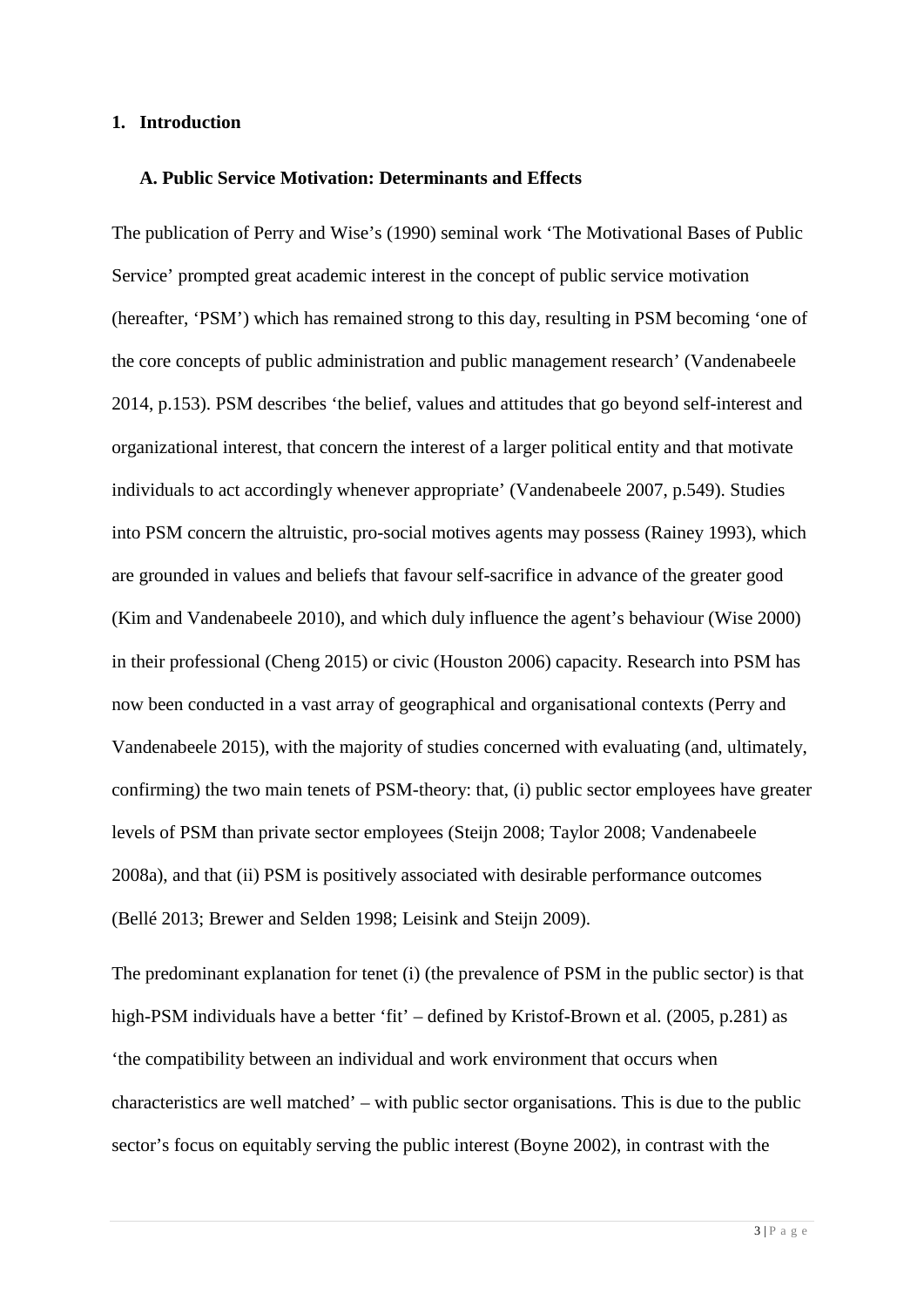## 1. Introduction

### A. Public Service Motivation: Determinants and Effects

The publication of Perry and Wise's (1990) seminal work 'The Motivational Bases of Public Service' prompted great academic interest in the concept of public service motivation (hereafter, 'PSM') which has remained strong to this day, resulting in PSM becoming 'one of the core concepts of public administration and public management research' (Vandenabeele 2014, p.153). PSM describes 'the belief, values and attitudes that go beyond self-interest and organizational interest, that concern the interest of a larger political entity and that motivate individuals to act accordingly whenever appropriate' (Vandenabeele 2007, p.549). Studies into PSM concern the altruistic, pro-social motives agents may possess (Rainey 1993), which are grounded in values and beliefs that favour self-sacrifice in advance of the greater good (Kim and Vandenabeele 2010), and which duly influence the agent's behaviour (Wise 2000) in their professional (Cheng 2015) or civic (Houston 2006) capacity. Research into PSM has now been conducted in a vast array of geographical and organisational contexts (Perry and Vandenabeele 2015), with the majority of studies concerned with evaluating (and, ultimately, confirming) the two main tenets of PSM-theory: that, (i) public sector employees have greater levels of PSM than private sector employees (Steijn 2008; Taylor 2008; Vandenabeele 2008a), and that (ii) PSM is positively associated with desirable performance outcomes (Bellé 2013; Brewer and Selden 1998; Leisink and Steijn 2009).

The predominant explanation for tenet (i) (the prevalence of PSM in the public sector) is that high-PSM individuals have a better 'fit' – defined by Kristof-Brown et al. (2005, p.281) as 'the compatibility between an individual and work environment that occurs when characteristics are well matched' – with public sector organisations. This is due to the public sector's focus on equitably serving the public interest (Boyne 2002), in contrast with the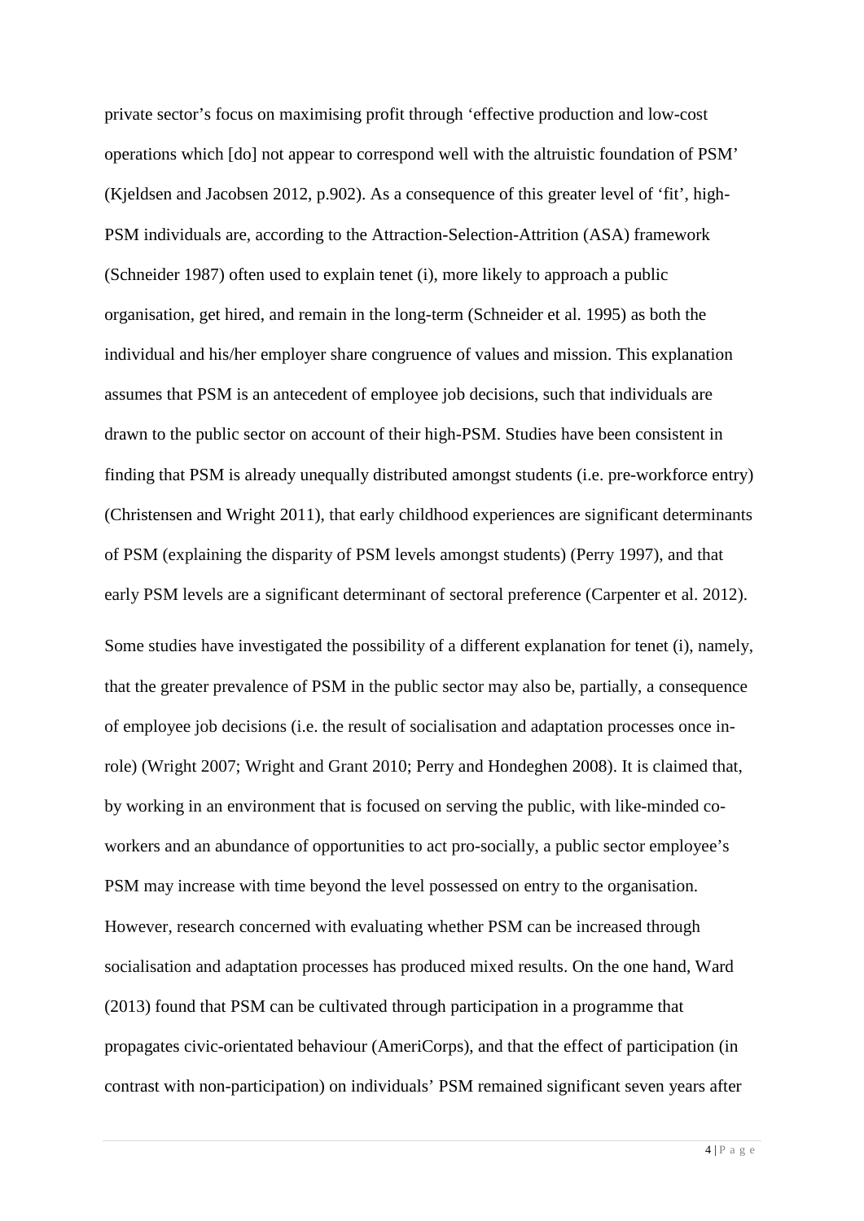private sector's focus on maximising profit through 'effective production and low-cost operations which [do] not appear to correspond well with the altruistic foundation of PSM' (Kjeldsen and Jacobsen 2012, p.902). As a consequence of this greater level of 'fit', high-PSM individuals are, according to the Attraction-Selection-Attrition (ASA) framework (Schneider 1987) often used to explain tenet (i), more likely to approach a public organisation, get hired, and remain in the long-term (Schneider et al. 1995) as both the individual and his/her employer share congruence of values and mission. This explanation assumes that PSM is an antecedent of employee job decisions, such that individuals are drawn to the public sector on account of their high-PSM. Studies have been consistent in finding that PSM is already unequally distributed amongst students (i.e. pre-workforce entry) (Christensen and Wright 2011), that early childhood experiences are significant determinants of PSM (explaining the disparity of PSM levels amongst students) (Perry 1997), and that early PSM levels are a significant determinant of sectoral preference (Carpenter et al. 2012).

Some studies have investigated the possibility of a different explanation for tenet (i), namely, that the greater prevalence of PSM in the public sector may also be, partially, a consequence of employee job decisions (i.e. the result of socialisation and adaptation processes once in-role) (Wright 2007; Wright and Grant 2010; Perry and Hondeghen 2008). It is claimed that, by working in an environment that is focused on serving the public, with like-minded co-workers and an abundance of opportunities to act pro-socially, a public sector employee's PSM may increase with time beyond the level possessed on entry to the organisation. However, research concerned with evaluating whether PSM can be increased through socialisation and adaptation processes has produced mixed results. On the one hand, Ward (2013) found that PSM can be cultivated through participation in a programme that propagates civic-orientated behaviour (AmeriCorps), and that the effect of participation (in contrast with non-participation) on individuals' PSM remained significant seven years after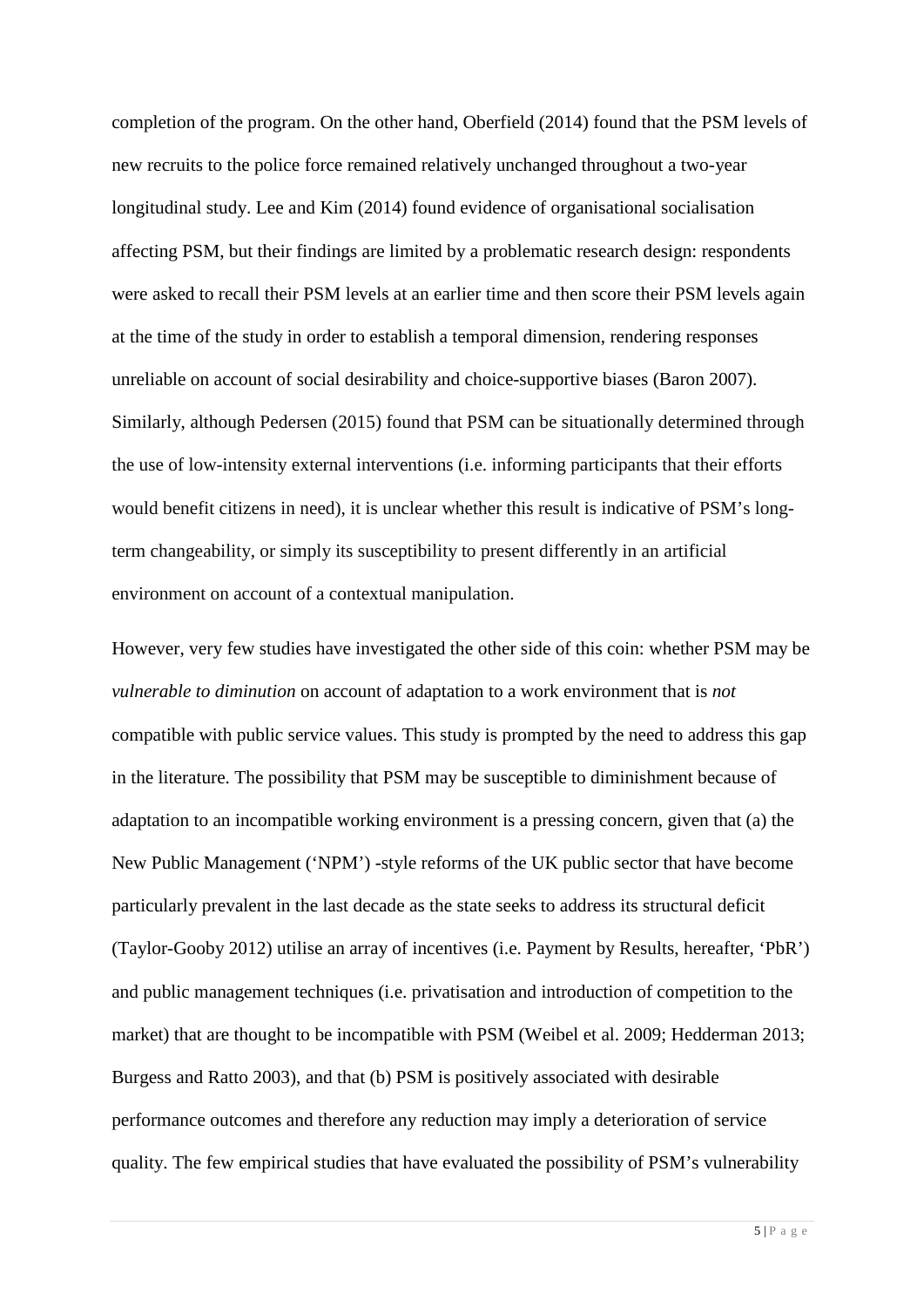completion of the program. On the other hand, Oberfield (2014) found that the PSM levels of new recruits to the police force remained relatively unchanged throughout a two-year longitudinal study. Lee and Kim (2014) found evidence of organisational socialisation affecting PSM, but their findings are limited by a problematic research design: respondents were asked to recall their PSM levels at an earlier time and then score their PSM levels again at the time of the study in order to establish a temporal dimension, rendering responses unreliable on account of social desirability and choice-supportive biases (Baron 2007). Similarly, although Pedersen (2015) found that PSM can be situationally determined through the use of low-intensity external interventions (i.e. informing participants that their efforts would benefit citizens in need), it is unclear whether this result is indicative of PSM's long-term changeability, or simply its susceptibility to present differently in an artificial environment on account of a contextual manipulation.

However, very few studies have investigated the other side of this coin: whether PSM may be *vulnerable to diminution* on account of adaptation to a work environment that is *not* compatible with public service values. This study is prompted by the need to address this gap in the literature. The possibility that PSM may be susceptible to diminishment because of adaptation to an incompatible working environment is a pressing concern, given that (a) the New Public Management ('NPM') -style reforms of the UK public sector that have become particularly prevalent in the last decade as the state seeks to address its structural deficit (Taylor-Gooby 2012) utilise an array of incentives (i.e. Payment by Results, hereafter, 'PbR') and public management techniques (i.e. privatisation and introduction of competition to the market) that are thought to be incompatible with PSM (Weibel et al. 2009; Hedderman 2013; Burgess and Ratto 2003), and that (b) PSM is positively associated with desirable performance outcomes and therefore any reduction may imply a deterioration of service quality. The few empirical studies that have evaluated the possibility of PSM's vulnerability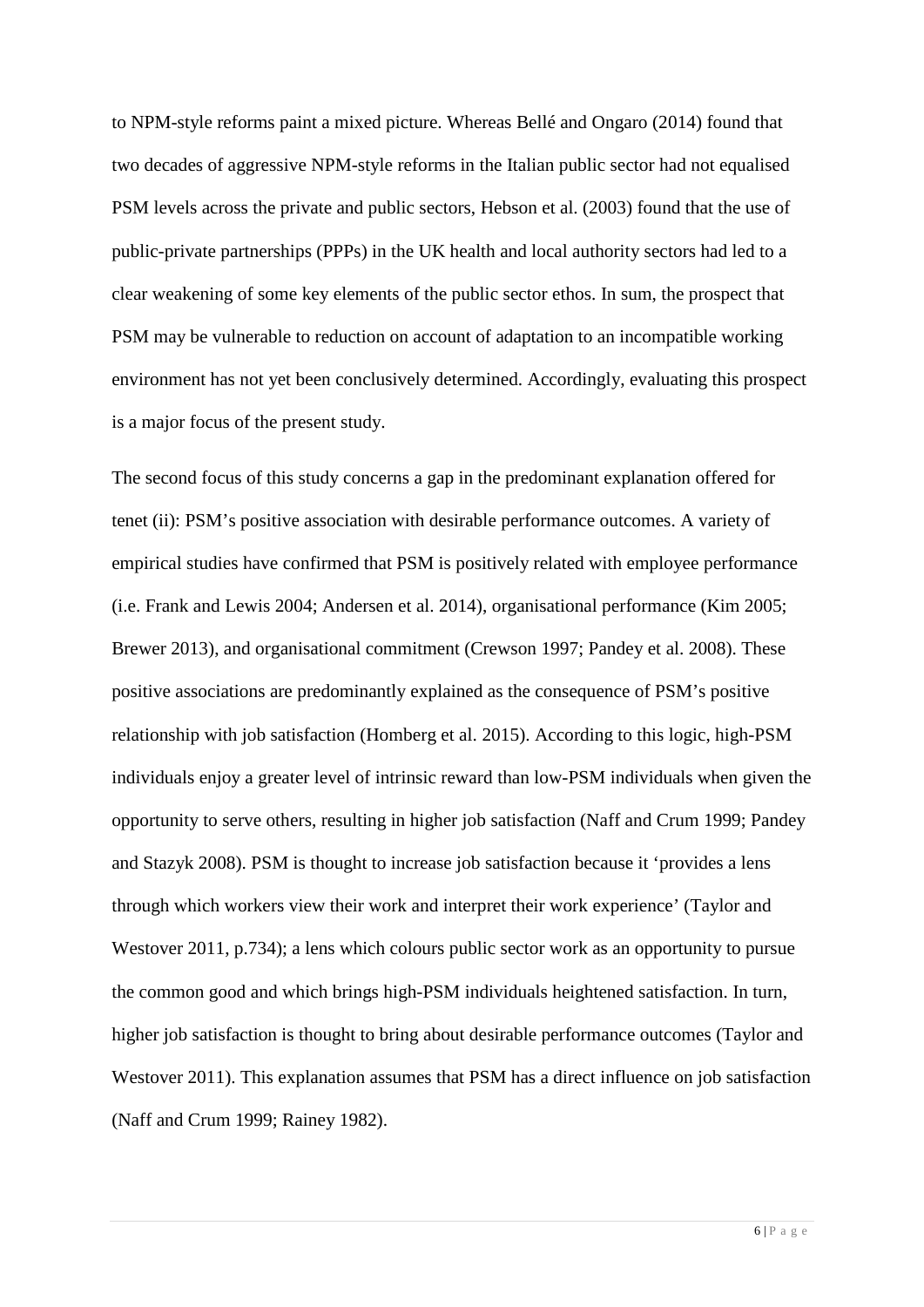to NPM-style reforms paint a mixed picture. Whereas Bellé and Ongaro (2014) found that two decades of aggressive NPM-style reforms in the Italian public sector had not equalised PSM levels across the private and public sectors, Hebson et al. (2003) found that the use of public-private partnerships (PPPs) in the UK health and local authority sectors had led to a clear weakening of some key elements of the public sector ethos. In sum, the prospect that PSM may be vulnerable to reduction on account of adaptation to an incompatible working environment has not yet been conclusively determined. Accordingly, evaluating this prospect is a major focus of the present study.

The second focus of this study concerns a gap in the predominant explanation offered for tenet (ii): PSM's positive association with desirable performance outcomes. A variety of empirical studies have confirmed that PSM is positively related with employee performance (i.e. Frank and Lewis 2004; Andersen et al. 2014), organisational performance (Kim 2005; Brewer 2013), and organisational commitment (Crewson 1997; Pandey et al. 2008). These positive associations are predominantly explained as the consequence of PSM's positive relationship with job satisfaction (Homberg et al. 2015). According to this logic, high-PSM individuals enjoy a greater level of intrinsic reward than low-PSM individuals when given the opportunity to serve others, resulting in higher job satisfaction (Naff and Crum 1999; Pandey and Stazyk 2008). PSM is thought to increase job satisfaction because it 'provides a lens through which workers view their work and interpret their work experience' (Taylor and Westover 2011, p.734); a lens which colours public sector work as an opportunity to pursue the common good and which brings high-PSM individuals heightened satisfaction. In turn, higher job satisfaction is thought to bring about desirable performance outcomes (Taylor and Westover 2011). This explanation assumes that PSM has a direct influence on job satisfaction (Naff and Crum 1999; Rainey 1982).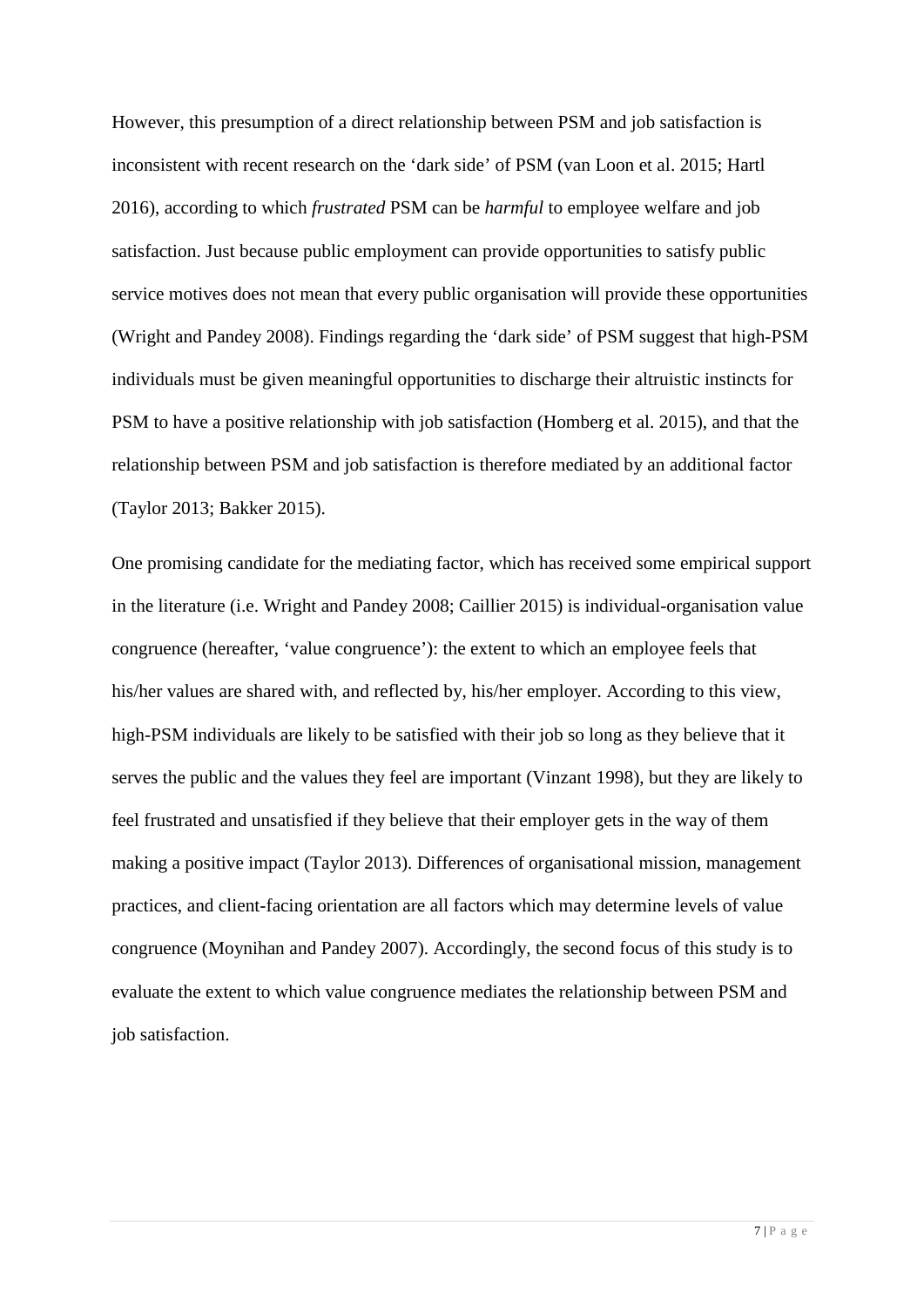However, this presumption of a direct relationship between PSM and job satisfaction is inconsistent with recent research on the 'dark side' of PSM (van Loon et al. 2015; Hartl 2016), according to which *frustrated* PSM can be *harmful* to employee welfare and job satisfaction. Just because public employment can provide opportunities to satisfy public service motives does not mean that every public organisation will provide these opportunities (Wright and Pandey 2008). Findings regarding the 'dark side' of PSM suggest that high-PSM individuals must be given meaningful opportunities to discharge their altruistic instincts for PSM to have a positive relationship with job satisfaction (Homberg et al. 2015), and that the relationship between PSM and job satisfaction is therefore mediated by an additional factor (Taylor 2013; Bakker 2015).

One promising candidate for the mediating factor, which has received some empirical support in the literature (i.e. Wright and Pandey 2008; Caillier 2015) is individual-organisation value congruence (hereafter, 'value congruence'): the extent to which an employee feels that his/her values are shared with, and reflected by, his/her employer. According to this view, high-PSM individuals are likely to be satisfied with their job so long as they believe that it serves the public and the values they feel are important (Vinzant 1998), but they are likely to feel frustrated and unsatisfied if they believe that their employer gets in the way of them making a positive impact (Taylor 2013). Differences of organisational mission, management practices, and client-facing orientation are all factors which may determine levels of value congruence (Moynihan and Pandey 2007). Accordingly, the second focus of this study is to evaluate the extent to which value congruence mediates the relationship between PSM and job satisfaction.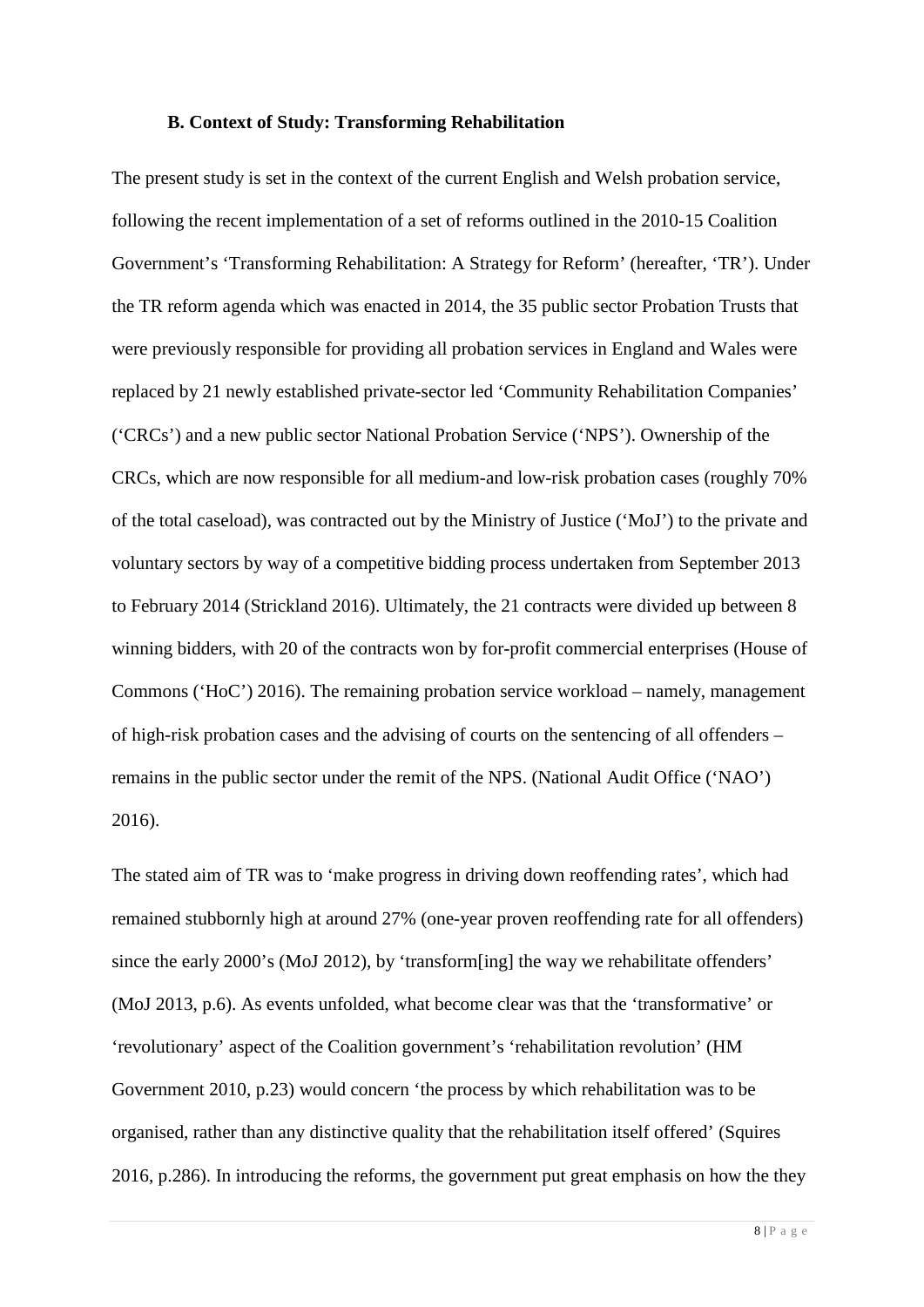### B. Context of Study: Transforming Rehabilitation

The present study is set in the context of the current English and Welsh probation service, following the recent implementation of a set of reforms outlined in the 2010-15 Coalition Government's 'Transforming Rehabilitation: A Strategy for Reform' (hereafter, 'TR'). Under the TR reform agenda which was enacted in 2014, the 35 public sector Probation Trusts that were previously responsible for providing all probation services in England and Wales were replaced by 21 newly established private-sector led 'Community Rehabilitation Companies' ('CRCs') and a new public sector National Probation Service ('NPS'). Ownership of the CRCs, which are now responsible for all medium-and low-risk probation cases (roughly 70% of the total caseload), was contracted out by the Ministry of Justice ('MoJ') to the private and voluntary sectors by way of a competitive bidding process undertaken from September 2013 to February 2014 (Strickland 2016). Ultimately, the 21 contracts were divided up between 8 winning bidders, with 20 of the contracts won by for-profit commercial enterprises (House of Commons ('HoC') 2016). The remaining probation service workload – namely, management of high-risk probation cases and the advising of courts on the sentencing of all offenders – remains in the public sector under the remit of the NPS. (National Audit Office ('NAO') 2016).

The stated aim of TR was to 'make progress in driving down reoffending rates', which had remained stubbornly high at around 27% (one-year proven reoffending rate for all offenders) since the early 2000's (MoJ 2012), by 'transform[ing] the way we rehabilitate offenders' (MoJ 2013, p.6). As events unfolded, what become clear was that the 'transformative' or 'revolutionary' aspect of the Coalition government's 'rehabilitation revolution' (HM Government 2010, p.23) would concern 'the process by which rehabilitation was to be organised, rather than any distinctive quality that the rehabilitation itself offered' (Squires 2016, p.286). In introducing the reforms, the government put great emphasis on how the they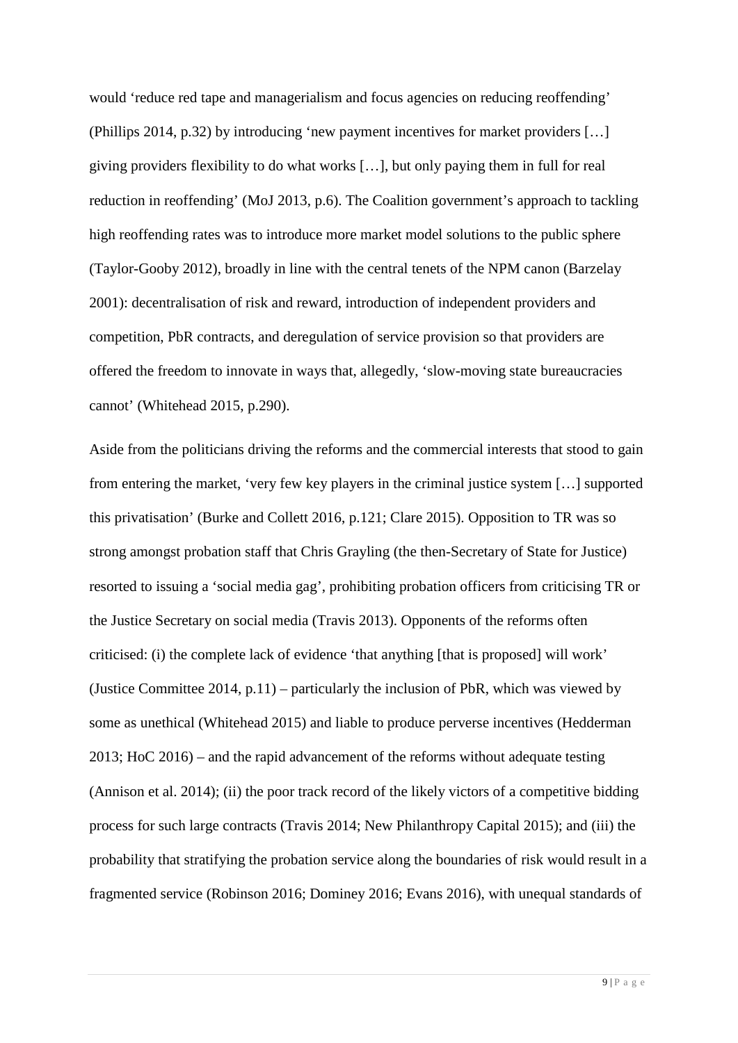would 'reduce red tape and managerialism and focus agencies on reducing reoffending' (Phillips 2014, p.32) by introducing 'new payment incentives for market providers […] giving providers flexibility to do what works […], but only paying them in full for real reduction in reoffending' (MoJ 2013, p.6). The Coalition government's approach to tackling high reoffending rates was to introduce more market model solutions to the public sphere (Taylor-Gooby 2012), broadly in line with the central tenets of the NPM canon (Barzelay 2001): decentralisation of risk and reward, introduction of independent providers and competition, PbR contracts, and deregulation of service provision so that providers are offered the freedom to innovate in ways that, allegedly, 'slow-moving state bureaucracies cannot' (Whitehead 2015, p.290).

Aside from the politicians driving the reforms and the commercial interests that stood to gain from entering the market, 'very few key players in the criminal justice system […] supported this privatisation' (Burke and Collett 2016, p.121; Clare 2015). Opposition to TR was so strong amongst probation staff that Chris Grayling (the then-Secretary of State for Justice) resorted to issuing a 'social media gag', prohibiting probation officers from criticising TR or the Justice Secretary on social media (Travis 2013). Opponents of the reforms often criticised: (i) the complete lack of evidence 'that anything [that is proposed] will work' (Justice Committee 2014, p.11) – particularly the inclusion of PbR, which was viewed by some as unethical (Whitehead 2015) and liable to produce perverse incentives (Hedderman 2013; HoC 2016) – and the rapid advancement of the reforms without adequate testing (Annison et al. 2014); (ii) the poor track record of the likely victors of a competitive bidding process for such large contracts (Travis 2014; New Philanthropy Capital 2015); and (iii) the probability that stratifying the probation service along the boundaries of risk would result in a fragmented service (Robinson 2016; Dominey 2016; Evans 2016), with unequal standards of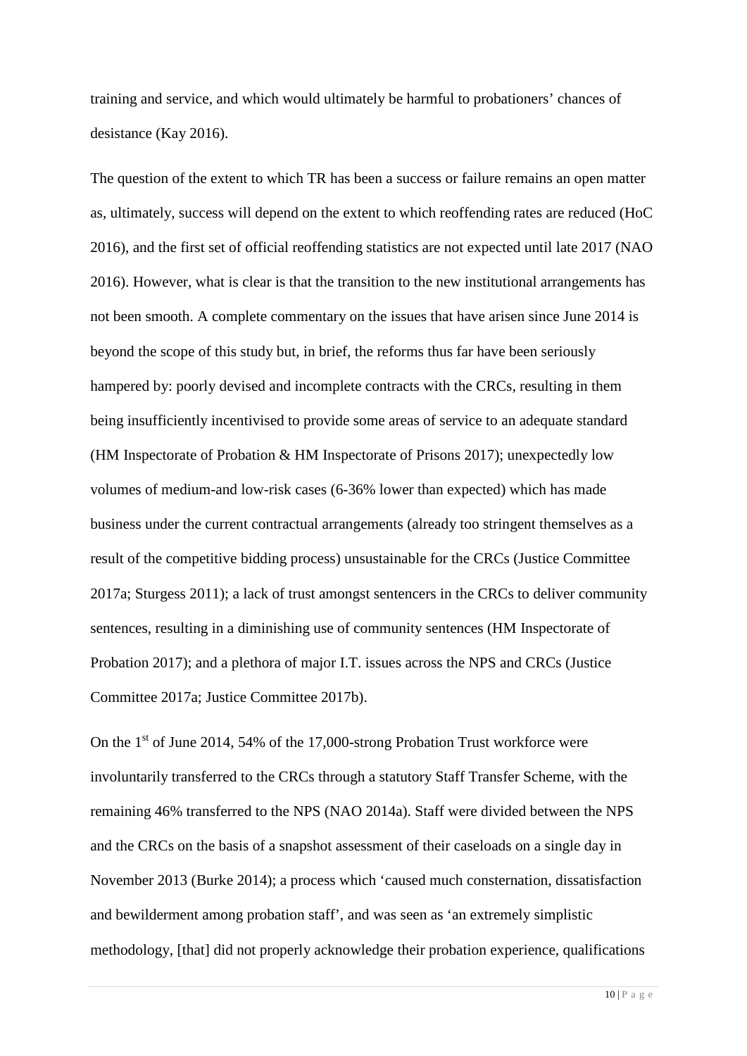training and service, and which would ultimately be harmful to probationers' chances of desistance (Kay 2016).

The question of the extent to which TR has been a success or failure remains an open matter as, ultimately, success will depend on the extent to which reoffending rates are reduced (HoC 2016), and the first set of official reoffending statistics are not expected until late 2017 (NAO 2016). However, what is clear is that the transition to the new institutional arrangements has not been smooth. A complete commentary on the issues that have arisen since June 2014 is beyond the scope of this study but, in brief, the reforms thus far have been seriously hampered by: poorly devised and incomplete contracts with the CRCs, resulting in them being insufficiently incentivised to provide some areas of service to an adequate standard (HM Inspectorate of Probation & HM Inspectorate of Prisons 2017); unexpectedly low volumes of medium-and low-risk cases (6-36% lower than expected) which has made business under the current contractual arrangements (already too stringent themselves as a result of the competitive bidding process) unsustainable for the CRCs (Justice Committee 2017a; Sturgess 2011); a lack of trust amongst sentencers in the CRCs to deliver community sentences, resulting in a diminishing use of community sentences (HM Inspectorate of Probation 2017); and a plethora of major I.T. issues across the NPS and CRCs (Justice Committee 2017a; Justice Committee 2017b).

On the 1st of June 2014, 54% of the 17,000-strong Probation Trust workforce were involuntarily transferred to the CRCs through a statutory Staff Transfer Scheme, with the remaining 46% transferred to the NPS (NAO 2014a). Staff were divided between the NPS and the CRCs on the basis of a snapshot assessment of their caseloads on a single day in November 2013 (Burke 2014); a process which 'caused much consternation, dissatisfaction and bewilderment among probation staff', and was seen as 'an extremely simplistic methodology, [that] did not properly acknowledge their probation experience, qualifications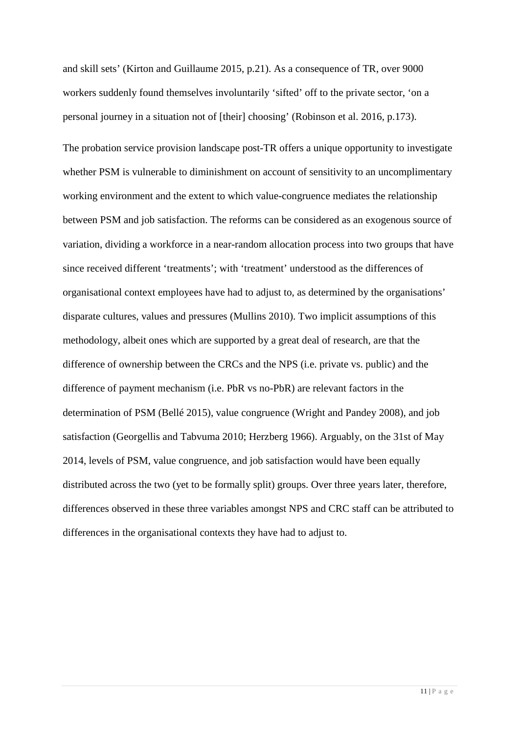and skill sets' (Kirton and Guillaume 2015, p.21). As a consequence of TR, over 9000 workers suddenly found themselves involuntarily 'sifted' off to the private sector, 'on a personal journey in a situation not of [their] choosing' (Robinson et al. 2016, p.173).

The probation service provision landscape post-TR offers a unique opportunity to investigate whether PSM is vulnerable to diminishment on account of sensitivity to an uncomplimentary working environment and the extent to which value-congruence mediates the relationship between PSM and job satisfaction. The reforms can be considered as an exogenous source of variation, dividing a workforce in a near-random allocation process into two groups that have since received different 'treatments'; with 'treatment' understood as the differences of organisational context employees have had to adjust to, as determined by the organisations' disparate cultures, values and pressures (Mullins 2010). Two implicit assumptions of this methodology, albeit ones which are supported by a great deal of research, are that the difference of ownership between the CRCs and the NPS (i.e. private vs. public) and the difference of payment mechanism (i.e. PbR vs no-PbR) are relevant factors in the determination of PSM (Bellé 2015), value congruence (Wright and Pandey 2008), and job satisfaction (Georgellis and Tabvuma 2010; Herzberg 1966). Arguably, on the 31st of May 2014, levels of PSM, value congruence, and job satisfaction would have been equally distributed across the two (yet to be formally split) groups. Over three years later, therefore, differences observed in these three variables amongst NPS and CRC staff can be attributed to differences in the organisational contexts they have had to adjust to.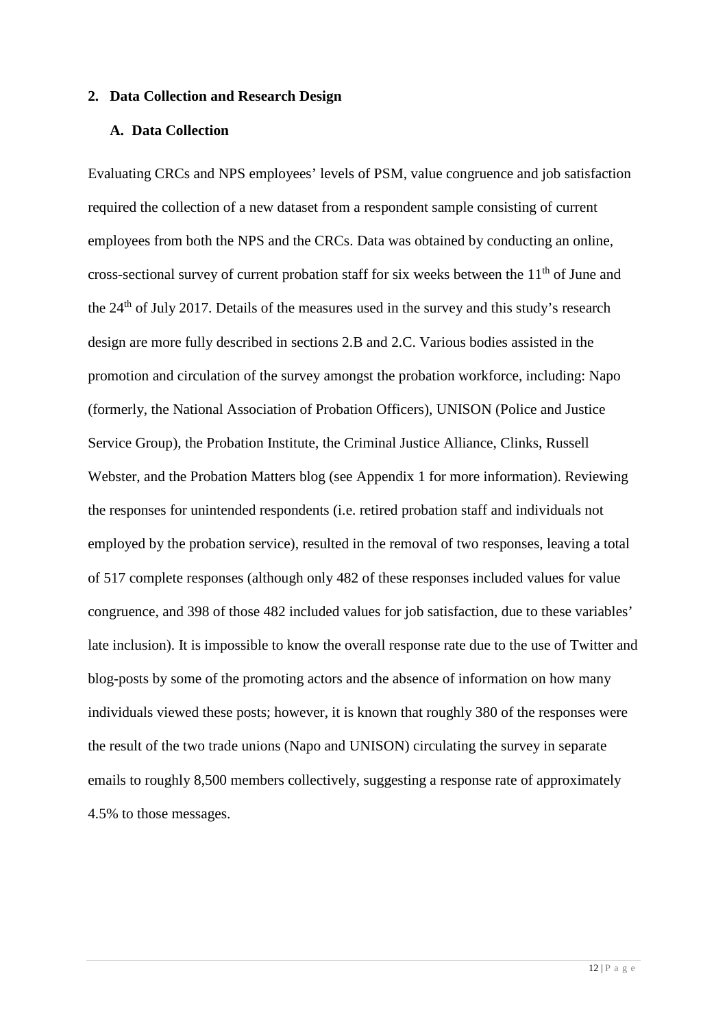## 2. Data Collection and Research Design

### A. Data Collection

Evaluating CRCs and NPS employees' levels of PSM, value congruence and job satisfaction required the collection of a new dataset from a respondent sample consisting of current employees from both the NPS and the CRCs. Data was obtained by conducting an online, cross-sectional survey of current probation staff for six weeks between the 11th of June and the 24th of July 2017. Details of the measures used in the survey and this study's research design are more fully described in sections 2.B and 2.C. Various bodies assisted in the promotion and circulation of the survey amongst the probation workforce, including: Napo (formerly, the National Association of Probation Officers), UNISON (Police and Justice Service Group), the Probation Institute, the Criminal Justice Alliance, Clinks, Russell Webster, and the Probation Matters blog (see Appendix 1 for more information). Reviewing the responses for unintended respondents (i.e. retired probation staff and individuals not employed by the probation service), resulted in the removal of two responses, leaving a total of 517 complete responses (although only 482 of these responses included values for value congruence, and 398 of those 482 included values for job satisfaction, due to these variables' late inclusion). It is impossible to know the overall response rate due to the use of Twitter and blog-posts by some of the promoting actors and the absence of information on how many individuals viewed these posts; however, it is known that roughly 380 of the responses were the result of the two trade unions (Napo and UNISON) circulating the survey in separate emails to roughly 8,500 members collectively, suggesting a response rate of approximately 4.5% to those messages.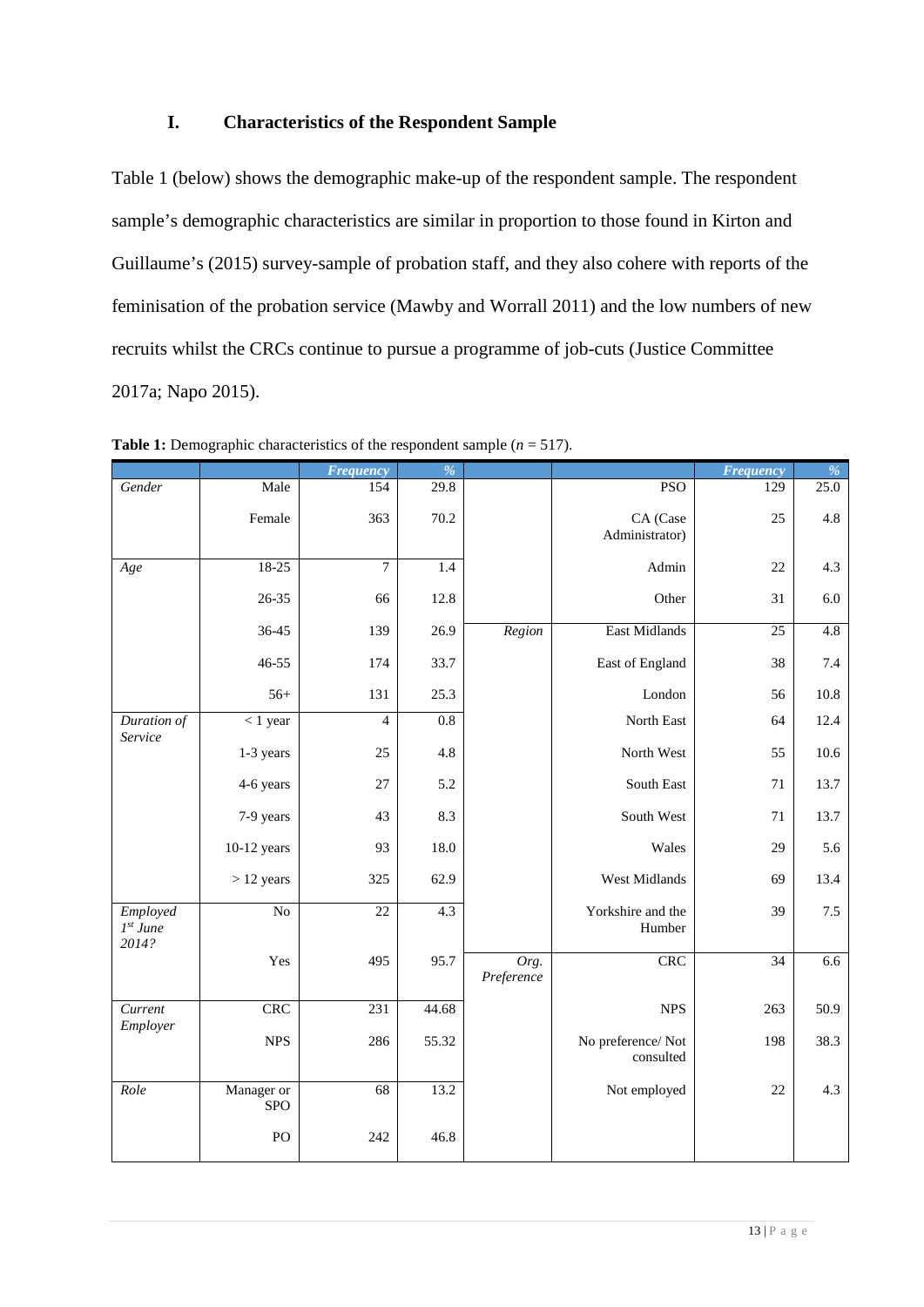## I. Characteristics of the Respondent Sample

Table 1 (below) shows the demographic make-up of the respondent sample. The respondent sample's demographic characteristics are similar in proportion to those found in Kirton and Guillaume's (2015) survey-sample of probation staff, and they also cohere with reports of the feminisation of the probation service (Mawby and Worrall 2011) and the low numbers of new recruits whilst the CRCs continue to pursue a programme of job-cuts (Justice Committee 2017a; Napo 2015).

**Table 1:** Demographic characteristics of the respondent sample ($n$ = 517).

| | | *Frequency* | *%* | | | *Frequency* | *%* |
|---|---|---|---|---|---|---|---|
| *Gender* | Male | 154 | 29.8 | | PSO | 129 | 25.0 |
| | Female | 363 | 70.2 | | CA (Case Administrator) | 25 | 4.8 |
| *Age* | 18-25 | 7 | 1.4 | | Admin | 22 | 4.3 |
| | 26-35 | 66 | 12.8 | | Other | 31 | 6.0 |
| | 36-45 | 139 | 26.9 | *Region* | East Midlands | 25 | 4.8 |
| | 46-55 | 174 | 33.7 | | East of England | 38 | 7.4 |
| | 56+ | 131 | 25.3 | | London | 56 | 10.8 |
| *Duration of Service* | < 1 year | 4 | 0.8 | | North East | 64 | 12.4 |
| | 1-3 years | 25 | 4.8 | | North West | 55 | 10.6 |
| | 4-6 years | 27 | 5.2 | | South East | 71 | 13.7 |
| | 7-9 years | 43 | 8.3 | | South West | 71 | 13.7 |
| | 10-12 years | 93 | 18.0 | | Wales | 29 | 5.6 |
| | > 12 years | 325 | 62.9 | | West Midlands | 69 | 13.4 |
| *Employed 1st June 2014?* | No | 22 | 4.3 | | Yorkshire and the Humber | 39 | 7.5 |
| | Yes | 495 | 95.7 | *Org. Preference* | CRC | 34 | 6.6 |
| *Current Employer* | CRC | 231 | 44.68 | | NPS | 263 | 50.9 |
| | NPS | 286 | 55.32 | | No preference/ Not consulted | 198 | 38.3 |
| *Role* | Manager or SPO | 68 | 13.2 | | Not employed | 22 | 4.3 |
| | PO | 242 | 46.8 | | | | |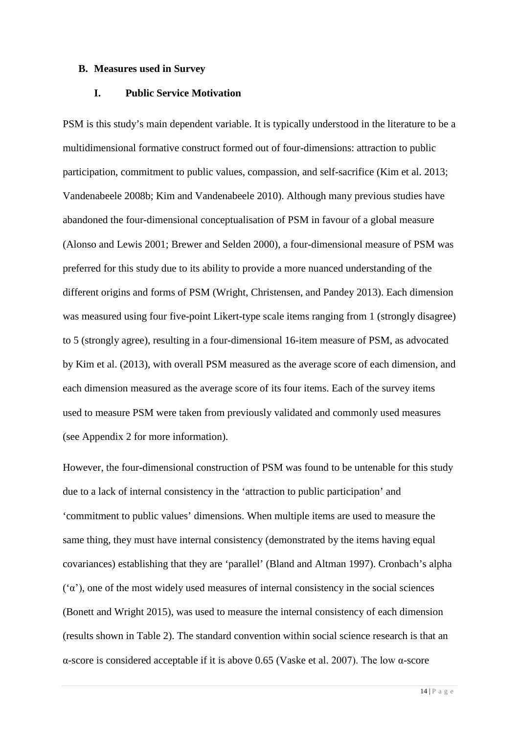### B. Measures used in Survey

#### I. Public Service Motivation

PSM is this study's main dependent variable. It is typically understood in the literature to be a multidimensional formative construct formed out of four-dimensions: attraction to public participation, commitment to public values, compassion, and self-sacrifice (Kim et al. 2013; Vandenabeele 2008b; Kim and Vandenabeele 2010). Although many previous studies have abandoned the four-dimensional conceptualisation of PSM in favour of a global measure (Alonso and Lewis 2001; Brewer and Selden 2000), a four-dimensional measure of PSM was preferred for this study due to its ability to provide a more nuanced understanding of the different origins and forms of PSM (Wright, Christensen, and Pandey 2013). Each dimension was measured using four five-point Likert-type scale items ranging from 1 (strongly disagree) to 5 (strongly agree), resulting in a four-dimensional 16-item measure of PSM, as advocated by Kim et al. (2013), with overall PSM measured as the average score of each dimension, and each dimension measured as the average score of its four items. Each of the survey items used to measure PSM were taken from previously validated and commonly used measures (see Appendix 2 for more information).

However, the four-dimensional construction of PSM was found to be untenable for this study due to a lack of internal consistency in the 'attraction to public participation' and 'commitment to public values' dimensions. When multiple items are used to measure the same thing, they must have internal consistency (demonstrated by the items having equal covariances) establishing that they are 'parallel' (Bland and Altman 1997). Cronbach's alpha ('α'), one of the most widely used measures of internal consistency in the social sciences (Bonett and Wright 2015), was used to measure the internal consistency of each dimension (results shown in Table 2). The standard convention within social science research is that an α-score is considered acceptable if it is above 0.65 (Vaske et al. 2007). The low α-score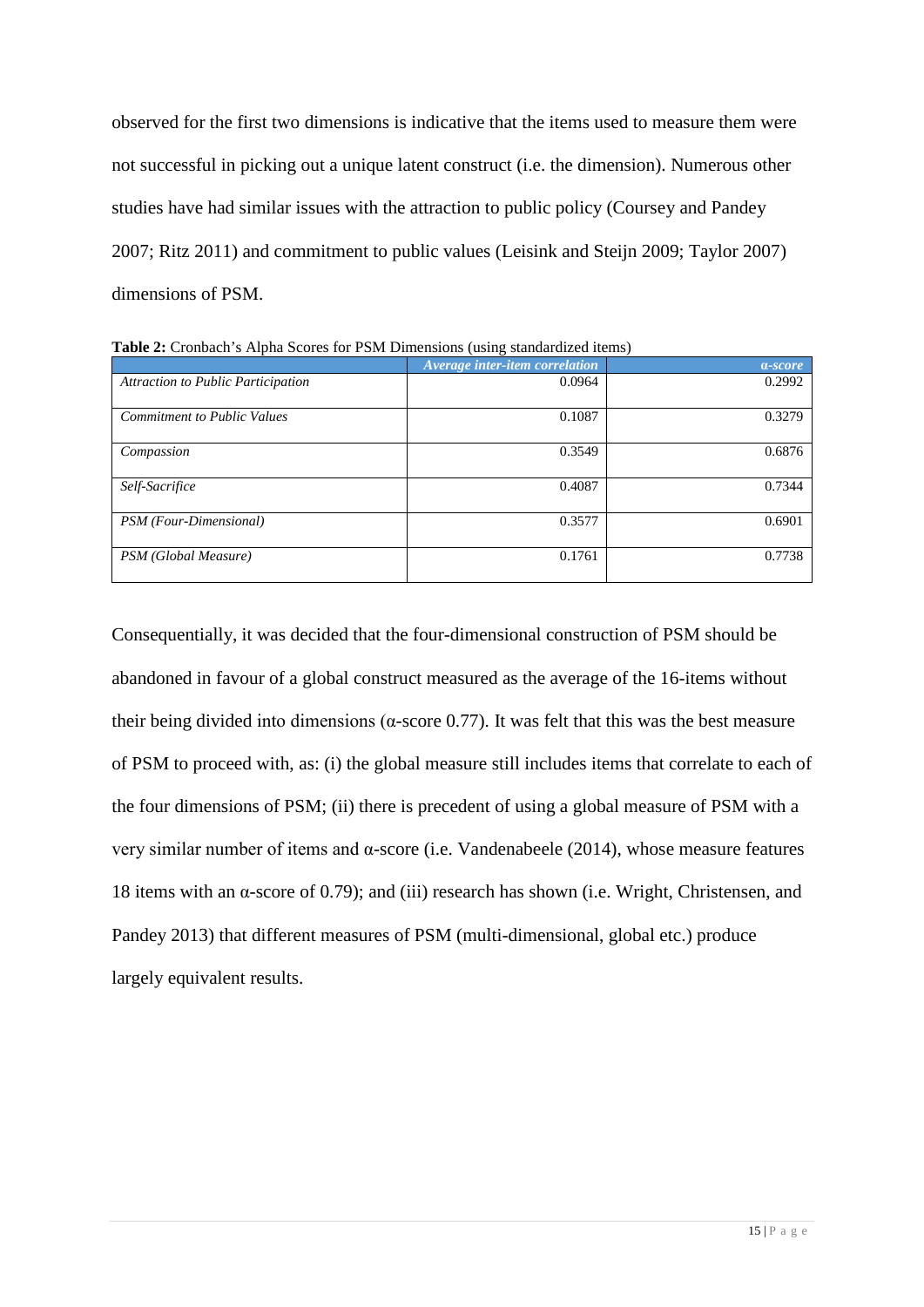observed for the first two dimensions is indicative that the items used to measure them were not successful in picking out a unique latent construct (i.e. the dimension). Numerous other studies have had similar issues with the attraction to public policy (Coursey and Pandey 2007; Ritz 2011) and commitment to public values (Leisink and Steijn 2009; Taylor 2007) dimensions of PSM.

**Table 2:** Cronbach's Alpha Scores for PSM Dimensions (using standardized items)

| | *Average inter-item correlation* | *α-score* |
|---|---|---|
| *Attraction to Public Participation* | 0.0964 | 0.2992 |
| *Commitment to Public Values* | 0.1087 | 0.3279 |
| *Compassion* | 0.3549 | 0.6876 |
| *Self-Sacrifice* | 0.4087 | 0.7344 |
| *PSM (Four-Dimensional)* | 0.3577 | 0.6901 |
| *PSM (Global Measure)* | 0.1761 | 0.7738 |

Consequentially, it was decided that the four-dimensional construction of PSM should be abandoned in favour of a global construct measured as the average of the 16-items without their being divided into dimensions (α-score 0.77). It was felt that this was the best measure of PSM to proceed with, as: (i) the global measure still includes items that correlate to each of the four dimensions of PSM; (ii) there is precedent of using a global measure of PSM with a very similar number of items and α-score (i.e. Vandenabeele (2014), whose measure features 18 items with an α-score of 0.79); and (iii) research has shown (i.e. Wright, Christensen, and Pandey 2013) that different measures of PSM (multi-dimensional, global etc.) produce largely equivalent results.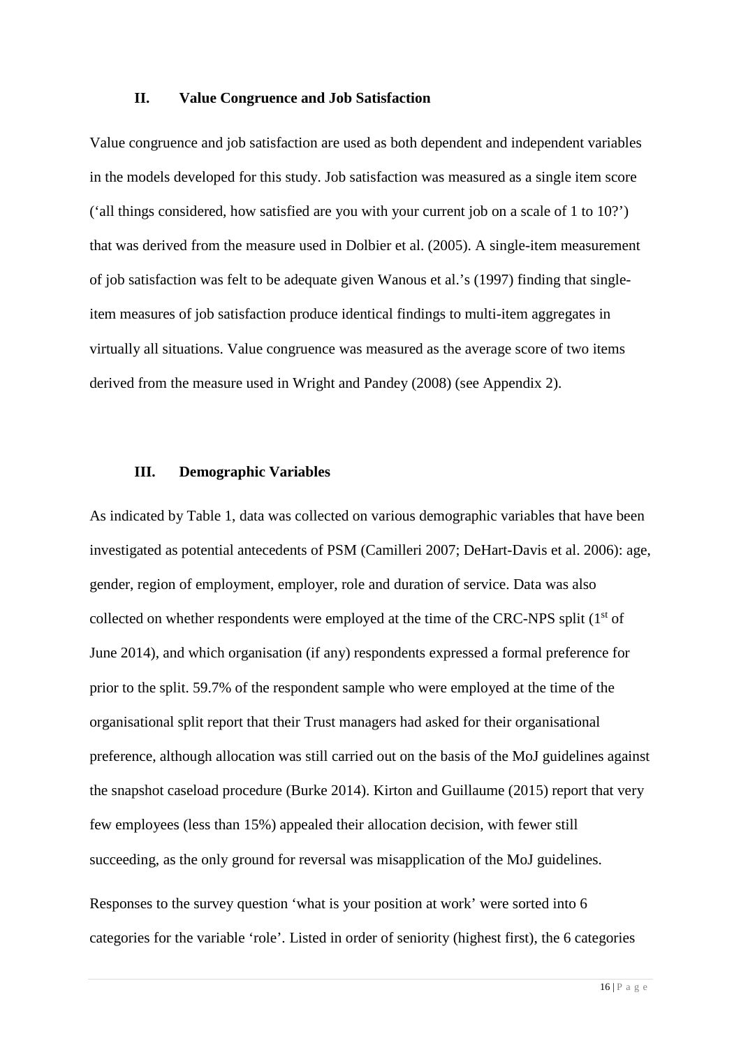### II. Value Congruence and Job Satisfaction

Value congruence and job satisfaction are used as both dependent and independent variables in the models developed for this study. Job satisfaction was measured as a single item score ('all things considered, how satisfied are you with your current job on a scale of 1 to 10?') that was derived from the measure used in Dolbier et al. (2005). A single-item measurement of job satisfaction was felt to be adequate given Wanous et al.'s (1997) finding that single-item measures of job satisfaction produce identical findings to multi-item aggregates in virtually all situations. Value congruence was measured as the average score of two items derived from the measure used in Wright and Pandey (2008) (see Appendix 2).

### III. Demographic Variables

As indicated by Table 1, data was collected on various demographic variables that have been investigated as potential antecedents of PSM (Camilleri 2007; DeHart-Davis et al. 2006): age, gender, region of employment, employer, role and duration of service. Data was also collected on whether respondents were employed at the time of the CRC-NPS split (1st of June 2014), and which organisation (if any) respondents expressed a formal preference for prior to the split. 59.7% of the respondent sample who were employed at the time of the organisational split report that their Trust managers had asked for their organisational preference, although allocation was still carried out on the basis of the MoJ guidelines against the snapshot caseload procedure (Burke 2014). Kirton and Guillaume (2015) report that very few employees (less than 15%) appealed their allocation decision, with fewer still succeeding, as the only ground for reversal was misapplication of the MoJ guidelines.

Responses to the survey question 'what is your position at work' were sorted into 6 categories for the variable 'role'. Listed in order of seniority (highest first), the 6 categories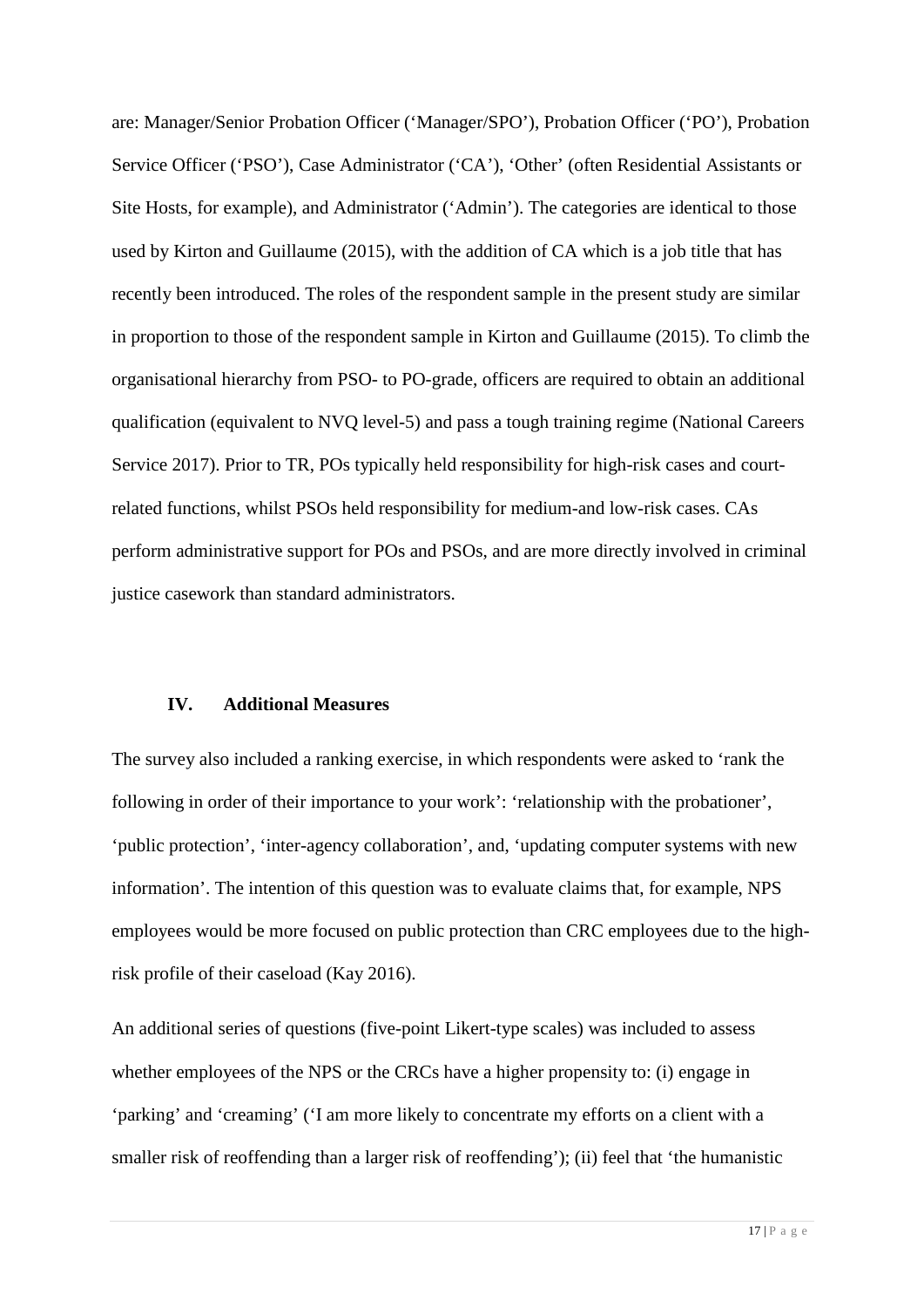are: Manager/Senior Probation Officer (‘Manager/SPO’), Probation Officer (‘PO’), Probation Service Officer (‘PSO’), Case Administrator (‘CA’), ‘Other’ (often Residential Assistants or Site Hosts, for example), and Administrator (‘Admin’). The categories are identical to those used by Kirton and Guillaume (2015), with the addition of CA which is a job title that has recently been introduced. The roles of the respondent sample in the present study are similar in proportion to those of the respondent sample in Kirton and Guillaume (2015). To climb the organisational hierarchy from PSO- to PO-grade, officers are required to obtain an additional qualification (equivalent to NVQ level-5) and pass a tough training regime (National Careers Service 2017). Prior to TR, POs typically held responsibility for high-risk cases and court-related functions, whilst PSOs held responsibility for medium-and low-risk cases. CAs perform administrative support for POs and PSOs, and are more directly involved in criminal justice casework than standard administrators.

### IV. Additional Measures

The survey also included a ranking exercise, in which respondents were asked to ‘rank the following in order of their importance to your work’: ‘relationship with the probationer’, ‘public protection’, ‘inter-agency collaboration’, and, ‘updating computer systems with new information’. The intention of this question was to evaluate claims that, for example, NPS employees would be more focused on public protection than CRC employees due to the high-risk profile of their caseload (Kay 2016).

An additional series of questions (five-point Likert-type scales) was included to assess whether employees of the NPS or the CRCs have a higher propensity to: (i) engage in ‘parking’ and ‘creaming’ (‘I am more likely to concentrate my efforts on a client with a smaller risk of reoffending than a larger risk of reoffending’); (ii) feel that ‘the humanistic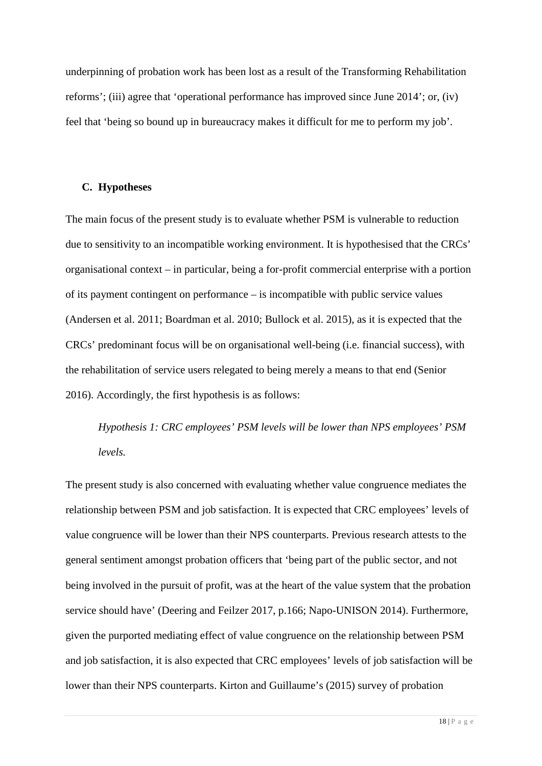underpinning of probation work has been lost as a result of the Transforming Rehabilitation reforms'; (iii) agree that 'operational performance has improved since June 2014'; or, (iv) feel that 'being so bound up in bureaucracy makes it difficult for me to perform my job'.

### C. Hypotheses

The main focus of the present study is to evaluate whether PSM is vulnerable to reduction due to sensitivity to an incompatible working environment. It is hypothesised that the CRCs' organisational context – in particular, being a for-profit commercial enterprise with a portion of its payment contingent on performance – is incompatible with public service values (Andersen et al. 2011; Boardman et al. 2010; Bullock et al. 2015), as it is expected that the CRCs' predominant focus will be on organisational well-being (i.e. financial success), with the rehabilitation of service users relegated to being merely a means to that end (Senior 2016). Accordingly, the first hypothesis is as follows:

> *Hypothesis 1: CRC employees' PSM levels will be lower than NPS employees' PSM levels.*

The present study is also concerned with evaluating whether value congruence mediates the relationship between PSM and job satisfaction. It is expected that CRC employees' levels of value congruence will be lower than their NPS counterparts. Previous research attests to the general sentiment amongst probation officers that 'being part of the public sector, and not being involved in the pursuit of profit, was at the heart of the value system that the probation service should have' (Deering and Feilzer 2017, p.166; Napo-UNISON 2014). Furthermore, given the purported mediating effect of value congruence on the relationship between PSM and job satisfaction, it is also expected that CRC employees' levels of job satisfaction will be lower than their NPS counterparts. Kirton and Guillaume's (2015) survey of probation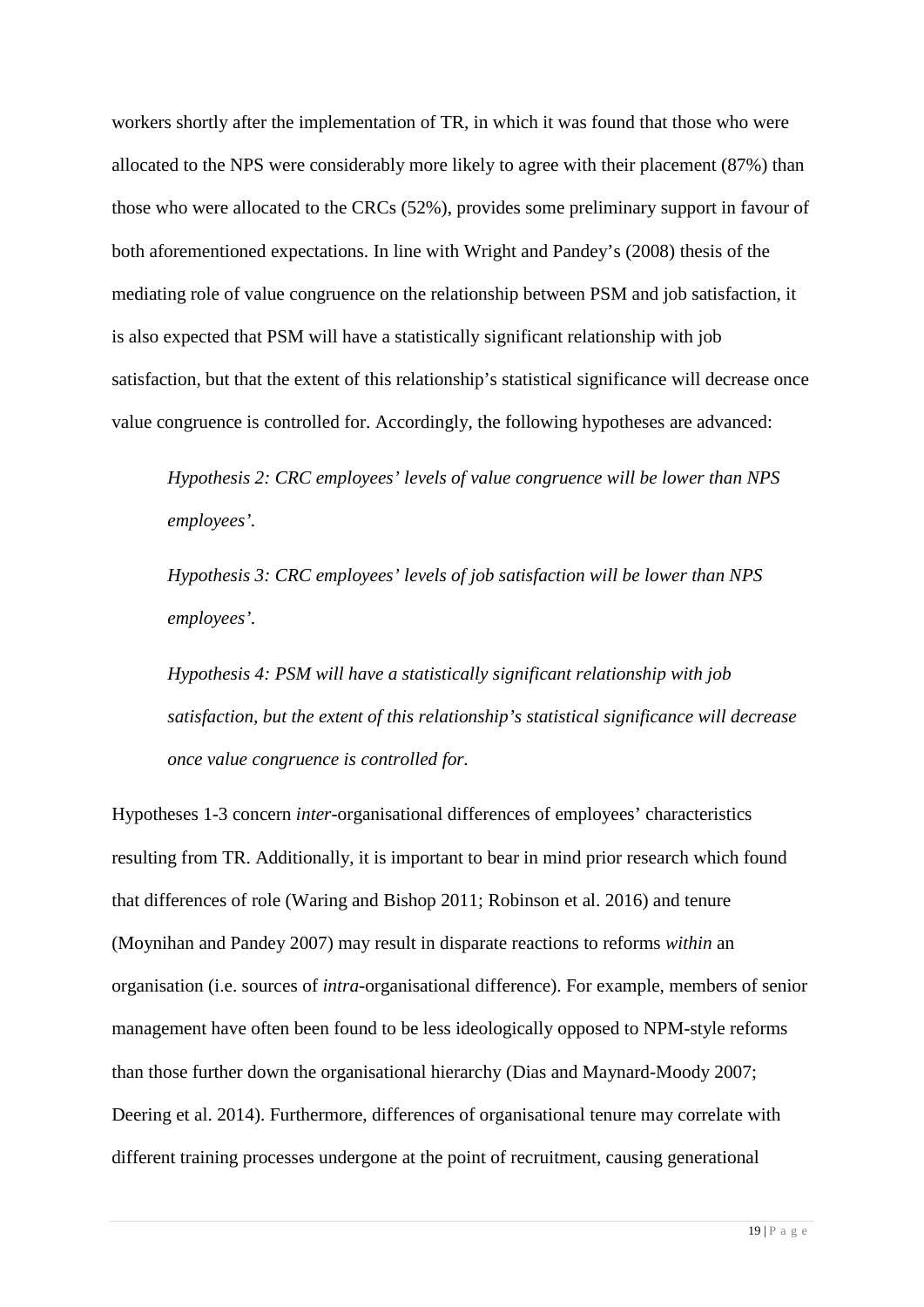workers shortly after the implementation of TR, in which it was found that those who were allocated to the NPS were considerably more likely to agree with their placement (87%) than those who were allocated to the CRCs (52%), provides some preliminary support in favour of both aforementioned expectations. In line with Wright and Pandey's (2008) thesis of the mediating role of value congruence on the relationship between PSM and job satisfaction, it is also expected that PSM will have a statistically significant relationship with job satisfaction, but that the extent of this relationship's statistical significance will decrease once value congruence is controlled for. Accordingly, the following hypotheses are advanced:

> *Hypothesis 2: CRC employees' levels of value congruence will be lower than NPS employees'.*
>
> *Hypothesis 3: CRC employees' levels of job satisfaction will be lower than NPS employees'.*
>
> *Hypothesis 4: PSM will have a statistically significant relationship with job satisfaction, but the extent of this relationship's statistical significance will decrease once value congruence is controlled for.*

Hypotheses 1-3 concern *inter*-organisational differences of employees' characteristics resulting from TR. Additionally, it is important to bear in mind prior research which found that differences of role (Waring and Bishop 2011; Robinson et al. 2016) and tenure (Moynihan and Pandey 2007) may result in disparate reactions to reforms *within* an organisation (i.e. sources of *intra*-organisational difference). For example, members of senior management have often been found to be less ideologically opposed to NPM-style reforms than those further down the organisational hierarchy (Dias and Maynard-Moody 2007; Deering et al. 2014). Furthermore, differences of organisational tenure may correlate with different training processes undergone at the point of recruitment, causing generational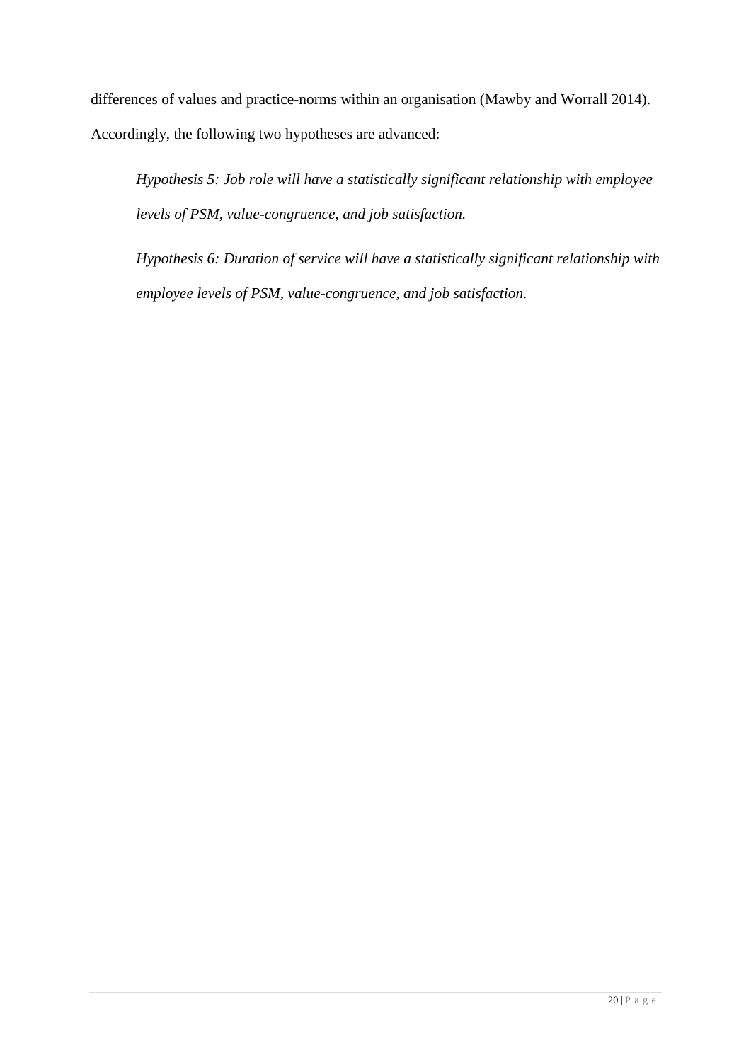differences of values and practice-norms within an organisation (Mawby and Worrall 2014). Accordingly, the following two hypotheses are advanced:

> *Hypothesis 5: Job role will have a statistically significant relationship with employee levels of PSM, value-congruence, and job satisfaction.*
>
> *Hypothesis 6: Duration of service will have a statistically significant relationship with employee levels of PSM, value-congruence, and job satisfaction.*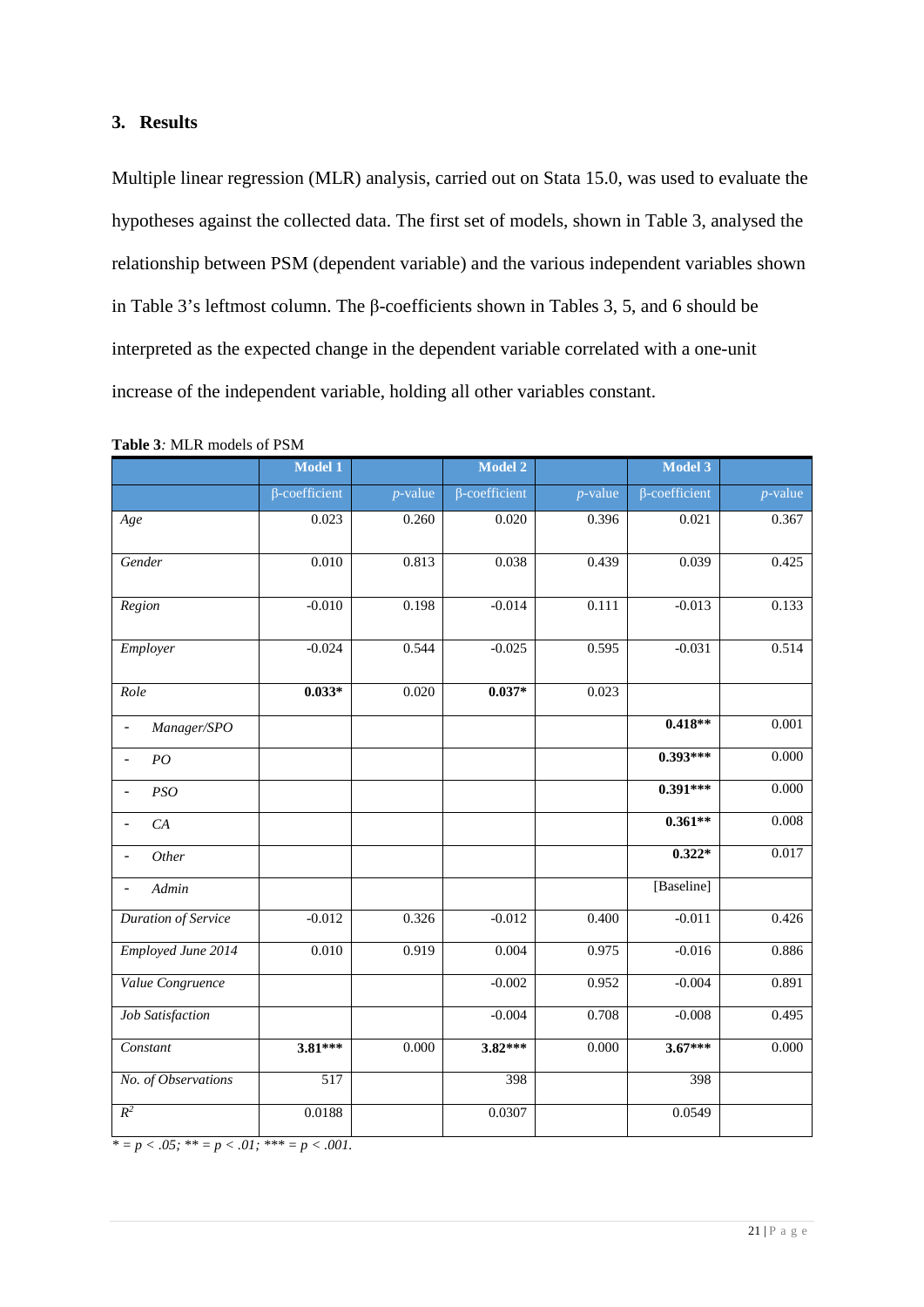## 3. Results

Multiple linear regression (MLR) analysis, carried out on Stata 15.0, was used to evaluate the hypotheses against the collected data. The first set of models, shown in Table 3, analysed the relationship between PSM (dependent variable) and the various independent variables shown in Table 3's leftmost column. The β-coefficients shown in Tables 3, 5, and 6 should be interpreted as the expected change in the dependent variable correlated with a one-unit increase of the independent variable, holding all other variables constant.

**Table 3***:* MLR models of PSM

| | Model 1 | | Model 2 | | Model 3 | |
|---|---|---|---|---|---|---|
| | β-coefficient | *p*-value | β-coefficient | *p*-value | β-coefficient | *p*-value |
| *Age* | 0.023 | 0.260 | 0.020 | 0.396 | 0.021 | 0.367 |
| *Gender* | 0.010 | 0.813 | 0.038 | 0.439 | 0.039 | 0.425 |
| *Region* | -0.010 | 0.198 | -0.014 | 0.111 | -0.013 | 0.133 |
| *Employer* | -0.024 | 0.544 | -0.025 | 0.595 | -0.031 | 0.514 |
| *Role* | **0.033*** | 0.020 | **0.037*** | 0.023 | | |
| - *Manager/SPO* | | | | | **0.418**** | 0.001 |
| - *PO* | | | | | **0.393***** | 0.000 |
| - *PSO* | | | | | **0.391***** | 0.000 |
| - *CA* | | | | | **0.361**** | 0.008 |
| - *Other* | | | | | **0.322*** | 0.017 |
| - *Admin* | | | | | [Baseline] | |
| *Duration of Service* | -0.012 | 0.326 | -0.012 | 0.400 | -0.011 | 0.426 |
| *Employed June 2014* | 0.010 | 0.919 | 0.004 | 0.975 | -0.016 | 0.886 |
| *Value Congruence* | | | -0.002 | 0.952 | -0.004 | 0.891 |
| *Job Satisfaction* | | | -0.004 | 0.708 | -0.008 | 0.495 |
| *Constant* | **3.81***** | 0.000 | **3.82***** | 0.000 | **3.67***** | 0.000 |
| *No. of Observations* | 517 | | 398 | | 398 | |
| $R^2$ | 0.0188 | | 0.0307 | | 0.0549 | |

*\* = $p < .05$; \*\* = $p < .01$; \*\*\* = $p < .001$.*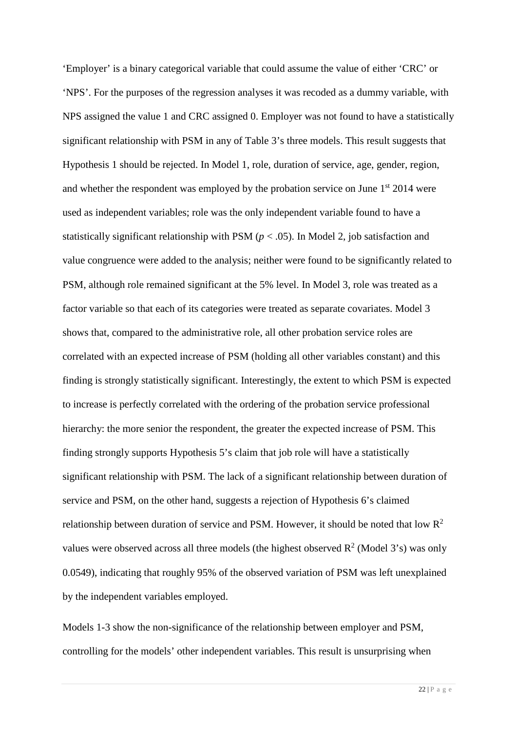'Employer' is a binary categorical variable that could assume the value of either 'CRC' or 'NPS'. For the purposes of the regression analyses it was recoded as a dummy variable, with NPS assigned the value 1 and CRC assigned 0. Employer was not found to have a statistically significant relationship with PSM in any of Table 3's three models. This result suggests that Hypothesis 1 should be rejected. In Model 1, role, duration of service, age, gender, region, and whether the respondent was employed by the probation service on June 1st 2014 were used as independent variables; role was the only independent variable found to have a statistically significant relationship with PSM ($p < .05$). In Model 2, job satisfaction and value congruence were added to the analysis; neither were found to be significantly related to PSM, although role remained significant at the 5% level. In Model 3, role was treated as a factor variable so that each of its categories were treated as separate covariates. Model 3 shows that, compared to the administrative role, all other probation service roles are correlated with an expected increase of PSM (holding all other variables constant) and this finding is strongly statistically significant. Interestingly, the extent to which PSM is expected to increase is perfectly correlated with the ordering of the probation service professional hierarchy: the more senior the respondent, the greater the expected increase of PSM. This finding strongly supports Hypothesis 5's claim that job role will have a statistically significant relationship with PSM. The lack of a significant relationship between duration of service and PSM, on the other hand, suggests a rejection of Hypothesis 6's claimed relationship between duration of service and PSM. However, it should be noted that low $R^2$ values were observed across all three models (the highest observed $R^2$ (Model 3's) was only 0.0549), indicating that roughly 95% of the observed variation of PSM was left unexplained by the independent variables employed.

Models 1-3 show the non-significance of the relationship between employer and PSM, controlling for the models' other independent variables. This result is unsurprising when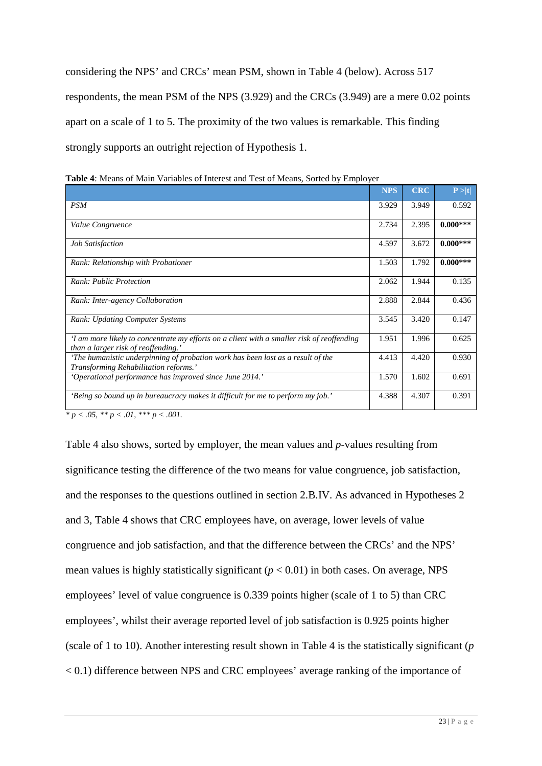considering the NPS' and CRCs' mean PSM, shown in Table 4 (below). Across 517 respondents, the mean PSM of the NPS (3.929) and the CRCs (3.949) are a mere 0.02 points apart on a scale of 1 to 5. The proximity of the two values is remarkable. This finding strongly supports an outright rejection of Hypothesis 1.

**Table 4**: Means of Main Variables of Interest and Test of Means, Sorted by Employer

| | NPS | CRC | P >\|t\| |
|---|---|---|---|
| *PSM* | 3.929 | 3.949 | 0.592 |
| *Value Congruence* | 2.734 | 2.395 | **0.000*** ** |
| *Job Satisfaction* | 4.597 | 3.672 | **0.000*** ** |
| *Rank: Relationship with Probationer* | 1.503 | 1.792 | **0.000*** ** |
| *Rank: Public Protection* | 2.062 | 1.944 | 0.135 |
| *Rank: Inter-agency Collaboration* | 2.888 | 2.844 | 0.436 |
| *Rank: Updating Computer Systems* | 3.545 | 3.420 | 0.147 |
| *'I am more likely to concentrate my efforts on a client with a smaller risk of reoffending than a larger risk of reoffending.'* | 1.951 | 1.996 | 0.625 |
| *'The humanistic underpinning of probation work has been lost as a result of the Transforming Rehabilitation reforms.'* | 4.413 | 4.420 | 0.930 |
| *'Operational performance has improved since June 2014.'* | 1.570 | 1.602 | 0.691 |
| *'Being so bound up in bureaucracy makes it difficult for me to perform my job.'* | 4.388 | 4.307 | 0.391 |

*\* $p < .05$, \*\* $p < .01$, \*\*\* $p < .001$.*

Table 4 also shows, sorted by employer, the mean values and *p*-values resulting from significance testing the difference of the two means for value congruence, job satisfaction, and the responses to the questions outlined in section 2.B.IV. As advanced in Hypotheses 2 and 3, Table 4 shows that CRC employees have, on average, lower levels of value congruence and job satisfaction, and that the difference between the CRCs' and the NPS' mean values is highly statistically significant ($p < 0.01$) in both cases. On average, NPS employees' level of value congruence is 0.339 points higher (scale of 1 to 5) than CRC employees', whilst their average reported level of job satisfaction is 0.925 points higher (scale of 1 to 10). Another interesting result shown in Table 4 is the statistically significant ($p < 0.1$) difference between NPS and CRC employees' average ranking of the importance of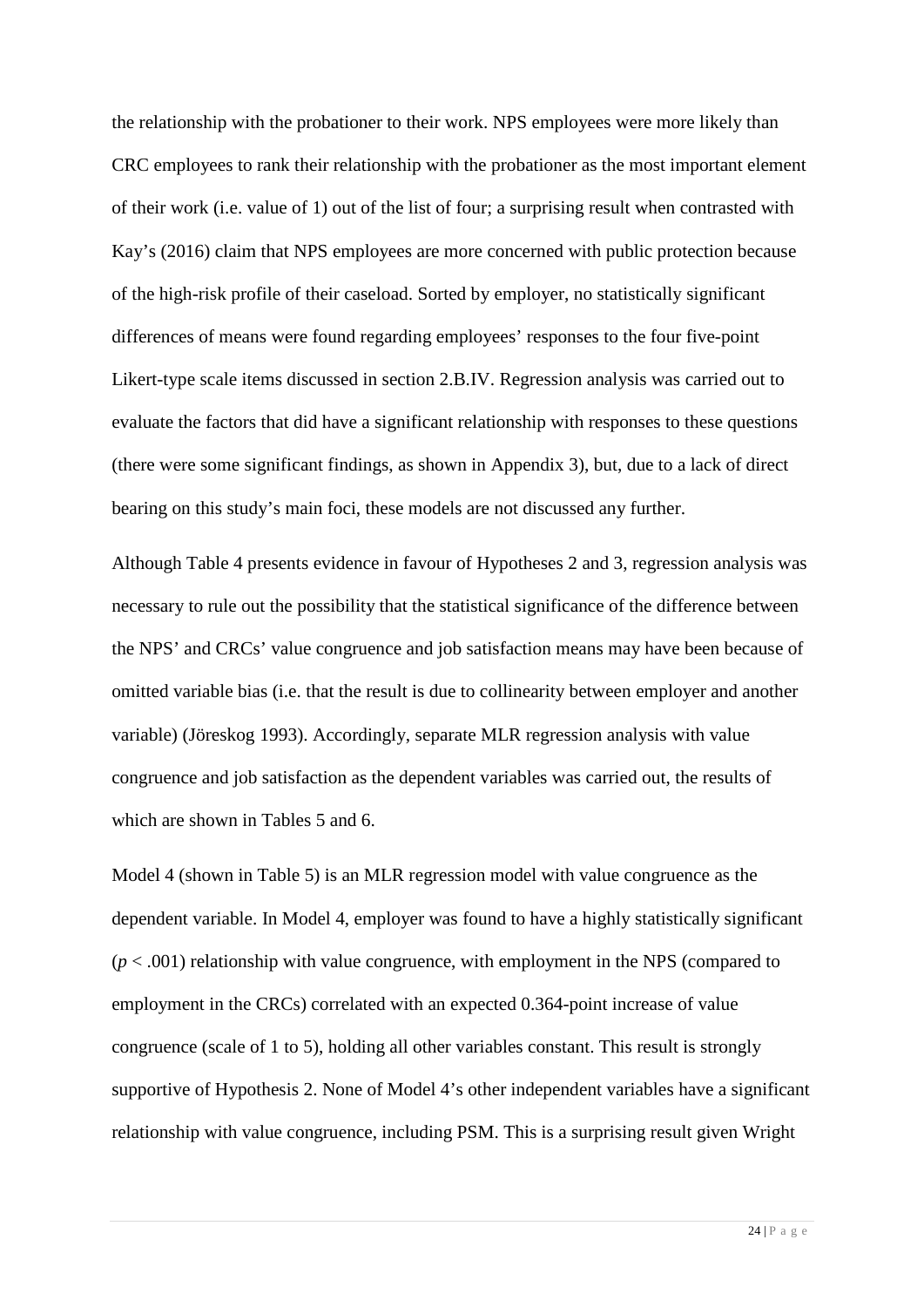the relationship with the probationer to their work. NPS employees were more likely than CRC employees to rank their relationship with the probationer as the most important element of their work (i.e. value of 1) out of the list of four; a surprising result when contrasted with Kay's (2016) claim that NPS employees are more concerned with public protection because of the high-risk profile of their caseload. Sorted by employer, no statistically significant differences of means were found regarding employees' responses to the four five-point Likert-type scale items discussed in section 2.B.IV. Regression analysis was carried out to evaluate the factors that did have a significant relationship with responses to these questions (there were some significant findings, as shown in Appendix 3), but, due to a lack of direct bearing on this study's main foci, these models are not discussed any further.

Although Table 4 presents evidence in favour of Hypotheses 2 and 3, regression analysis was necessary to rule out the possibility that the statistical significance of the difference between the NPS' and CRCs' value congruence and job satisfaction means may have been because of omitted variable bias (i.e. that the result is due to collinearity between employer and another variable) (Jöreskog 1993). Accordingly, separate MLR regression analysis with value congruence and job satisfaction as the dependent variables was carried out, the results of which are shown in Tables 5 and 6.

Model 4 (shown in Table 5) is an MLR regression model with value congruence as the dependent variable. In Model 4, employer was found to have a highly statistically significant ($p < .001$) relationship with value congruence, with employment in the NPS (compared to employment in the CRCs) correlated with an expected 0.364-point increase of value congruence (scale of 1 to 5), holding all other variables constant. This result is strongly supportive of Hypothesis 2. None of Model 4's other independent variables have a significant relationship with value congruence, including PSM. This is a surprising result given Wright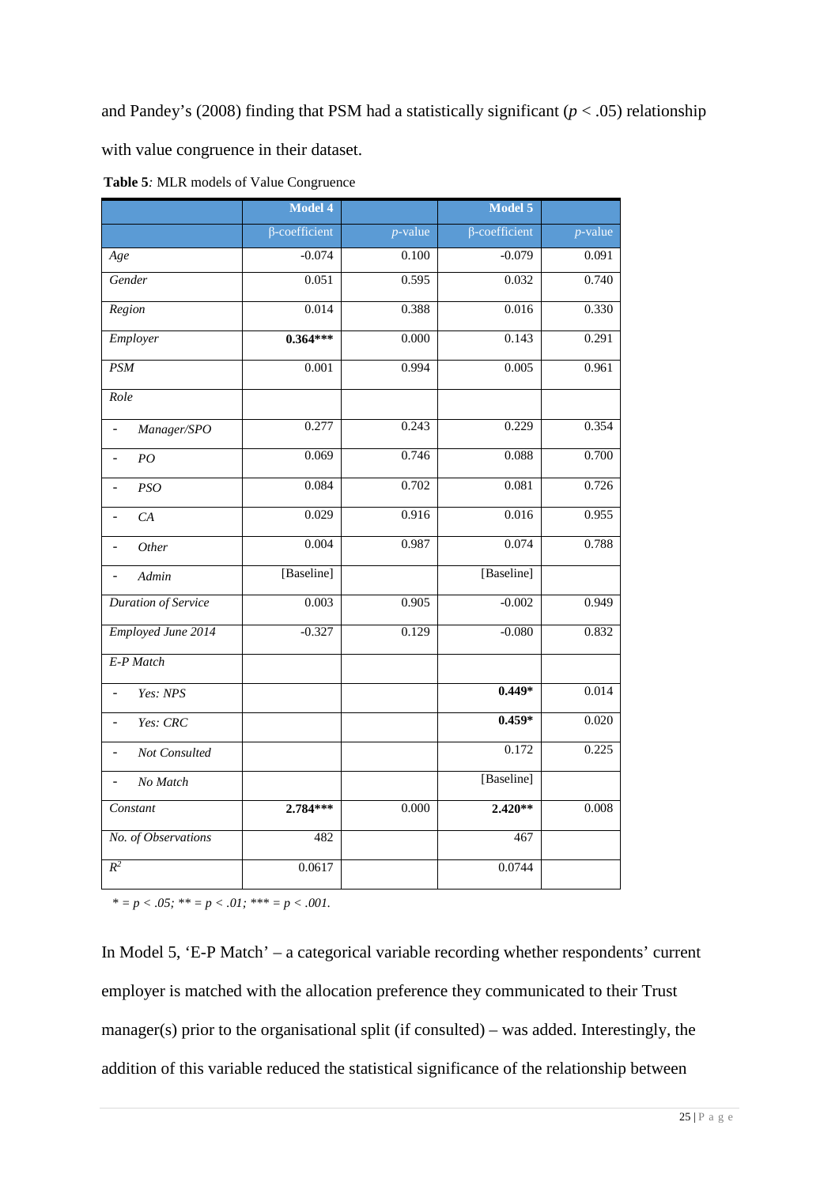and Pandey's (2008) finding that PSM had a statistically significant ($p < .05$) relationship with value congruence in their dataset.

**Table 5***:* MLR models of Value Congruence

| | Model 4 | | Model 5 | |
|---|---|---|---|---|
| | β-coefficient | *p*-value | β-coefficient | *p*-value |
| *Age* | -0.074 | 0.100 | -0.079 | 0.091 |
| *Gender* | 0.051 | 0.595 | 0.032 | 0.740 |
| *Region* | 0.014 | 0.388 | 0.016 | 0.330 |
| *Employer* | **0.364***** | 0.000 | 0.143 | 0.291 |
| *PSM* | 0.001 | 0.994 | 0.005 | 0.961 |
| *Role* | | | | |
| - *Manager/SPO* | 0.277 | 0.243 | 0.229 | 0.354 |
| - *PO* | 0.069 | 0.746 | 0.088 | 0.700 |
| - *PSO* | 0.084 | 0.702 | 0.081 | 0.726 |
| - *CA* | 0.029 | 0.916 | 0.016 | 0.955 |
| - *Other* | 0.004 | 0.987 | 0.074 | 0.788 |
| - *Admin* | [Baseline] | | [Baseline] | |
| *Duration of Service* | 0.003 | 0.905 | -0.002 | 0.949 |
| *Employed June 2014* | -0.327 | 0.129 | -0.080 | 0.832 |
| *E-P Match* | | | | |
| - *Yes: NPS* | | | **0.449*** | 0.014 |
| - *Yes: CRC* | | | **0.459*** | 0.020 |
| - *Not Consulted* | | | 0.172 | 0.225 |
| - *No Match* | | | [Baseline] | |
| *Constant* | **2.784***** | 0.000 | **2.420**** | 0.008 |
| *No. of Observations* | 482 | | 467 | |
| $R^2$ | 0.0617 | | 0.0744 | |

*\* = $p < .05$; \*\* = $p < .01$; \*\*\* = $p < .001$.*

In Model 5, 'E-P Match' – a categorical variable recording whether respondents' current employer is matched with the allocation preference they communicated to their Trust manager(s) prior to the organisational split (if consulted) – was added. Interestingly, the addition of this variable reduced the statistical significance of the relationship between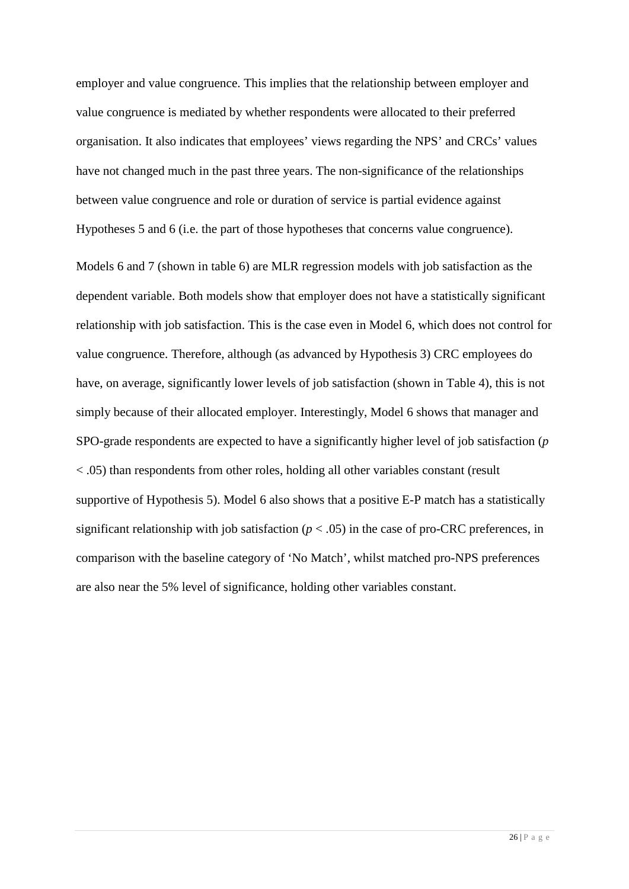employer and value congruence. This implies that the relationship between employer and value congruence is mediated by whether respondents were allocated to their preferred organisation. It also indicates that employees' views regarding the NPS' and CRCs' values have not changed much in the past three years. The non-significance of the relationships between value congruence and role or duration of service is partial evidence against Hypotheses 5 and 6 (i.e. the part of those hypotheses that concerns value congruence).

Models 6 and 7 (shown in table 6) are MLR regression models with job satisfaction as the dependent variable. Both models show that employer does not have a statistically significant relationship with job satisfaction. This is the case even in Model 6, which does not control for value congruence. Therefore, although (as advanced by Hypothesis 3) CRC employees do have, on average, significantly lower levels of job satisfaction (shown in Table 4), this is not simply because of their allocated employer. Interestingly, Model 6 shows that manager and SPO-grade respondents are expected to have a significantly higher level of job satisfaction ($p < .05$) than respondents from other roles, holding all other variables constant (result supportive of Hypothesis 5). Model 6 also shows that a positive E-P match has a statistically significant relationship with job satisfaction ($p < .05$) in the case of pro-CRC preferences, in comparison with the baseline category of 'No Match', whilst matched pro-NPS preferences are also near the 5% level of significance, holding other variables constant.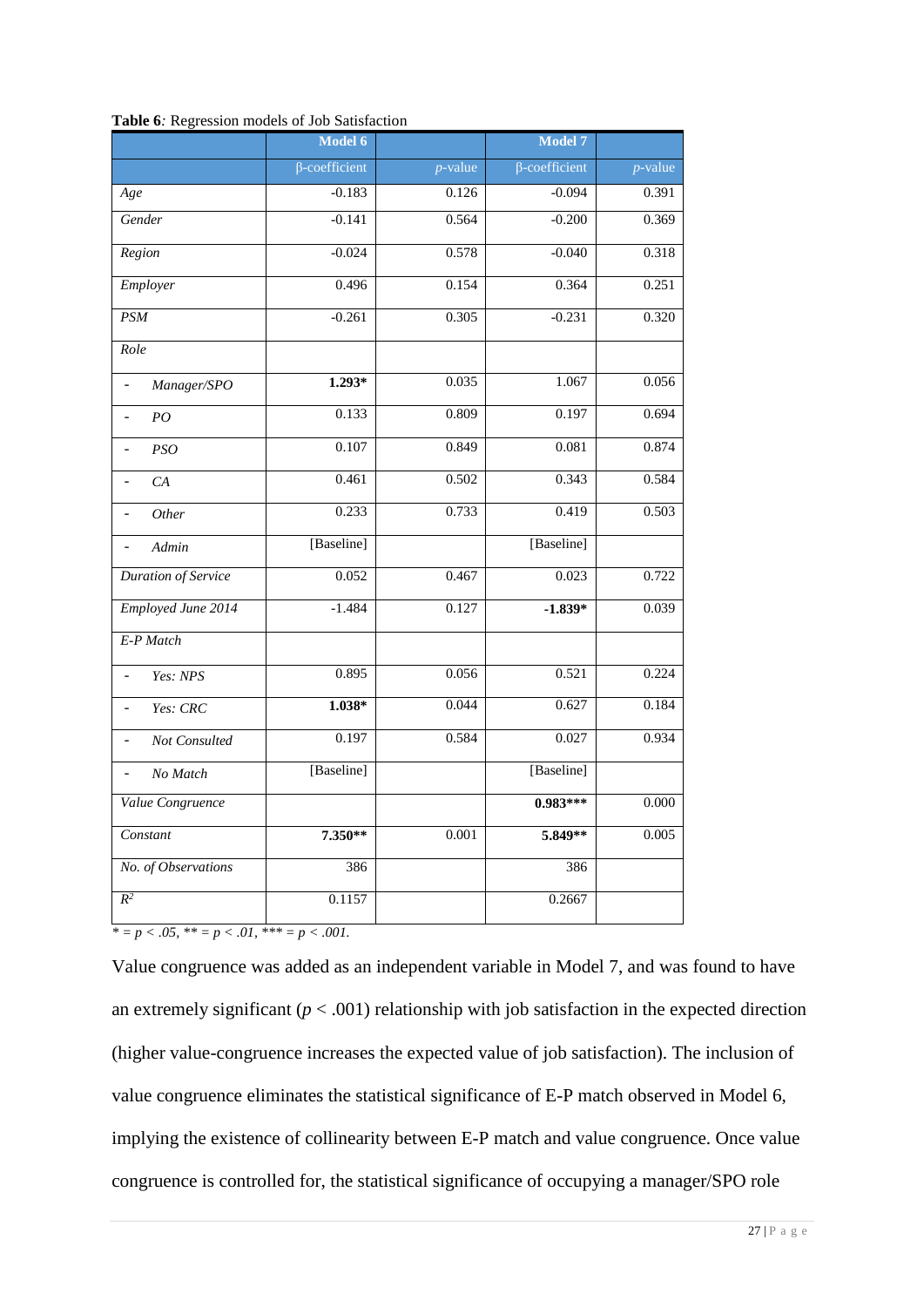**Table 6***:* Regression models of Job Satisfaction

| | Model 6 | | Model 7 | |
|---|---|---|---|---|
| | β-coefficient | *p*-value | β-coefficient | *p*-value |
| *Age* | -0.183 | 0.126 | -0.094 | 0.391 |
| *Gender* | -0.141 | 0.564 | -0.200 | 0.369 |
| *Region* | -0.024 | 0.578 | -0.040 | 0.318 |
| *Employer* | 0.496 | 0.154 | 0.364 | 0.251 |
| *PSM* | -0.261 | 0.305 | -0.231 | 0.320 |
| *Role* | | | | |
| - *Manager/SPO* | **1.293*** | 0.035 | 1.067 | 0.056 |
| - *PO* | 0.133 | 0.809 | 0.197 | 0.694 |
| - *PSO* | 0.107 | 0.849 | 0.081 | 0.874 |
| - *CA* | 0.461 | 0.502 | 0.343 | 0.584 |
| - *Other* | 0.233 | 0.733 | 0.419 | 0.503 |
| - *Admin* | [Baseline] | | [Baseline] | |
| *Duration of Service* | 0.052 | 0.467 | 0.023 | 0.722 |
| *Employed June 2014* | -1.484 | 0.127 | **-1.839*** | 0.039 |
| *E-P Match* | | | | |
| - *Yes: NPS* | 0.895 | 0.056 | 0.521 | 0.224 |
| - *Yes: CRC* | **1.038*** | 0.044 | 0.627 | 0.184 |
| - *Not Consulted* | 0.197 | 0.584 | 0.027 | 0.934 |
| - *No Match* | [Baseline] | | [Baseline] | |
| *Value Congruence* | | | **0.983***** | 0.000 |
| *Constant* | **7.350**** | 0.001 | **5.849**** | 0.005 |
| *No. of Observations* | 386 | | 386 | |
| $R^2$ | 0.1157 | | 0.2667 | |

* = $p < .05$, ** = $p < .01$, *** = $p < .001$.

Value congruence was added as an independent variable in Model 7, and was found to have an extremely significant ($p < .001$) relationship with job satisfaction in the expected direction (higher value-congruence increases the expected value of job satisfaction). The inclusion of value congruence eliminates the statistical significance of E-P match observed in Model 6, implying the existence of collinearity between E-P match and value congruence. Once value congruence is controlled for, the statistical significance of occupying a manager/SPO role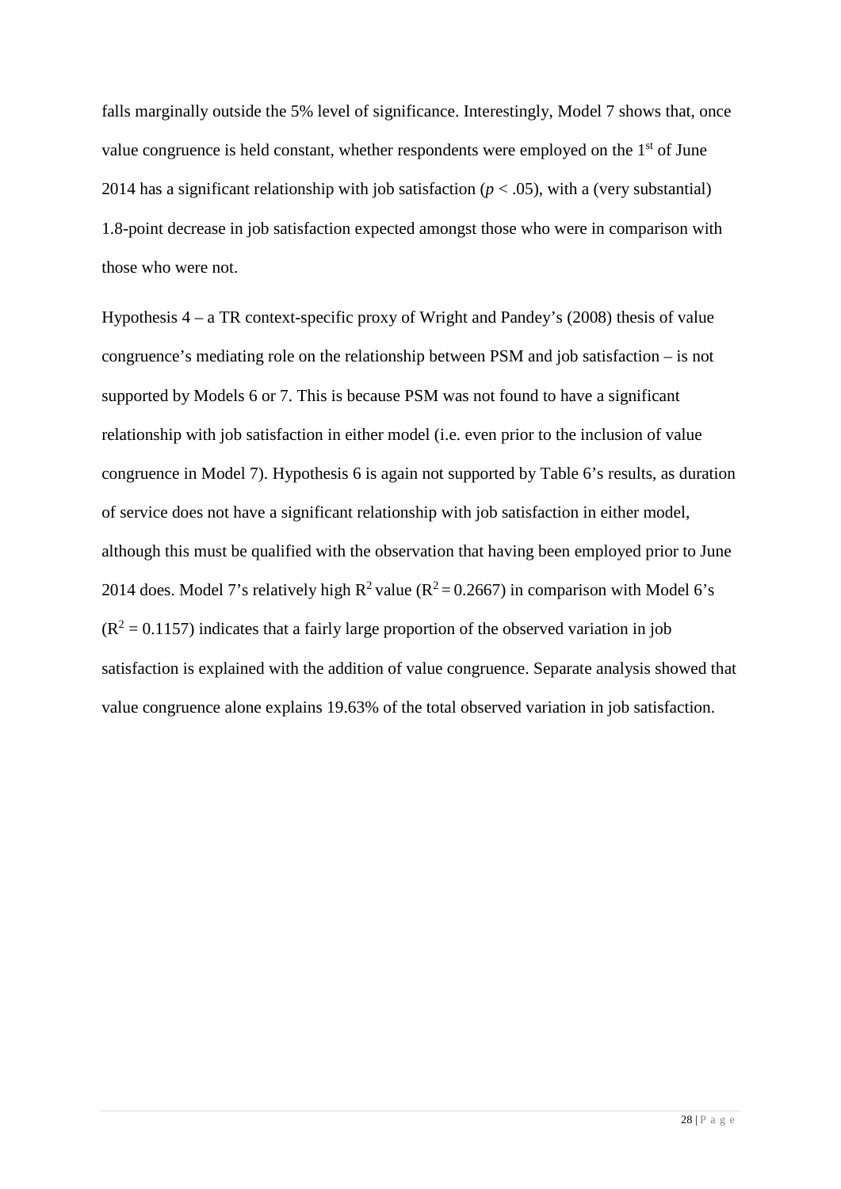falls marginally outside the 5% level of significance. Interestingly, Model 7 shows that, once value congruence is held constant, whether respondents were employed on the 1st of June 2014 has a significant relationship with job satisfaction ($p < .05$), with a (very substantial) 1.8-point decrease in job satisfaction expected amongst those who were in comparison with those who were not.

Hypothesis 4 – a TR context-specific proxy of Wright and Pandey's (2008) thesis of value congruence's mediating role on the relationship between PSM and job satisfaction – is not supported by Models 6 or 7. This is because PSM was not found to have a significant relationship with job satisfaction in either model (i.e. even prior to the inclusion of value congruence in Model 7). Hypothesis 6 is again not supported by Table 6's results, as duration of service does not have a significant relationship with job satisfaction in either model, although this must be qualified with the observation that having been employed prior to June 2014 does. Model 7's relatively high $R^2$ value ($R^2 = 0.2667$) in comparison with Model 6's ($R^2 = 0.1157$) indicates that a fairly large proportion of the observed variation in job satisfaction is explained with the addition of value congruence. Separate analysis showed that value congruence alone explains 19.63% of the total observed variation in job satisfaction.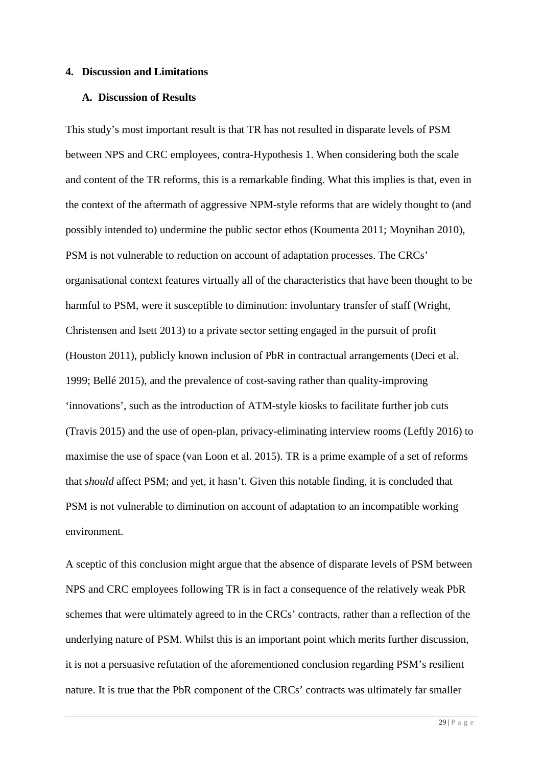## 4. Discussion and Limitations

### A. Discussion of Results

This study's most important result is that TR has not resulted in disparate levels of PSM between NPS and CRC employees, contra-Hypothesis 1. When considering both the scale and content of the TR reforms, this is a remarkable finding. What this implies is that, even in the context of the aftermath of aggressive NPM-style reforms that are widely thought to (and possibly intended to) undermine the public sector ethos (Koumenta 2011; Moynihan 2010), PSM is not vulnerable to reduction on account of adaptation processes. The CRCs' organisational context features virtually all of the characteristics that have been thought to be harmful to PSM, were it susceptible to diminution: involuntary transfer of staff (Wright, Christensen and Isett 2013) to a private sector setting engaged in the pursuit of profit (Houston 2011), publicly known inclusion of PbR in contractual arrangements (Deci et al. 1999; Bellé 2015), and the prevalence of cost-saving rather than quality-improving 'innovations', such as the introduction of ATM-style kiosks to facilitate further job cuts (Travis 2015) and the use of open-plan, privacy-eliminating interview rooms (Leftly 2016) to maximise the use of space (van Loon et al. 2015). TR is a prime example of a set of reforms that *should* affect PSM; and yet, it hasn't. Given this notable finding, it is concluded that PSM is not vulnerable to diminution on account of adaptation to an incompatible working environment.

A sceptic of this conclusion might argue that the absence of disparate levels of PSM between NPS and CRC employees following TR is in fact a consequence of the relatively weak PbR schemes that were ultimately agreed to in the CRCs' contracts, rather than a reflection of the underlying nature of PSM. Whilst this is an important point which merits further discussion, it is not a persuasive refutation of the aforementioned conclusion regarding PSM's resilient nature. It is true that the PbR component of the CRCs' contracts was ultimately far smaller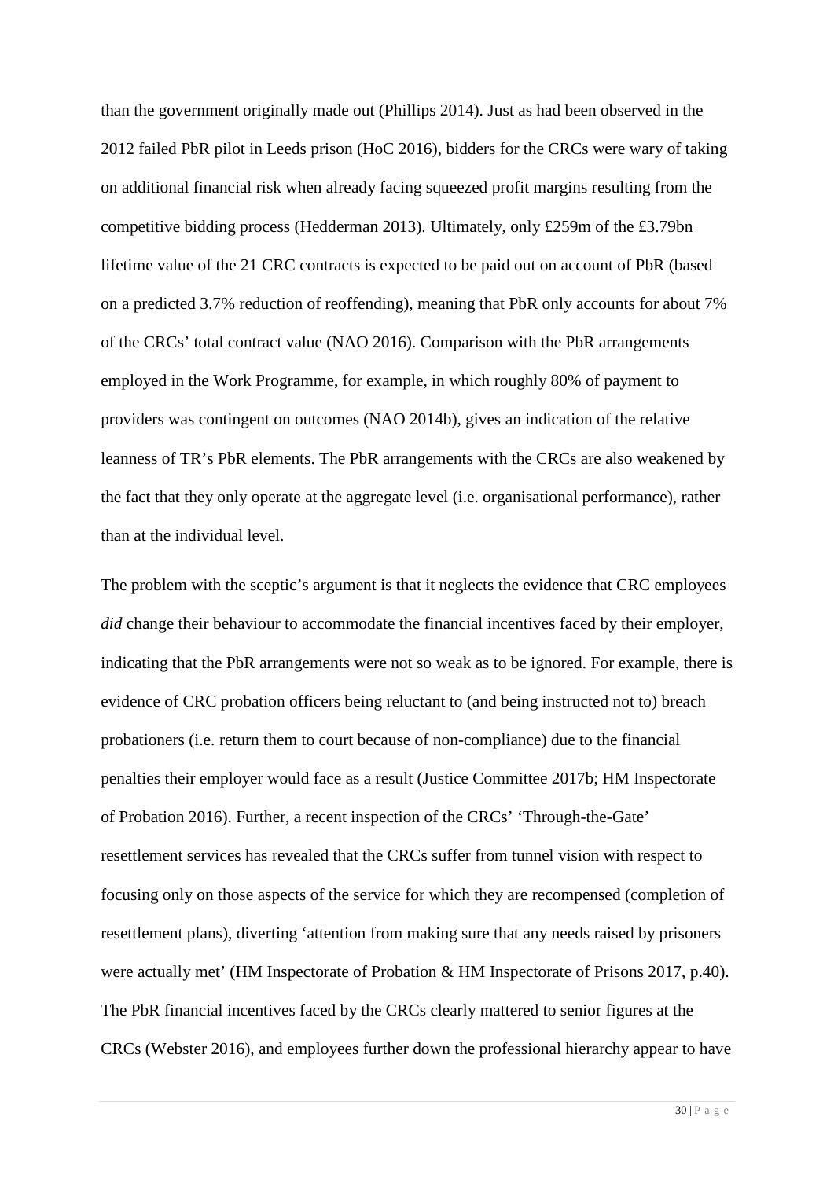than the government originally made out (Phillips 2014). Just as had been observed in the 2012 failed PbR pilot in Leeds prison (HoC 2016), bidders for the CRCs were wary of taking on additional financial risk when already facing squeezed profit margins resulting from the competitive bidding process (Hedderman 2013). Ultimately, only £259m of the £3.79bn lifetime value of the 21 CRC contracts is expected to be paid out on account of PbR (based on a predicted 3.7% reduction of reoffending), meaning that PbR only accounts for about 7% of the CRCs' total contract value (NAO 2016). Comparison with the PbR arrangements employed in the Work Programme, for example, in which roughly 80% of payment to providers was contingent on outcomes (NAO 2014b), gives an indication of the relative leanness of TR's PbR elements. The PbR arrangements with the CRCs are also weakened by the fact that they only operate at the aggregate level (i.e. organisational performance), rather than at the individual level.

The problem with the sceptic's argument is that it neglects the evidence that CRC employees *did* change their behaviour to accommodate the financial incentives faced by their employer, indicating that the PbR arrangements were not so weak as to be ignored. For example, there is evidence of CRC probation officers being reluctant to (and being instructed not to) breach probationers (i.e. return them to court because of non-compliance) due to the financial penalties their employer would face as a result (Justice Committee 2017b; HM Inspectorate of Probation 2016). Further, a recent inspection of the CRCs' 'Through-the-Gate' resettlement services has revealed that the CRCs suffer from tunnel vision with respect to focusing only on those aspects of the service for which they are recompensed (completion of resettlement plans), diverting 'attention from making sure that any needs raised by prisoners were actually met' (HM Inspectorate of Probation & HM Inspectorate of Prisons 2017, p.40). The PbR financial incentives faced by the CRCs clearly mattered to senior figures at the CRCs (Webster 2016), and employees further down the professional hierarchy appear to have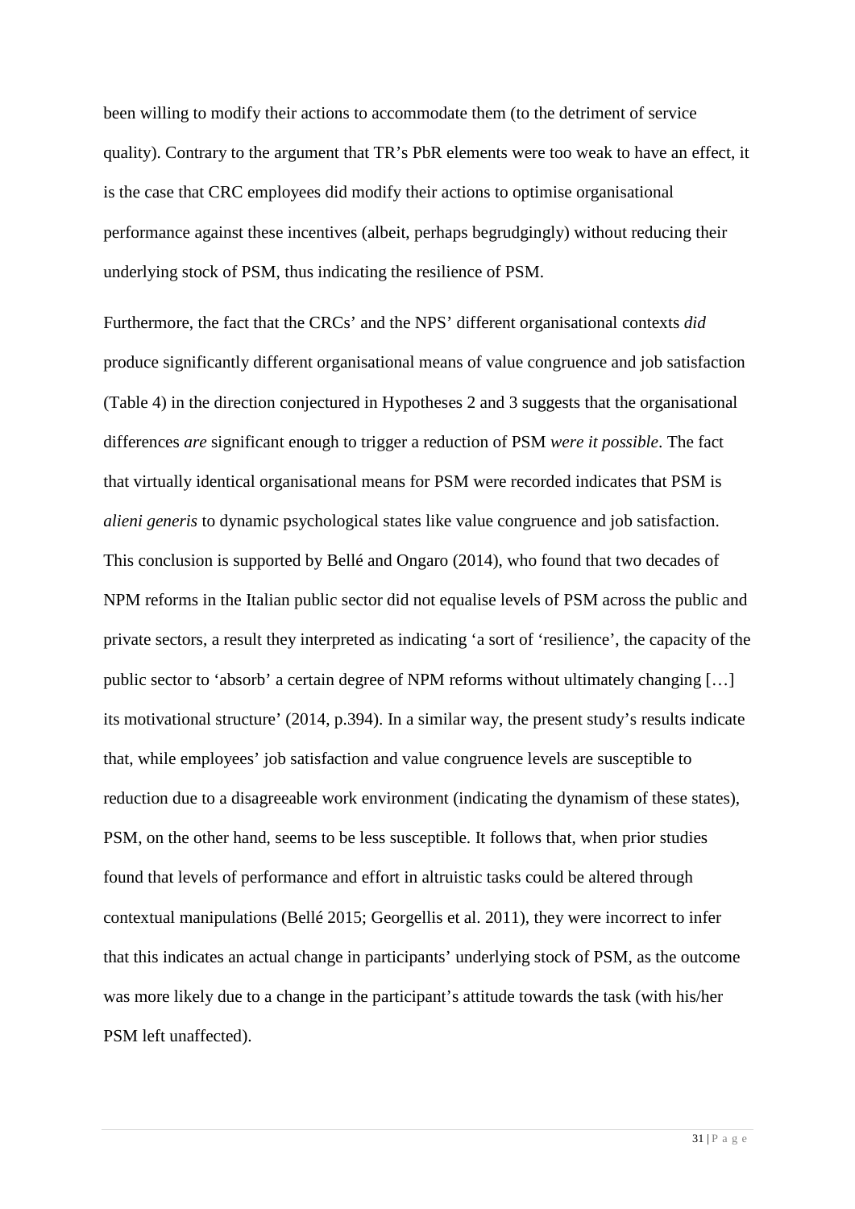been willing to modify their actions to accommodate them (to the detriment of service quality). Contrary to the argument that TR's PbR elements were too weak to have an effect, it is the case that CRC employees did modify their actions to optimise organisational performance against these incentives (albeit, perhaps begrudgingly) without reducing their underlying stock of PSM, thus indicating the resilience of PSM.

Furthermore, the fact that the CRCs' and the NPS' different organisational contexts *did* produce significantly different organisational means of value congruence and job satisfaction (Table 4) in the direction conjectured in Hypotheses 2 and 3 suggests that the organisational differences *are* significant enough to trigger a reduction of PSM *were it possible*. The fact that virtually identical organisational means for PSM were recorded indicates that PSM is *alieni generis* to dynamic psychological states like value congruence and job satisfaction. This conclusion is supported by Bellé and Ongaro (2014), who found that two decades of NPM reforms in the Italian public sector did not equalise levels of PSM across the public and private sectors, a result they interpreted as indicating 'a sort of 'resilience', the capacity of the public sector to 'absorb' a certain degree of NPM reforms without ultimately changing […] its motivational structure' (2014, p.394). In a similar way, the present study's results indicate that, while employees' job satisfaction and value congruence levels are susceptible to reduction due to a disagreeable work environment (indicating the dynamism of these states), PSM, on the other hand, seems to be less susceptible. It follows that, when prior studies found that levels of performance and effort in altruistic tasks could be altered through contextual manipulations (Bellé 2015; Georgellis et al. 2011), they were incorrect to infer that this indicates an actual change in participants' underlying stock of PSM, as the outcome was more likely due to a change in the participant's attitude towards the task (with his/her PSM left unaffected).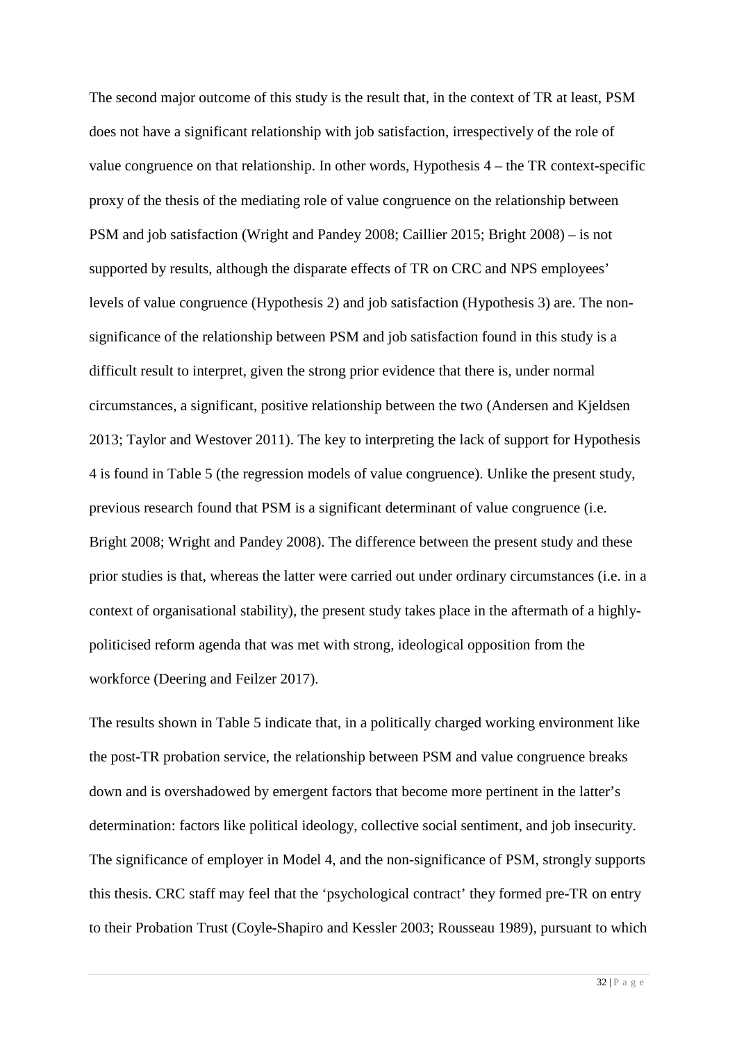The second major outcome of this study is the result that, in the context of TR at least, PSM does not have a significant relationship with job satisfaction, irrespectively of the role of value congruence on that relationship. In other words, Hypothesis 4 – the TR context-specific proxy of the thesis of the mediating role of value congruence on the relationship between PSM and job satisfaction (Wright and Pandey 2008; Caillier 2015; Bright 2008) – is not supported by results, although the disparate effects of TR on CRC and NPS employees' levels of value congruence (Hypothesis 2) and job satisfaction (Hypothesis 3) are. The non-significance of the relationship between PSM and job satisfaction found in this study is a difficult result to interpret, given the strong prior evidence that there is, under normal circumstances, a significant, positive relationship between the two (Andersen and Kjeldsen 2013; Taylor and Westover 2011). The key to interpreting the lack of support for Hypothesis 4 is found in Table 5 (the regression models of value congruence). Unlike the present study, previous research found that PSM is a significant determinant of value congruence (i.e. Bright 2008; Wright and Pandey 2008). The difference between the present study and these prior studies is that, whereas the latter were carried out under ordinary circumstances (i.e. in a context of organisational stability), the present study takes place in the aftermath of a highly-politicised reform agenda that was met with strong, ideological opposition from the workforce (Deering and Feilzer 2017).

The results shown in Table 5 indicate that, in a politically charged working environment like the post-TR probation service, the relationship between PSM and value congruence breaks down and is overshadowed by emergent factors that become more pertinent in the latter's determination: factors like political ideology, collective social sentiment, and job insecurity. The significance of employer in Model 4, and the non-significance of PSM, strongly supports this thesis. CRC staff may feel that the 'psychological contract' they formed pre-TR on entry to their Probation Trust (Coyle-Shapiro and Kessler 2003; Rousseau 1989), pursuant to which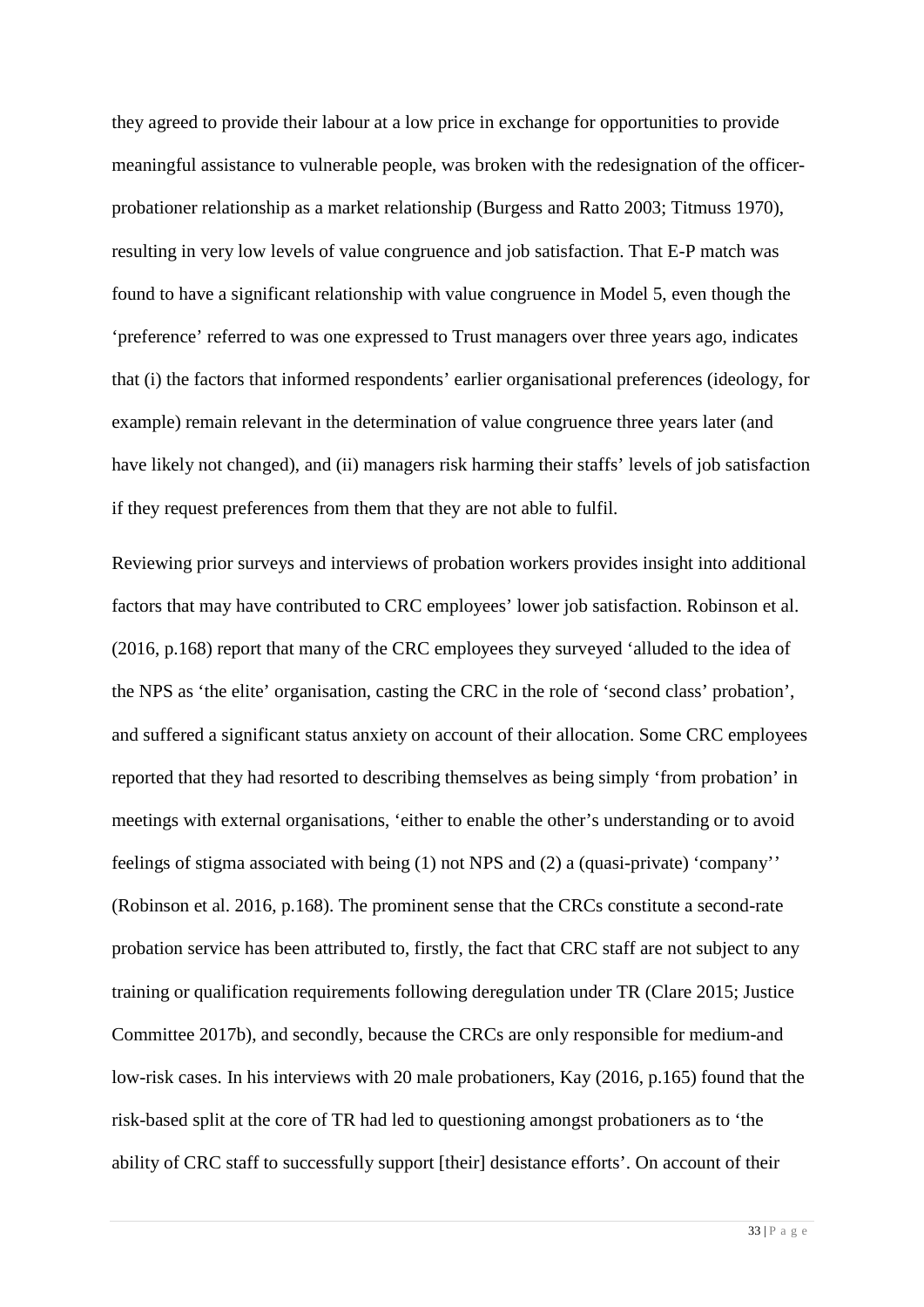they agreed to provide their labour at a low price in exchange for opportunities to provide meaningful assistance to vulnerable people, was broken with the redesignation of the officer-probationer relationship as a market relationship (Burgess and Ratto 2003; Titmuss 1970), resulting in very low levels of value congruence and job satisfaction. That E-P match was found to have a significant relationship with value congruence in Model 5, even though the 'preference' referred to was one expressed to Trust managers over three years ago, indicates that (i) the factors that informed respondents' earlier organisational preferences (ideology, for example) remain relevant in the determination of value congruence three years later (and have likely not changed), and (ii) managers risk harming their staffs' levels of job satisfaction if they request preferences from them that they are not able to fulfil.

Reviewing prior surveys and interviews of probation workers provides insight into additional factors that may have contributed to CRC employees' lower job satisfaction. Robinson et al. (2016, p.168) report that many of the CRC employees they surveyed 'alluded to the idea of the NPS as 'the elite' organisation, casting the CRC in the role of 'second class' probation', and suffered a significant status anxiety on account of their allocation. Some CRC employees reported that they had resorted to describing themselves as being simply 'from probation' in meetings with external organisations, 'either to enable the other's understanding or to avoid feelings of stigma associated with being (1) not NPS and (2) a (quasi-private) 'company'' (Robinson et al. 2016, p.168). The prominent sense that the CRCs constitute a second-rate probation service has been attributed to, firstly, the fact that CRC staff are not subject to any training or qualification requirements following deregulation under TR (Clare 2015; Justice Committee 2017b), and secondly, because the CRCs are only responsible for medium-and low-risk cases. In his interviews with 20 male probationers, Kay (2016, p.165) found that the risk-based split at the core of TR had led to questioning amongst probationers as to 'the ability of CRC staff to successfully support [their] desistance efforts'. On account of their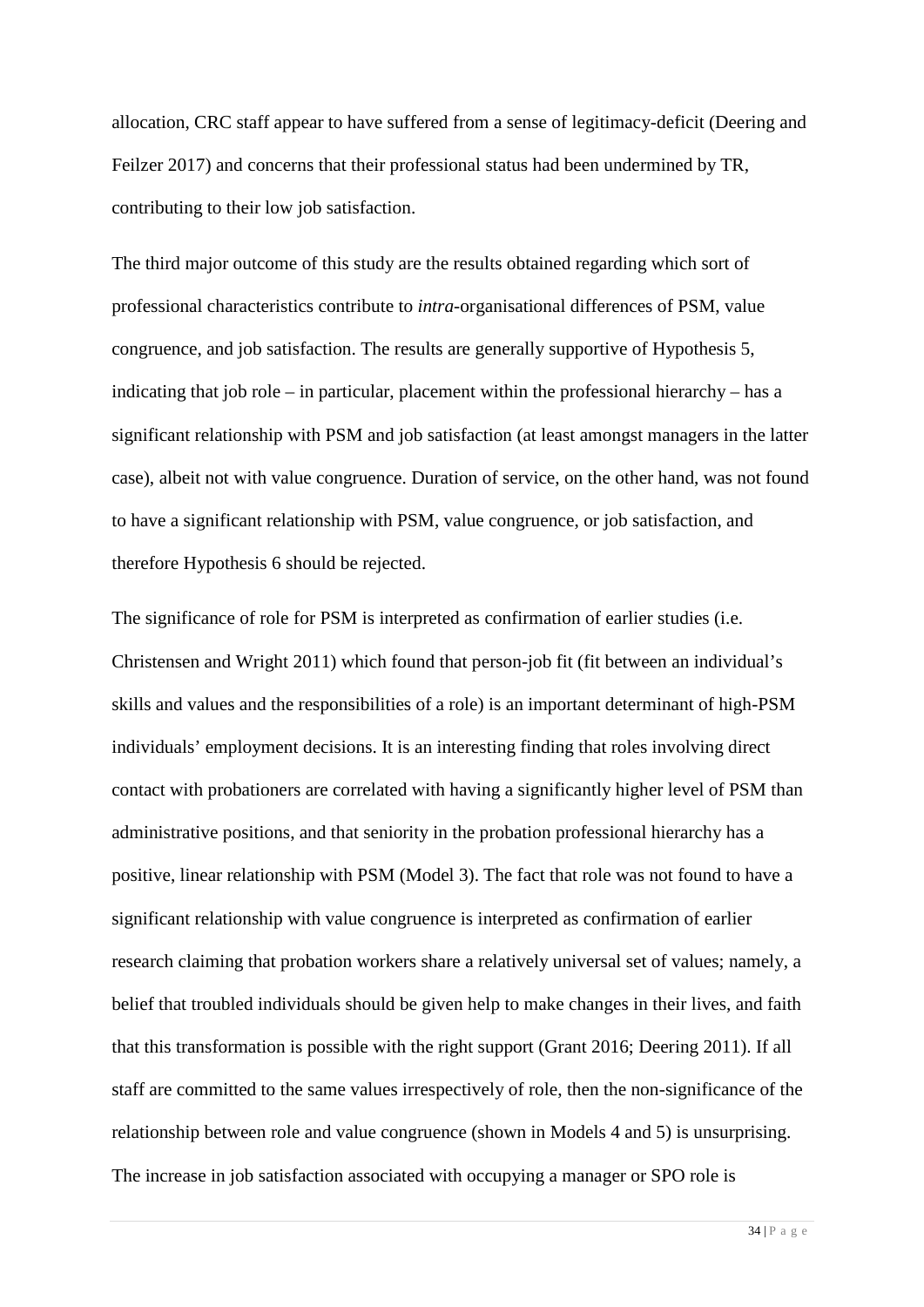allocation, CRC staff appear to have suffered from a sense of legitimacy-deficit (Deering and Feilzer 2017) and concerns that their professional status had been undermined by TR, contributing to their low job satisfaction.

The third major outcome of this study are the results obtained regarding which sort of professional characteristics contribute to *intra*-organisational differences of PSM, value congruence, and job satisfaction. The results are generally supportive of Hypothesis 5, indicating that job role – in particular, placement within the professional hierarchy – has a significant relationship with PSM and job satisfaction (at least amongst managers in the latter case), albeit not with value congruence. Duration of service, on the other hand, was not found to have a significant relationship with PSM, value congruence, or job satisfaction, and therefore Hypothesis 6 should be rejected.

The significance of role for PSM is interpreted as confirmation of earlier studies (i.e. Christensen and Wright 2011) which found that person-job fit (fit between an individual's skills and values and the responsibilities of a role) is an important determinant of high-PSM individuals' employment decisions. It is an interesting finding that roles involving direct contact with probationers are correlated with having a significantly higher level of PSM than administrative positions, and that seniority in the probation professional hierarchy has a positive, linear relationship with PSM (Model 3). The fact that role was not found to have a significant relationship with value congruence is interpreted as confirmation of earlier research claiming that probation workers share a relatively universal set of values; namely, a belief that troubled individuals should be given help to make changes in their lives, and faith that this transformation is possible with the right support (Grant 2016; Deering 2011). If all staff are committed to the same values irrespectively of role, then the non-significance of the relationship between role and value congruence (shown in Models 4 and 5) is unsurprising. The increase in job satisfaction associated with occupying a manager or SPO role is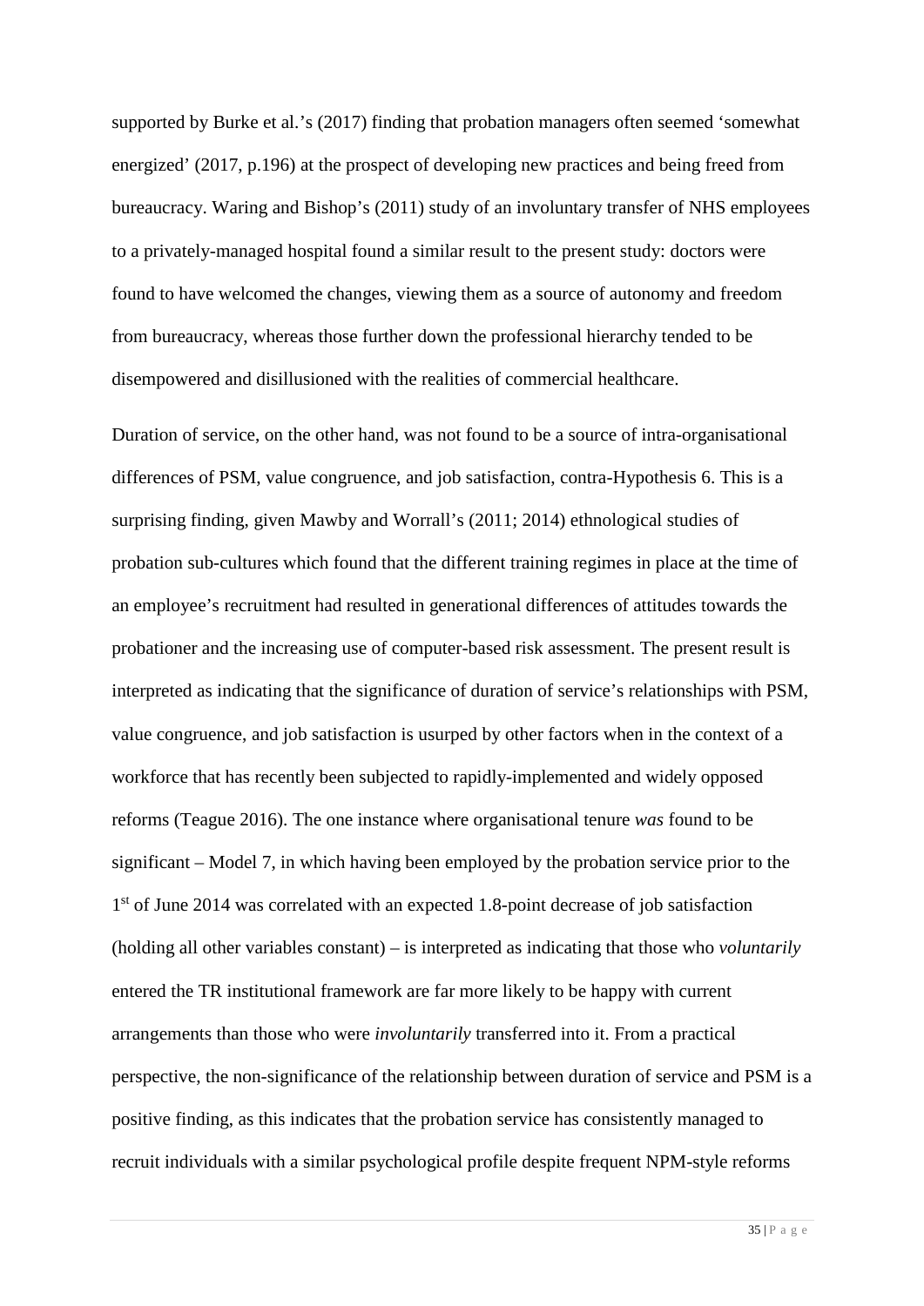supported by Burke et al.'s (2017) finding that probation managers often seemed 'somewhat energized' (2017, p.196) at the prospect of developing new practices and being freed from bureaucracy. Waring and Bishop's (2011) study of an involuntary transfer of NHS employees to a privately-managed hospital found a similar result to the present study: doctors were found to have welcomed the changes, viewing them as a source of autonomy and freedom from bureaucracy, whereas those further down the professional hierarchy tended to be disempowered and disillusioned with the realities of commercial healthcare.

Duration of service, on the other hand, was not found to be a source of intra-organisational differences of PSM, value congruence, and job satisfaction, contra-Hypothesis 6. This is a surprising finding, given Mawby and Worrall's (2011; 2014) ethnological studies of probation sub-cultures which found that the different training regimes in place at the time of an employee's recruitment had resulted in generational differences of attitudes towards the probationer and the increasing use of computer-based risk assessment. The present result is interpreted as indicating that the significance of duration of service's relationships with PSM, value congruence, and job satisfaction is usurped by other factors when in the context of a workforce that has recently been subjected to rapidly-implemented and widely opposed reforms (Teague 2016). The one instance where organisational tenure *was* found to be significant – Model 7, in which having been employed by the probation service prior to the 1st of June 2014 was correlated with an expected 1.8-point decrease of job satisfaction (holding all other variables constant) – is interpreted as indicating that those who *voluntarily* entered the TR institutional framework are far more likely to be happy with current arrangements than those who were *involuntarily* transferred into it. From a practical perspective, the non-significance of the relationship between duration of service and PSM is a positive finding, as this indicates that the probation service has consistently managed to recruit individuals with a similar psychological profile despite frequent NPM-style reforms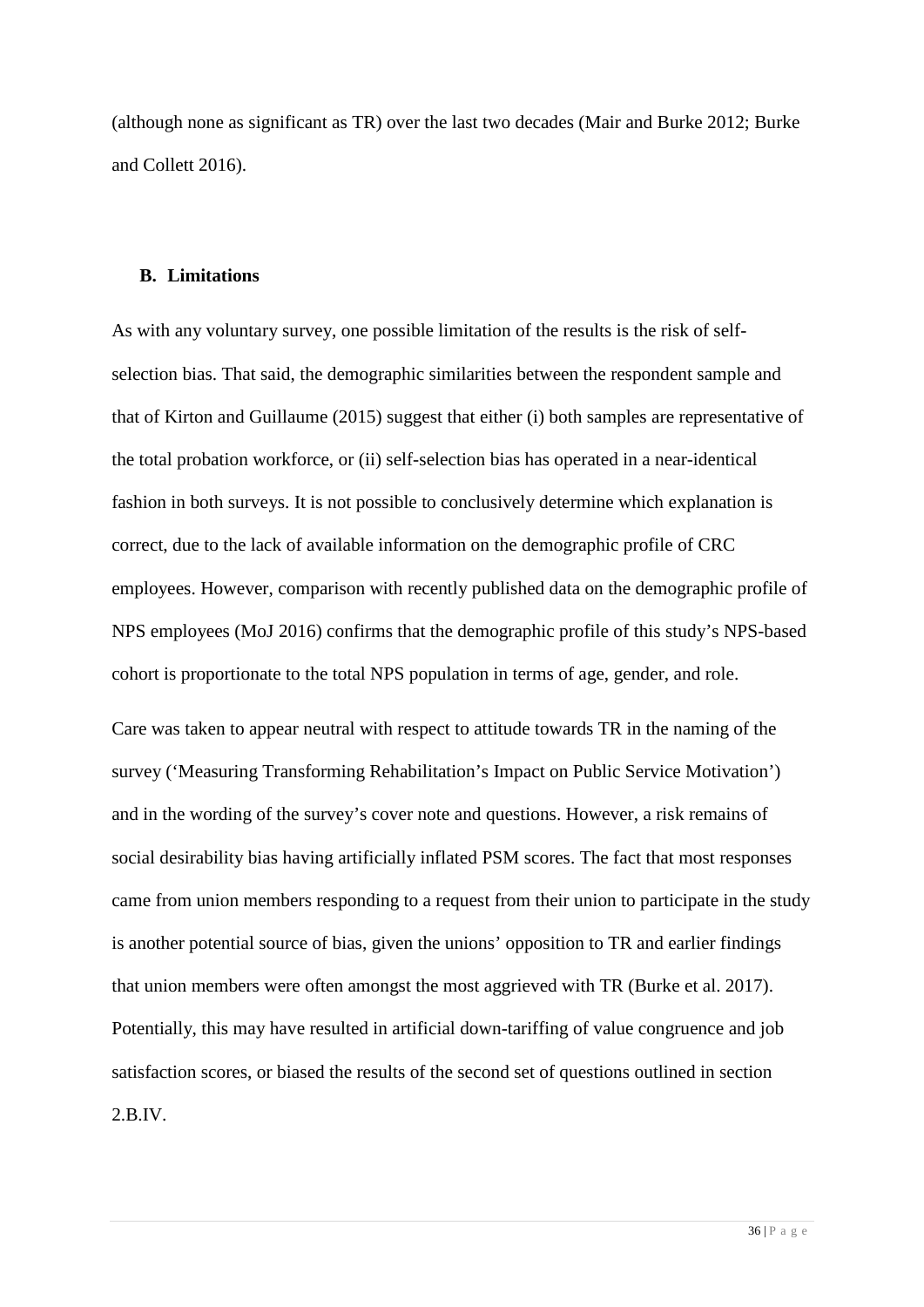(although none as significant as TR) over the last two decades (Mair and Burke 2012; Burke and Collett 2016).

### B. Limitations

As with any voluntary survey, one possible limitation of the results is the risk of self-selection bias. That said, the demographic similarities between the respondent sample and that of Kirton and Guillaume (2015) suggest that either (i) both samples are representative of the total probation workforce, or (ii) self-selection bias has operated in a near-identical fashion in both surveys. It is not possible to conclusively determine which explanation is correct, due to the lack of available information on the demographic profile of CRC employees. However, comparison with recently published data on the demographic profile of NPS employees (MoJ 2016) confirms that the demographic profile of this study's NPS-based cohort is proportionate to the total NPS population in terms of age, gender, and role.

Care was taken to appear neutral with respect to attitude towards TR in the naming of the survey ('Measuring Transforming Rehabilitation's Impact on Public Service Motivation') and in the wording of the survey's cover note and questions. However, a risk remains of social desirability bias having artificially inflated PSM scores. The fact that most responses came from union members responding to a request from their union to participate in the study is another potential source of bias, given the unions' opposition to TR and earlier findings that union members were often amongst the most aggrieved with TR (Burke et al. 2017). Potentially, this may have resulted in artificial down-tariffing of value congruence and job satisfaction scores, or biased the results of the second set of questions outlined in section 2.B.IV.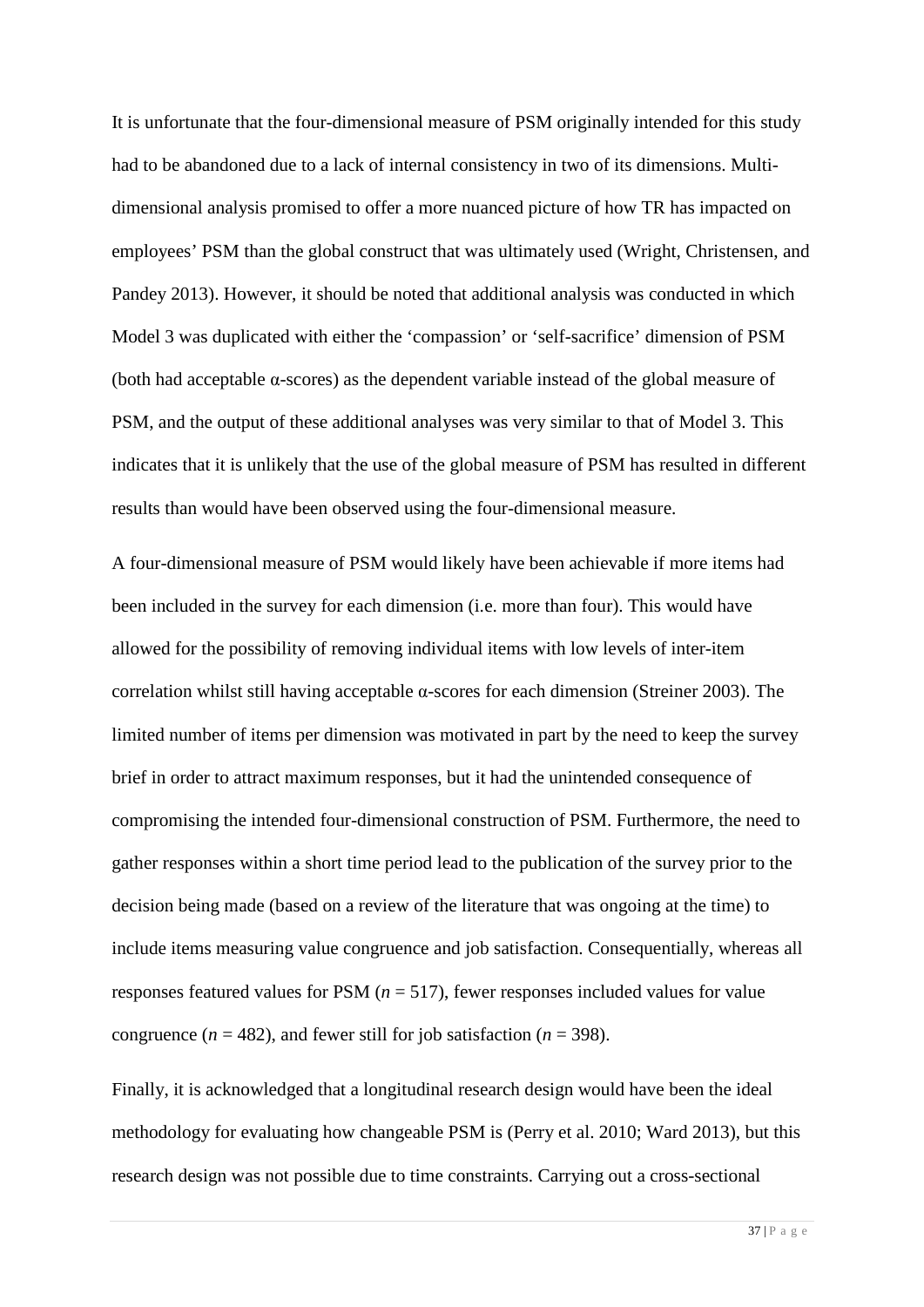It is unfortunate that the four-dimensional measure of PSM originally intended for this study had to be abandoned due to a lack of internal consistency in two of its dimensions. Multi-dimensional analysis promised to offer a more nuanced picture of how TR has impacted on employees' PSM than the global construct that was ultimately used (Wright, Christensen, and Pandey 2013). However, it should be noted that additional analysis was conducted in which Model 3 was duplicated with either the 'compassion' or 'self-sacrifice' dimension of PSM (both had acceptable α-scores) as the dependent variable instead of the global measure of PSM, and the output of these additional analyses was very similar to that of Model 3. This indicates that it is unlikely that the use of the global measure of PSM has resulted in different results than would have been observed using the four-dimensional measure.

A four-dimensional measure of PSM would likely have been achievable if more items had been included in the survey for each dimension (i.e. more than four). This would have allowed for the possibility of removing individual items with low levels of inter-item correlation whilst still having acceptable α-scores for each dimension (Streiner 2003). The limited number of items per dimension was motivated in part by the need to keep the survey brief in order to attract maximum responses, but it had the unintended consequence of compromising the intended four-dimensional construction of PSM. Furthermore, the need to gather responses within a short time period lead to the publication of the survey prior to the decision being made (based on a review of the literature that was ongoing at the time) to include items measuring value congruence and job satisfaction. Consequentially, whereas all responses featured values for PSM ($n$ = 517), fewer responses included values for value congruence ($n$ = 482), and fewer still for job satisfaction ($n$ = 398).

Finally, it is acknowledged that a longitudinal research design would have been the ideal methodology for evaluating how changeable PSM is (Perry et al. 2010; Ward 2013), but this research design was not possible due to time constraints. Carrying out a cross-sectional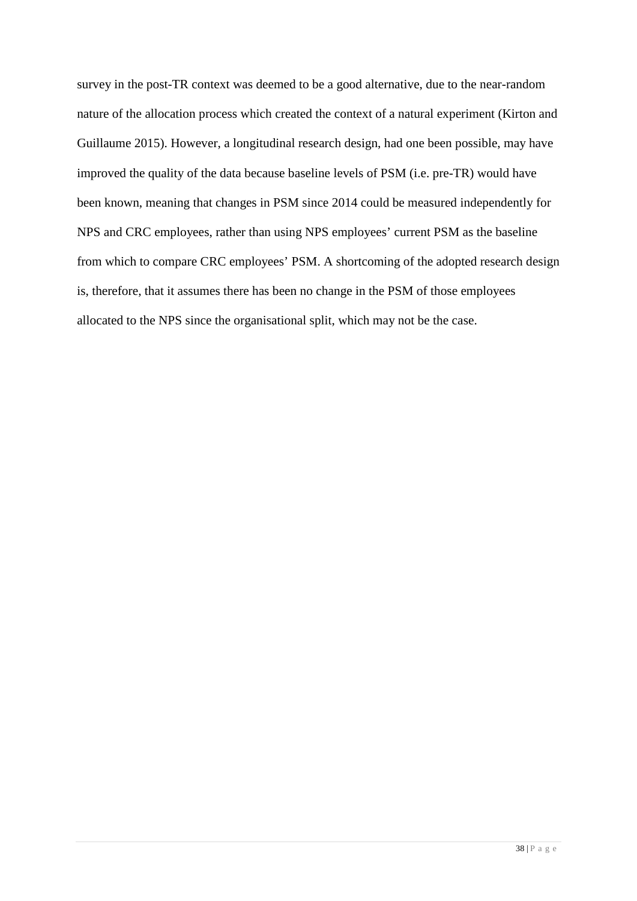survey in the post-TR context was deemed to be a good alternative, due to the near-random nature of the allocation process which created the context of a natural experiment (Kirton and Guillaume 2015). However, a longitudinal research design, had one been possible, may have improved the quality of the data because baseline levels of PSM (i.e. pre-TR) would have been known, meaning that changes in PSM since 2014 could be measured independently for NPS and CRC employees, rather than using NPS employees' current PSM as the baseline from which to compare CRC employees' PSM. A shortcoming of the adopted research design is, therefore, that it assumes there has been no change in the PSM of those employees allocated to the NPS since the organisational split, which may not be the case.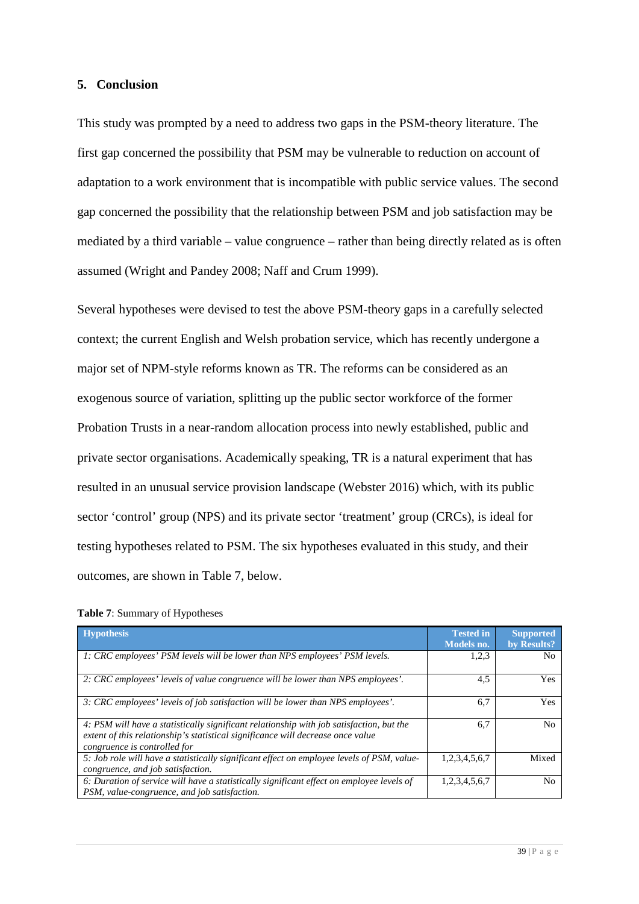## 5. Conclusion

This study was prompted by a need to address two gaps in the PSM-theory literature. The first gap concerned the possibility that PSM may be vulnerable to reduction on account of adaptation to a work environment that is incompatible with public service values. The second gap concerned the possibility that the relationship between PSM and job satisfaction may be mediated by a third variable – value congruence – rather than being directly related as is often assumed (Wright and Pandey 2008; Naff and Crum 1999).

Several hypotheses were devised to test the above PSM-theory gaps in a carefully selected context; the current English and Welsh probation service, which has recently undergone a major set of NPM-style reforms known as TR. The reforms can be considered as an exogenous source of variation, splitting up the public sector workforce of the former Probation Trusts in a near-random allocation process into newly established, public and private sector organisations. Academically speaking, TR is a natural experiment that has resulted in an unusual service provision landscape (Webster 2016) which, with its public sector 'control' group (NPS) and its private sector 'treatment' group (CRCs), is ideal for testing hypotheses related to PSM. The six hypotheses evaluated in this study, and their outcomes, are shown in Table 7, below.

**Table 7**: Summary of Hypotheses

| Hypothesis | Tested in Models no. | Supported by Results? |
|---|---|---|
| *1: CRC employees' PSM levels will be lower than NPS employees' PSM levels.* | 1,2,3 | No |
| *2: CRC employees' levels of value congruence will be lower than NPS employees'.* | 4,5 | Yes |
| *3: CRC employees' levels of job satisfaction will be lower than NPS employees'.* | 6,7 | Yes |
| *4: PSM will have a statistically significant relationship with job satisfaction, but the extent of this relationship's statistical significance will decrease once value congruence is controlled for* | 6,7 | No |
| *5: Job role will have a statistically significant effect on employee levels of PSM, value-congruence, and job satisfaction.* | 1,2,3,4,5,6,7 | Mixed |
| *6: Duration of service will have a statistically significant effect on employee levels of PSM, value-congruence, and job satisfaction.* | 1,2,3,4,5,6,7 | No |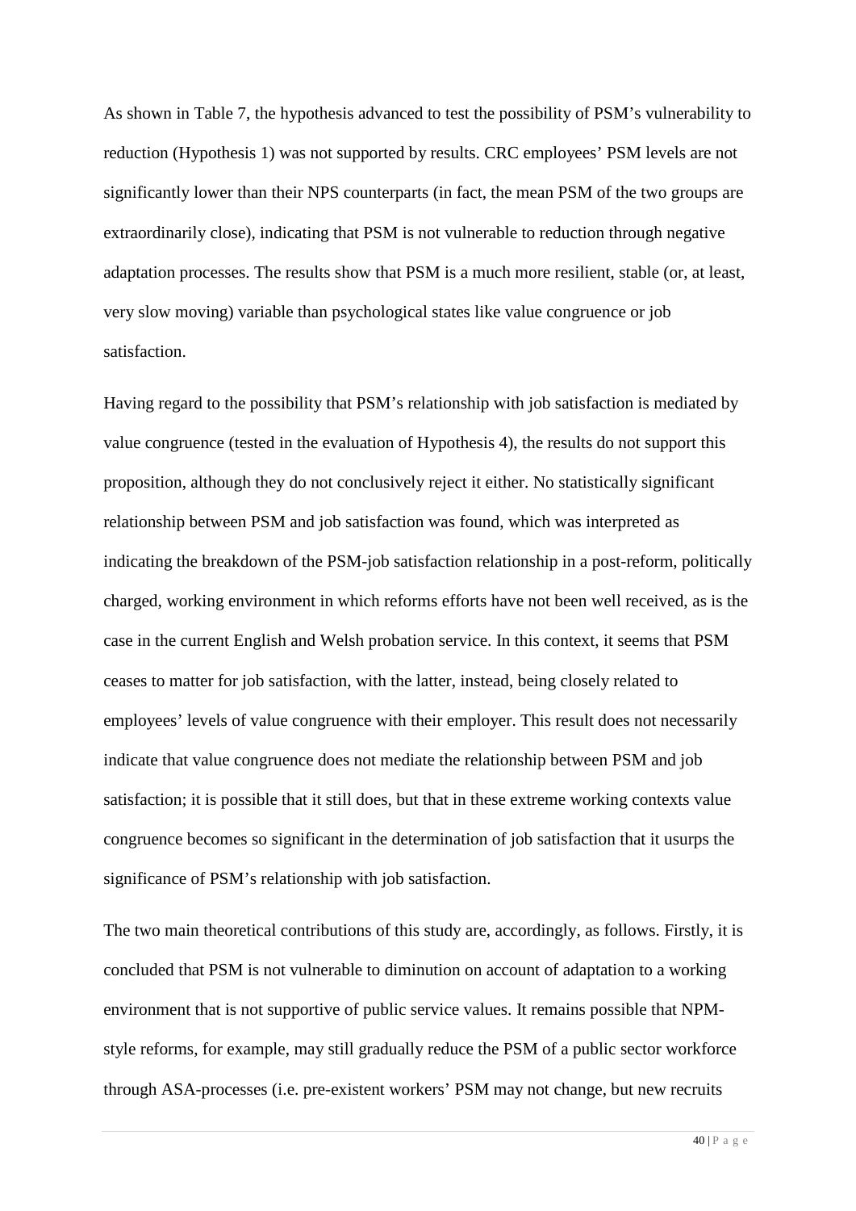As shown in Table 7, the hypothesis advanced to test the possibility of PSM's vulnerability to reduction (Hypothesis 1) was not supported by results. CRC employees' PSM levels are not significantly lower than their NPS counterparts (in fact, the mean PSM of the two groups are extraordinarily close), indicating that PSM is not vulnerable to reduction through negative adaptation processes. The results show that PSM is a much more resilient, stable (or, at least, very slow moving) variable than psychological states like value congruence or job satisfaction.

Having regard to the possibility that PSM's relationship with job satisfaction is mediated by value congruence (tested in the evaluation of Hypothesis 4), the results do not support this proposition, although they do not conclusively reject it either. No statistically significant relationship between PSM and job satisfaction was found, which was interpreted as indicating the breakdown of the PSM-job satisfaction relationship in a post-reform, politically charged, working environment in which reforms efforts have not been well received, as is the case in the current English and Welsh probation service. In this context, it seems that PSM ceases to matter for job satisfaction, with the latter, instead, being closely related to employees' levels of value congruence with their employer. This result does not necessarily indicate that value congruence does not mediate the relationship between PSM and job satisfaction; it is possible that it still does, but that in these extreme working contexts value congruence becomes so significant in the determination of job satisfaction that it usurps the significance of PSM's relationship with job satisfaction.

The two main theoretical contributions of this study are, accordingly, as follows. Firstly, it is concluded that PSM is not vulnerable to diminution on account of adaptation to a working environment that is not supportive of public service values. It remains possible that NPM-style reforms, for example, may still gradually reduce the PSM of a public sector workforce through ASA-processes (i.e. pre-existent workers' PSM may not change, but new recruits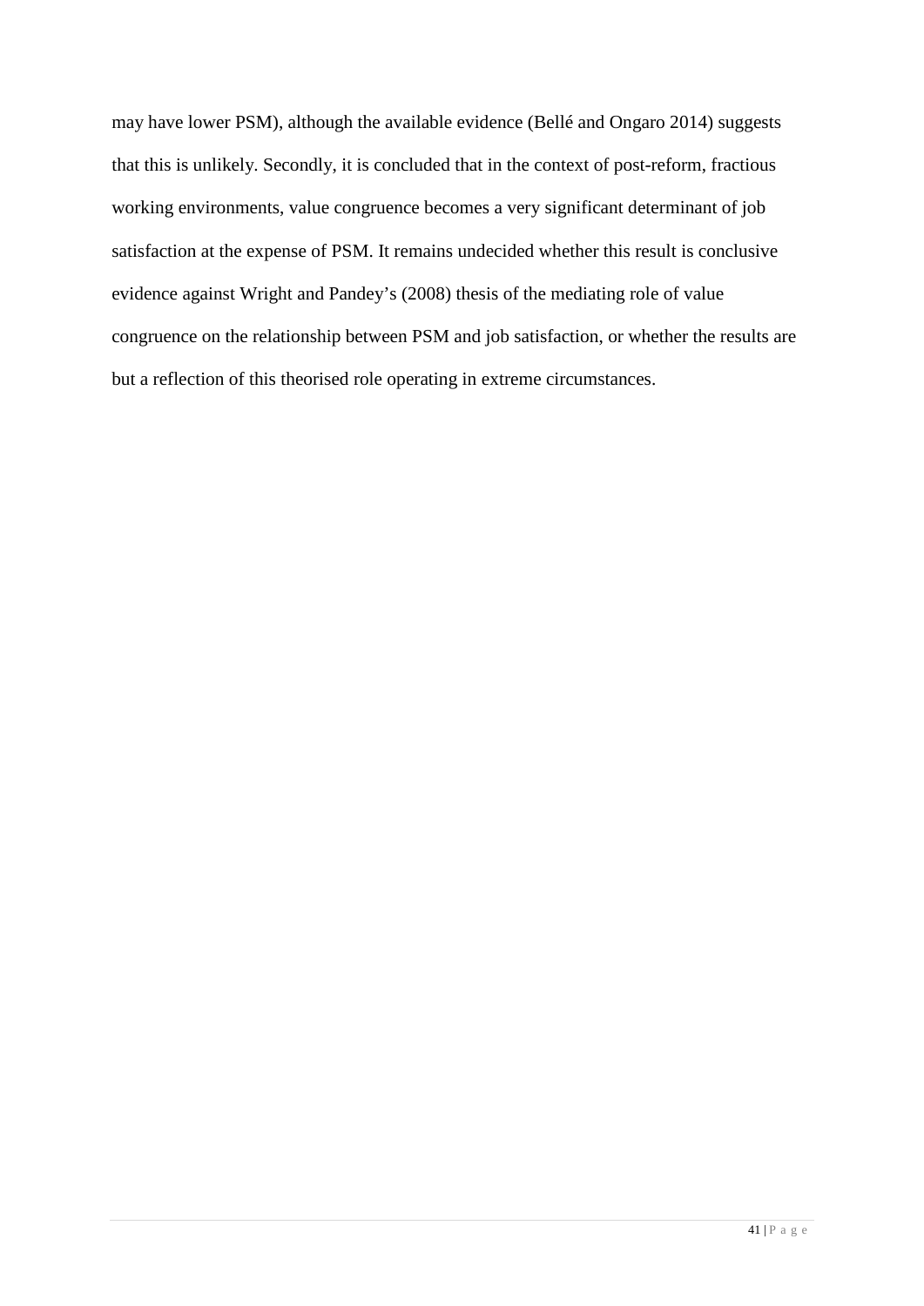may have lower PSM), although the available evidence (Bellé and Ongaro 2014) suggests that this is unlikely. Secondly, it is concluded that in the context of post-reform, fractious working environments, value congruence becomes a very significant determinant of job satisfaction at the expense of PSM. It remains undecided whether this result is conclusive evidence against Wright and Pandey's (2008) thesis of the mediating role of value congruence on the relationship between PSM and job satisfaction, or whether the results are but a reflection of this theorised role operating in extreme circumstances.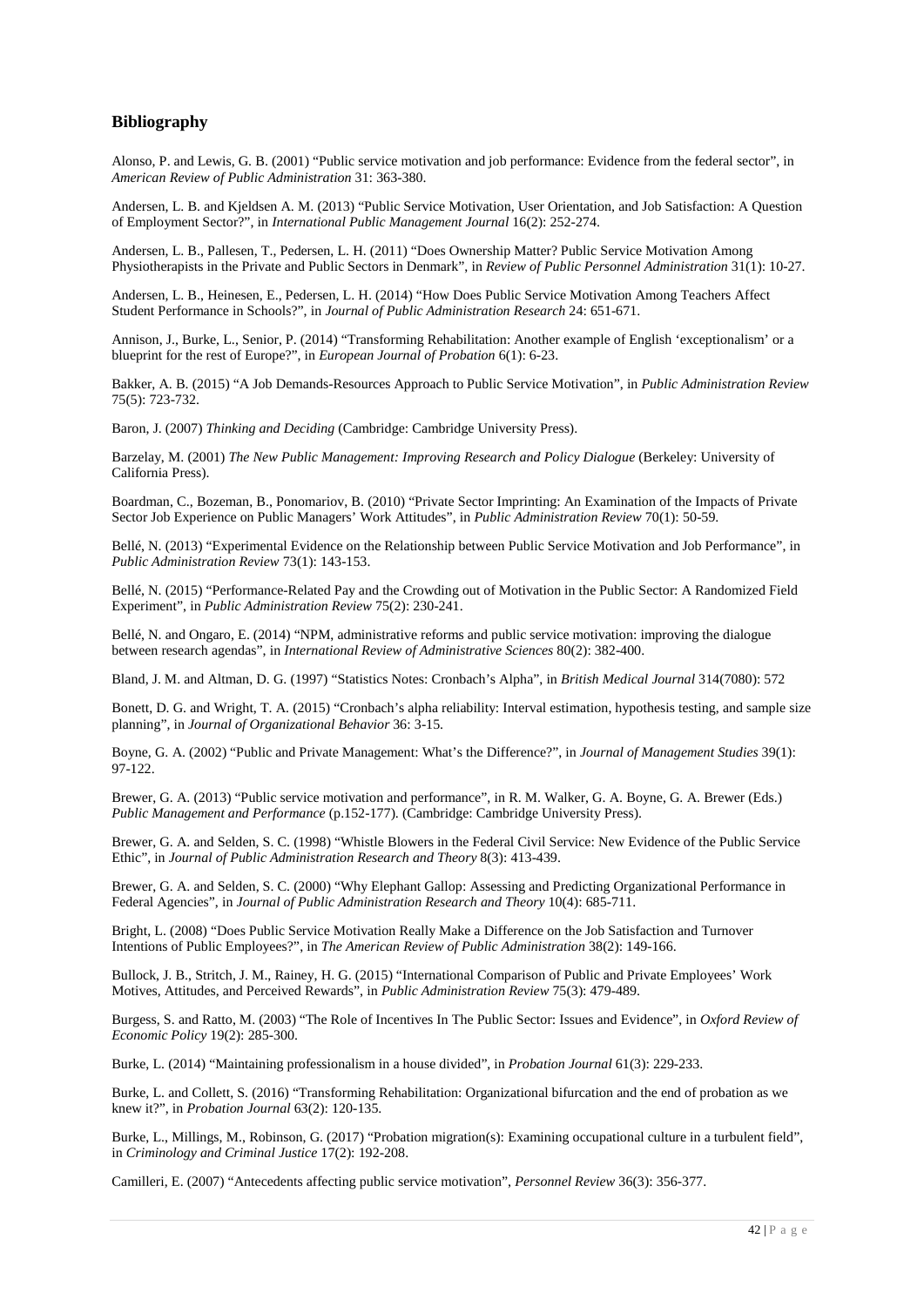## Bibliography

Alonso, P. and Lewis, G. B. (2001) "Public service motivation and job performance: Evidence from the federal sector", in *American Review of Public Administration* 31: 363-380.

Andersen, L. B. and Kjeldsen A. M. (2013) "Public Service Motivation, User Orientation, and Job Satisfaction: A Question of Employment Sector?", in *International Public Management Journal* 16(2): 252-274.

Andersen, L. B., Pallesen, T., Pedersen, L. H. (2011) "Does Ownership Matter? Public Service Motivation Among Physiotherapists in the Private and Public Sectors in Denmark", in *Review of Public Personnel Administration* 31(1): 10-27.

Andersen, L. B., Heinesen, E., Pedersen, L. H. (2014) "How Does Public Service Motivation Among Teachers Affect Student Performance in Schools?", in *Journal of Public Administration Research* 24: 651-671.

Annison, J., Burke, L., Senior, P. (2014) "Transforming Rehabilitation: Another example of English 'exceptionalism' or a blueprint for the rest of Europe?", in *European Journal of Probation* 6(1): 6-23.

Bakker, A. B. (2015) "A Job Demands-Resources Approach to Public Service Motivation", in *Public Administration Review* 75(5): 723-732.

Baron, J. (2007) *Thinking and Deciding* (Cambridge: Cambridge University Press).

Barzelay, M. (2001) *The New Public Management: Improving Research and Policy Dialogue* (Berkeley: University of California Press).

Boardman, C., Bozeman, B., Ponomariov, B. (2010) "Private Sector Imprinting: An Examination of the Impacts of Private Sector Job Experience on Public Managers' Work Attitudes", in *Public Administration Review* 70(1): 50-59.

Bellé, N. (2013) "Experimental Evidence on the Relationship between Public Service Motivation and Job Performance", in *Public Administration Review* 73(1): 143-153.

Bellé, N. (2015) "Performance-Related Pay and the Crowding out of Motivation in the Public Sector: A Randomized Field Experiment", in *Public Administration Review* 75(2): 230-241.

Bellé, N. and Ongaro, E. (2014) "NPM, administrative reforms and public service motivation: improving the dialogue between research agendas", in *International Review of Administrative Sciences* 80(2): 382-400.

Bland, J. M. and Altman, D. G. (1997) "Statistics Notes: Cronbach's Alpha", in *British Medical Journal* 314(7080): 572

Bonett, D. G. and Wright, T. A. (2015) "Cronbach's alpha reliability: Interval estimation, hypothesis testing, and sample size planning", in *Journal of Organizational Behavior* 36: 3-15.

Boyne, G. A. (2002) "Public and Private Management: What's the Difference?", in *Journal of Management Studies* 39(1): 97-122.

Brewer, G. A. (2013) "Public service motivation and performance", in R. M. Walker, G. A. Boyne, G. A. Brewer (Eds.) *Public Management and Performance* (p.152-177). (Cambridge: Cambridge University Press).

Brewer, G. A. and Selden, S. C. (1998) "Whistle Blowers in the Federal Civil Service: New Evidence of the Public Service Ethic", in *Journal of Public Administration Research and Theory* 8(3): 413-439.

Brewer, G. A. and Selden, S. C. (2000) "Why Elephant Gallop: Assessing and Predicting Organizational Performance in Federal Agencies", in *Journal of Public Administration Research and Theory* 10(4): 685-711.

Bright, L. (2008) "Does Public Service Motivation Really Make a Difference on the Job Satisfaction and Turnover Intentions of Public Employees?", in *The American Review of Public Administration* 38(2): 149-166.

Bullock, J. B., Stritch, J. M., Rainey, H. G. (2015) "International Comparison of Public and Private Employees' Work Motives, Attitudes, and Perceived Rewards", in *Public Administration Review* 75(3): 479-489.

Burgess, S. and Ratto, M. (2003) "The Role of Incentives In The Public Sector: Issues and Evidence", in *Oxford Review of Economic Policy* 19(2): 285-300.

Burke, L. (2014) "Maintaining professionalism in a house divided", in *Probation Journal* 61(3): 229-233.

Burke, L. and Collett, S. (2016) "Transforming Rehabilitation: Organizational bifurcation and the end of probation as we knew it?", in *Probation Journal* 63(2): 120-135.

Burke, L., Millings, M., Robinson, G. (2017) "Probation migration(s): Examining occupational culture in a turbulent field", in *Criminology and Criminal Justice* 17(2): 192-208.

Camilleri, E. (2007) "Antecedents affecting public service motivation", *Personnel Review* 36(3): 356-377.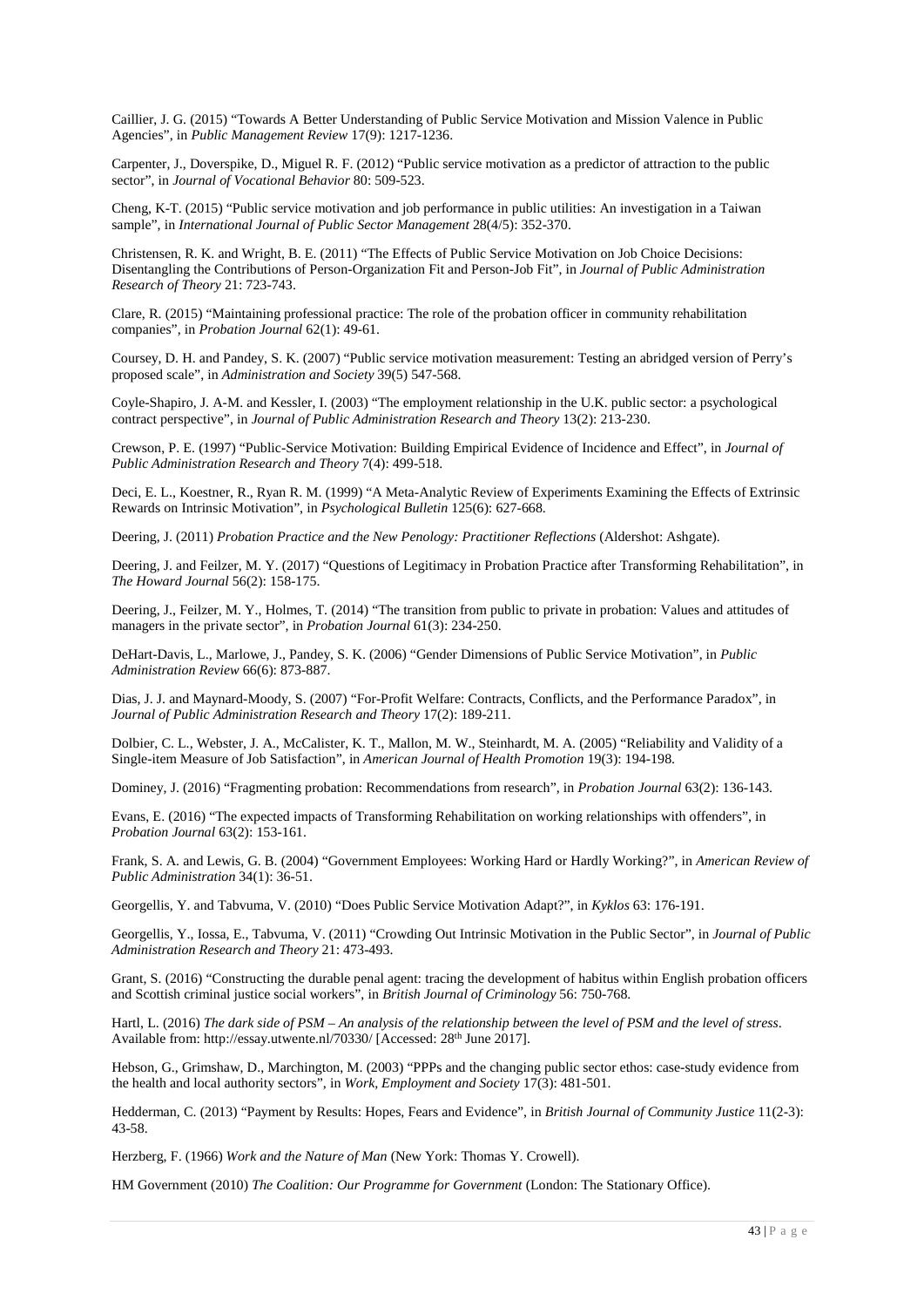Caillier, J. G. (2015) "Towards A Better Understanding of Public Service Motivation and Mission Valence in Public Agencies", in *Public Management Review* 17(9): 1217-1236.

Carpenter, J., Doverspike, D., Miguel R. F. (2012) "Public service motivation as a predictor of attraction to the public sector", in *Journal of Vocational Behavior* 80: 509-523.

Cheng, K-T. (2015) "Public service motivation and job performance in public utilities: An investigation in a Taiwan sample", in *International Journal of Public Sector Management* 28(4/5): 352-370.

Christensen, R. K. and Wright, B. E. (2011) "The Effects of Public Service Motivation on Job Choice Decisions: Disentangling the Contributions of Person-Organization Fit and Person-Job Fit", in *Journal of Public Administration Research of Theory* 21: 723-743.

Clare, R. (2015) "Maintaining professional practice: The role of the probation officer in community rehabilitation companies", in *Probation Journal* 62(1): 49-61.

Coursey, D. H. and Pandey, S. K. (2007) "Public service motivation measurement: Testing an abridged version of Perry's proposed scale", in *Administration and Society* 39(5) 547-568.

Coyle-Shapiro, J. A-M. and Kessler, I. (2003) "The employment relationship in the U.K. public sector: a psychological contract perspective", in *Journal of Public Administration Research and Theory* 13(2): 213-230.

Crewson, P. E. (1997) "Public-Service Motivation: Building Empirical Evidence of Incidence and Effect", in *Journal of Public Administration Research and Theory* 7(4): 499-518.

Deci, E. L., Koestner, R., Ryan R. M. (1999) "A Meta-Analytic Review of Experiments Examining the Effects of Extrinsic Rewards on Intrinsic Motivation", in *Psychological Bulletin* 125(6): 627-668.

Deering, J. (2011) *Probation Practice and the New Penology: Practitioner Reflections* (Aldershot: Ashgate).

Deering, J. and Feilzer, M. Y. (2017) "Questions of Legitimacy in Probation Practice after Transforming Rehabilitation", in *The Howard Journal* 56(2): 158-175.

Deering, J., Feilzer, M. Y., Holmes, T. (2014) "The transition from public to private in probation: Values and attitudes of managers in the private sector", in *Probation Journal* 61(3): 234-250.

DeHart-Davis, L., Marlowe, J., Pandey, S. K. (2006) "Gender Dimensions of Public Service Motivation", in *Public Administration Review* 66(6): 873-887.

Dias, J. J. and Maynard-Moody, S. (2007) "For-Profit Welfare: Contracts, Conflicts, and the Performance Paradox", in *Journal of Public Administration Research and Theory* 17(2): 189-211.

Dolbier, C. L., Webster, J. A., McCalister, K. T., Mallon, M. W., Steinhardt, M. A. (2005) "Reliability and Validity of a Single-item Measure of Job Satisfaction", in *American Journal of Health Promotion* 19(3): 194-198.

Dominey, J. (2016) "Fragmenting probation: Recommendations from research", in *Probation Journal* 63(2): 136-143.

Evans, E. (2016) "The expected impacts of Transforming Rehabilitation on working relationships with offenders", in *Probation Journal* 63(2): 153-161.

Frank, S. A. and Lewis, G. B. (2004) "Government Employees: Working Hard or Hardly Working?", in *American Review of Public Administration* 34(1): 36-51.

Georgellis, Y. and Tabvuma, V. (2010) "Does Public Service Motivation Adapt?", in *Kyklos* 63: 176-191.

Georgellis, Y., Iossa, E., Tabvuma, V. (2011) "Crowding Out Intrinsic Motivation in the Public Sector", in *Journal of Public Administration Research and Theory* 21: 473-493.

Grant, S. (2016) "Constructing the durable penal agent: tracing the development of habitus within English probation officers and Scottish criminal justice social workers", in *British Journal of Criminology* 56: 750-768.

Hartl, L. (2016) *The dark side of PSM – An analysis of the relationship between the level of PSM and the level of stress*. Available from: http://essay.utwente.nl/70330/ [Accessed: 28th June 2017].

Hebson, G., Grimshaw, D., Marchington, M. (2003) "PPPs and the changing public sector ethos: case-study evidence from the health and local authority sectors", in *Work, Employment and Society* 17(3): 481-501.

Hedderman, C. (2013) "Payment by Results: Hopes, Fears and Evidence", in *British Journal of Community Justice* 11(2-3): 43-58.

Herzberg, F. (1966) *Work and the Nature of Man* (New York: Thomas Y. Crowell).

HM Government (2010) *The Coalition: Our Programme for Government* (London: The Stationary Office).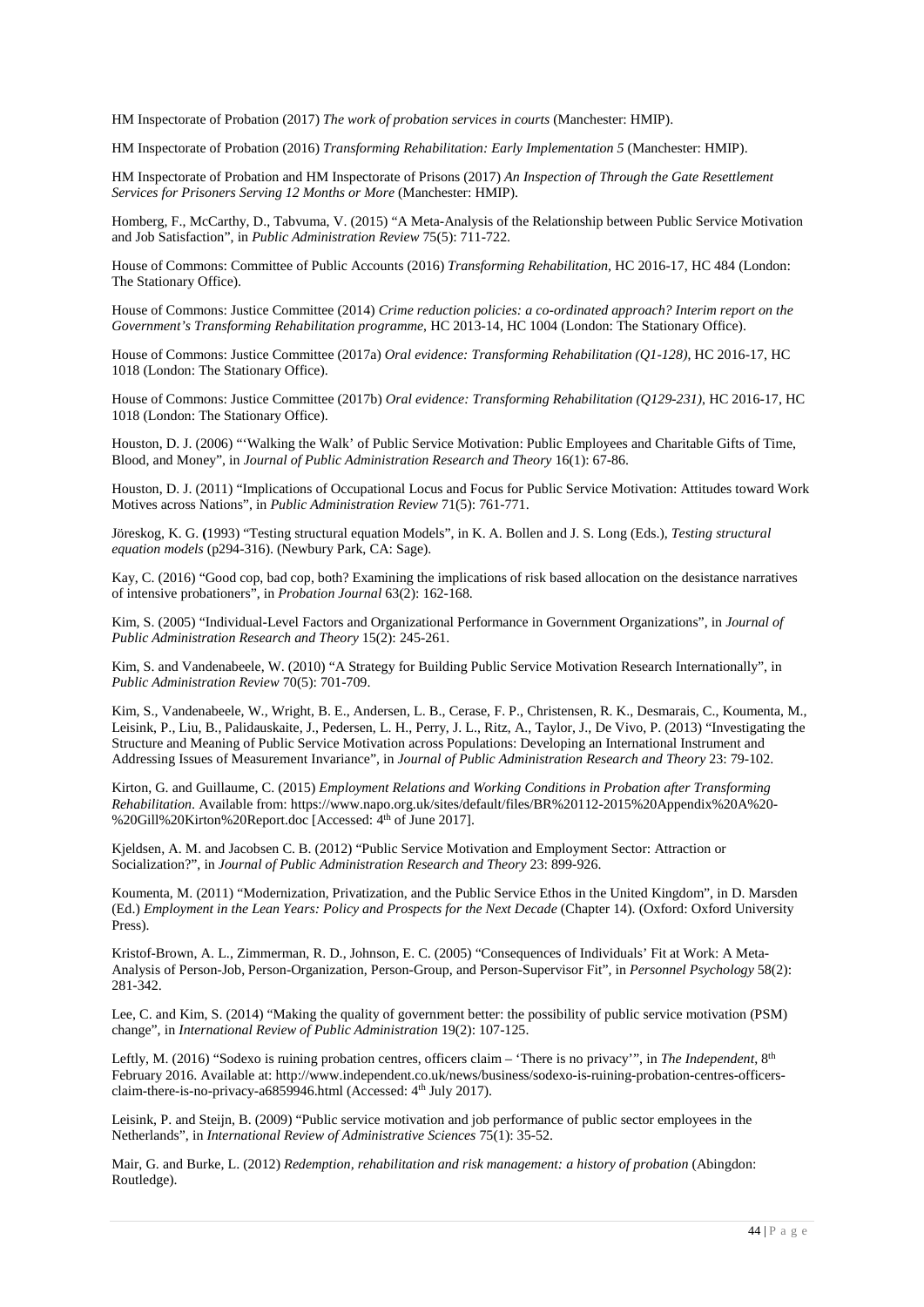HM Inspectorate of Probation (2017) *The work of probation services in courts* (Manchester: HMIP).

HM Inspectorate of Probation (2016) *Transforming Rehabilitation: Early Implementation 5* (Manchester: HMIP).

HM Inspectorate of Probation and HM Inspectorate of Prisons (2017) *An Inspection of Through the Gate Resettlement Services for Prisoners Serving 12 Months or More* (Manchester: HMIP).

Homberg, F., McCarthy, D., Tabvuma, V. (2015) "A Meta-Analysis of the Relationship between Public Service Motivation and Job Satisfaction", in *Public Administration Review* 75(5): 711-722.

House of Commons: Committee of Public Accounts (2016) *Transforming Rehabilitation*, HC 2016-17, HC 484 (London: The Stationary Office).

House of Commons: Justice Committee (2014) *Crime reduction policies: a co-ordinated approach? Interim report on the Government's Transforming Rehabilitation programme*, HC 2013-14, HC 1004 (London: The Stationary Office).

House of Commons: Justice Committee (2017a) *Oral evidence: Transforming Rehabilitation (Q1-128)*, HC 2016-17, HC 1018 (London: The Stationary Office).

House of Commons: Justice Committee (2017b) *Oral evidence: Transforming Rehabilitation (Q129-231)*, HC 2016-17, HC 1018 (London: The Stationary Office).

Houston, D. J. (2006) "'Walking the Walk' of Public Service Motivation: Public Employees and Charitable Gifts of Time, Blood, and Money", in *Journal of Public Administration Research and Theory* 16(1): 67-86.

Houston, D. J. (2011) "Implications of Occupational Locus and Focus for Public Service Motivation: Attitudes toward Work Motives across Nations", in *Public Administration Review* 71(5): 761-771.

Jöreskog, K. G. **(**1993) "Testing structural equation Models", in K. A. Bollen and J. S. Long (Eds.), *Testing structural equation models* (p294-316). (Newbury Park, CA: Sage).

Kay, C. (2016) "Good cop, bad cop, both? Examining the implications of risk based allocation on the desistance narratives of intensive probationers", in *Probation Journal* 63(2): 162-168.

Kim, S. (2005) "Individual-Level Factors and Organizational Performance in Government Organizations", in *Journal of Public Administration Research and Theory* 15(2): 245-261.

Kim, S. and Vandenabeele, W. (2010) "A Strategy for Building Public Service Motivation Research Internationally", in *Public Administration Review* 70(5): 701-709.

Kim, S., Vandenabeele, W., Wright, B. E., Andersen, L. B., Cerase, F. P., Christensen, R. K., Desmarais, C., Koumenta, M., Leisink, P., Liu, B., Palidauskaite, J., Pedersen, L. H., Perry, J. L., Ritz, A., Taylor, J., De Vivo, P. (2013) "Investigating the Structure and Meaning of Public Service Motivation across Populations: Developing an International Instrument and Addressing Issues of Measurement Invariance", in *Journal of Public Administration Research and Theory* 23: 79-102.

Kirton, G. and Guillaume, C. (2015) *Employment Relations and Working Conditions in Probation after Transforming Rehabilitation*. Available from: https://www.napo.org.uk/sites/default/files/BR%20112-2015%20Appendix%20A%20-%20Gill%20Kirton%20Report.doc [Accessed: 4th of June 2017].

Kjeldsen, A. M. and Jacobsen C. B. (2012) "Public Service Motivation and Employment Sector: Attraction or Socialization?", in *Journal of Public Administration Research and Theory* 23: 899-926.

Koumenta, M. (2011) "Modernization, Privatization, and the Public Service Ethos in the United Kingdom", in D. Marsden (Ed.) *Employment in the Lean Years: Policy and Prospects for the Next Decade* (Chapter 14). (Oxford: Oxford University Press).

Kristof-Brown, A. L., Zimmerman, R. D., Johnson, E. C. (2005) "Consequences of Individuals' Fit at Work: A Meta-Analysis of Person-Job, Person-Organization, Person-Group, and Person-Supervisor Fit", in *Personnel Psychology* 58(2): 281-342.

Lee, C. and Kim, S. (2014) "Making the quality of government better: the possibility of public service motivation (PSM) change", in *International Review of Public Administration* 19(2): 107-125.

Leftly, M. (2016) "Sodexo is ruining probation centres, officers claim – 'There is no privacy'", in *The Independent*, 8th February 2016. Available at: http://www.independent.co.uk/news/business/sodexo-is-ruining-probation-centres-officers-claim-there-is-no-privacy-a6859946.html (Accessed: 4th July 2017).

Leisink, P. and Steijn, B. (2009) "Public service motivation and job performance of public sector employees in the Netherlands", in *International Review of Administrative Sciences* 75(1): 35-52.

Mair, G. and Burke, L. (2012) *Redemption, rehabilitation and risk management: a history of probation* (Abingdon: Routledge).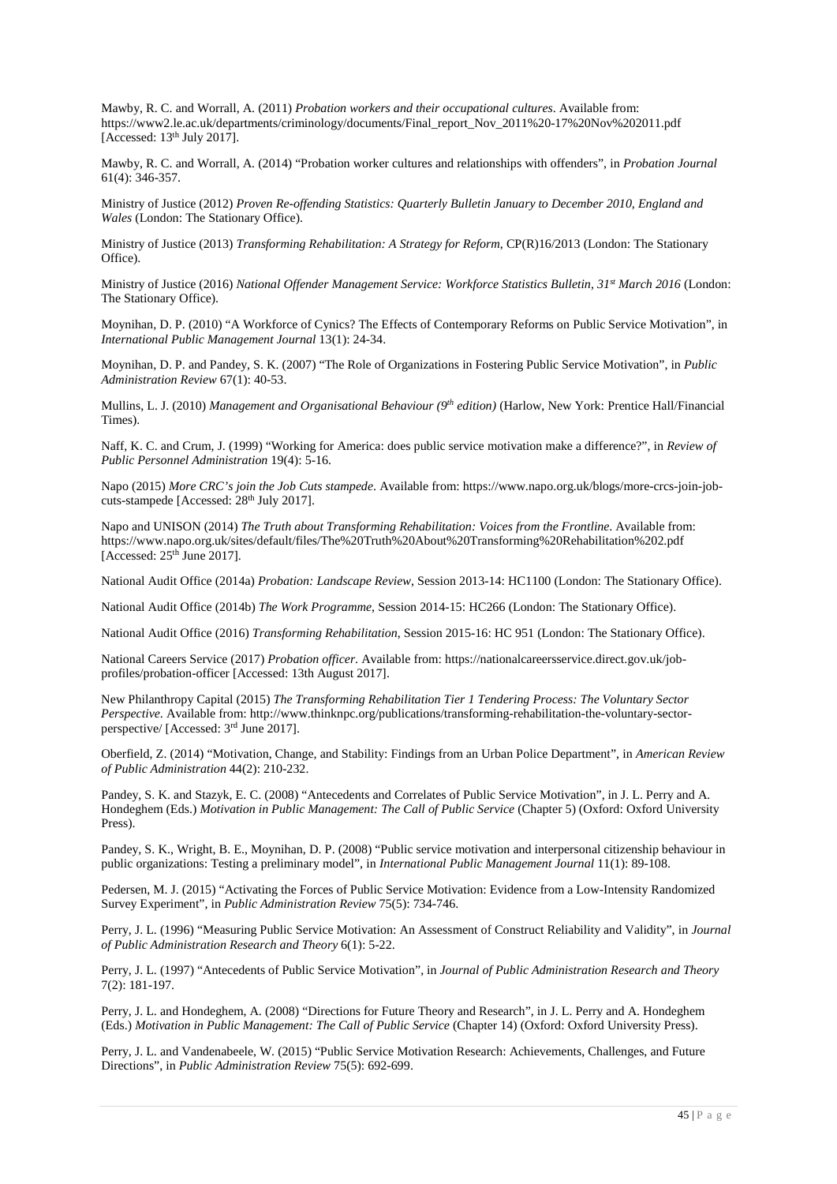Mawby, R. C. and Worrall, A. (2011) *Probation workers and their occupational cultures*. Available from: https://www2.le.ac.uk/departments/criminology/documents/Final_report_Nov_2011%20-17%20Nov%202011.pdf [Accessed: 13th July 2017].

Mawby, R. C. and Worrall, A. (2014) "Probation worker cultures and relationships with offenders", in *Probation Journal* 61(4): 346-357.

Ministry of Justice (2012) *Proven Re-offending Statistics: Quarterly Bulletin January to December 2010, England and Wales* (London: The Stationary Office).

Ministry of Justice (2013) *Transforming Rehabilitation: A Strategy for Reform*, CP(R)16/2013 (London: The Stationary Office).

Ministry of Justice (2016) *National Offender Management Service: Workforce Statistics Bulletin, 31st March 2016* (London: The Stationary Office).

Moynihan, D. P. (2010) "A Workforce of Cynics? The Effects of Contemporary Reforms on Public Service Motivation", in *International Public Management Journal* 13(1): 24-34.

Moynihan, D. P. and Pandey, S. K. (2007) "The Role of Organizations in Fostering Public Service Motivation", in *Public Administration Review* 67(1): 40-53.

Mullins, L. J. (2010) *Management and Organisational Behaviour (9th edition)* (Harlow, New York: Prentice Hall/Financial Times).

Naff, K. C. and Crum, J. (1999) "Working for America: does public service motivation make a difference?", in *Review of Public Personnel Administration* 19(4): 5-16.

Napo (2015) *More CRC's join the Job Cuts stampede*. Available from: https://www.napo.org.uk/blogs/more-crcs-join-job-cuts-stampede [Accessed: 28th July 2017].

Napo and UNISON (2014) *The Truth about Transforming Rehabilitation: Voices from the Frontline*. Available from: https://www.napo.org.uk/sites/default/files/The%20Truth%20About%20Transforming%20Rehabilitation%202.pdf [Accessed: 25th June 2017].

National Audit Office (2014a) *Probation: Landscape Review*, Session 2013-14: HC1100 (London: The Stationary Office).

National Audit Office (2014b) *The Work Programme*, Session 2014-15: HC266 (London: The Stationary Office).

National Audit Office (2016) *Transforming Rehabilitation*, Session 2015-16: HC 951 (London: The Stationary Office).

National Careers Service (2017) *Probation officer*. Available from: https://nationalcareersservice.direct.gov.uk/job-profiles/probation-officer [Accessed: 13th August 2017].

New Philanthropy Capital (2015) *The Transforming Rehabilitation Tier 1 Tendering Process: The Voluntary Sector Perspective*. Available from: http://www.thinknpc.org/publications/transforming-rehabilitation-the-voluntary-sector-perspective/ [Accessed: 3rd June 2017].

Oberfield, Z. (2014) "Motivation, Change, and Stability: Findings from an Urban Police Department", in *American Review of Public Administration* 44(2): 210-232.

Pandey, S. K. and Stazyk, E. C. (2008) "Antecedents and Correlates of Public Service Motivation", in J. L. Perry and A. Hondeghem (Eds.) *Motivation in Public Management: The Call of Public Service* (Chapter 5) (Oxford: Oxford University Press).

Pandey, S. K., Wright, B. E., Moynihan, D. P. (2008) "Public service motivation and interpersonal citizenship behaviour in public organizations: Testing a preliminary model", in *International Public Management Journal* 11(1): 89-108.

Pedersen, M. J. (2015) "Activating the Forces of Public Service Motivation: Evidence from a Low-Intensity Randomized Survey Experiment", in *Public Administration Review* 75(5): 734-746.

Perry, J. L. (1996) "Measuring Public Service Motivation: An Assessment of Construct Reliability and Validity", in *Journal of Public Administration Research and Theory* 6(1): 5-22.

Perry, J. L. (1997) "Antecedents of Public Service Motivation", in *Journal of Public Administration Research and Theory* 7(2): 181-197.

Perry, J. L. and Hondeghem, A. (2008) "Directions for Future Theory and Research", in J. L. Perry and A. Hondeghem (Eds.) *Motivation in Public Management: The Call of Public Service* (Chapter 14) (Oxford: Oxford University Press).

Perry, J. L. and Vandenabeele, W. (2015) "Public Service Motivation Research: Achievements, Challenges, and Future Directions", in *Public Administration Review* 75(5): 692-699.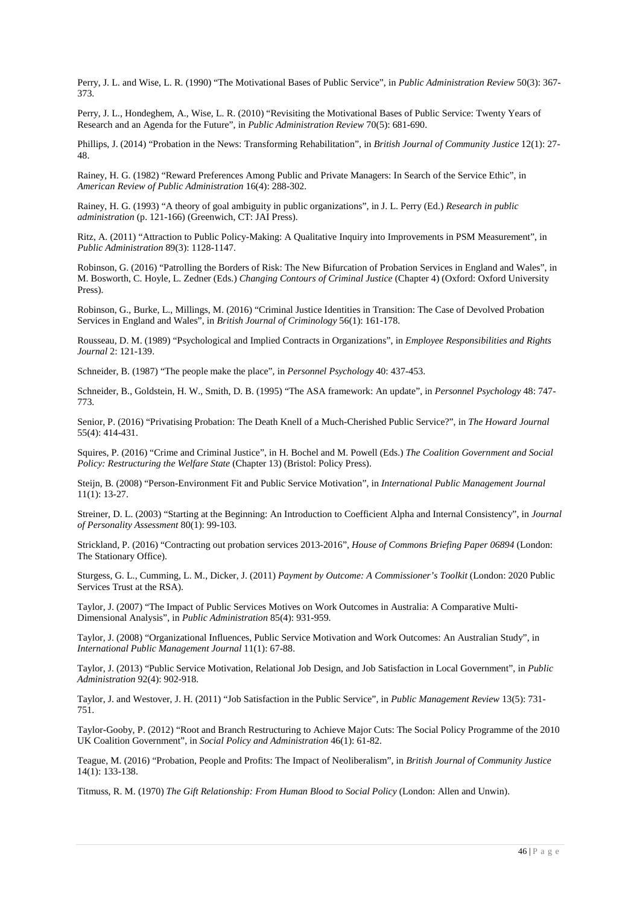Perry, J. L. and Wise, L. R. (1990) "The Motivational Bases of Public Service", in *Public Administration Review* 50(3): 367-373.

Perry, J. L., Hondeghem, A., Wise, L. R. (2010) "Revisiting the Motivational Bases of Public Service: Twenty Years of Research and an Agenda for the Future", in *Public Administration Review* 70(5): 681-690.

Phillips, J. (2014) "Probation in the News: Transforming Rehabilitation", in *British Journal of Community Justice* 12(1): 27-48.

Rainey, H. G. (1982) "Reward Preferences Among Public and Private Managers: In Search of the Service Ethic", in *American Review of Public Administration* 16(4): 288-302.

Rainey, H. G. (1993) "A theory of goal ambiguity in public organizations", in J. L. Perry (Ed.) *Research in public administration* (p. 121-166) (Greenwich, CT: JAI Press).

Ritz, A. (2011) "Attraction to Public Policy-Making: A Qualitative Inquiry into Improvements in PSM Measurement", in *Public Administration* 89(3): 1128-1147.

Robinson, G. (2016) "Patrolling the Borders of Risk: The New Bifurcation of Probation Services in England and Wales", in M. Bosworth, C. Hoyle, L. Zedner (Eds.) *Changing Contours of Criminal Justice* (Chapter 4) (Oxford: Oxford University Press).

Robinson, G., Burke, L., Millings, M. (2016) "Criminal Justice Identities in Transition: The Case of Devolved Probation Services in England and Wales", in *British Journal of Criminology* 56(1): 161-178.

Rousseau, D. M. (1989) "Psychological and Implied Contracts in Organizations", in *Employee Responsibilities and Rights Journal* 2: 121-139.

Schneider, B. (1987) "The people make the place", in *Personnel Psychology* 40: 437-453.

Schneider, B., Goldstein, H. W., Smith, D. B. (1995) "The ASA framework: An update", in *Personnel Psychology* 48: 747-773.

Senior, P. (2016) "Privatising Probation: The Death Knell of a Much-Cherished Public Service?", in *The Howard Journal* 55(4): 414-431.

Squires, P. (2016) "Crime and Criminal Justice", in H. Bochel and M. Powell (Eds.) *The Coalition Government and Social Policy: Restructuring the Welfare State* (Chapter 13) (Bristol: Policy Press).

Steijn, B. (2008) "Person-Environment Fit and Public Service Motivation", in *International Public Management Journal* 11(1): 13-27.

Streiner, D. L. (2003) "Starting at the Beginning: An Introduction to Coefficient Alpha and Internal Consistency", in *Journal of Personality Assessment* 80(1): 99-103.

Strickland, P. (2016) "Contracting out probation services 2013-2016", *House of Commons Briefing Paper 06894* (London: The Stationary Office).

Sturgess, G. L., Cumming, L. M., Dicker, J. (2011) *Payment by Outcome: A Commissioner's Toolkit* (London: 2020 Public Services Trust at the RSA).

Taylor, J. (2007) "The Impact of Public Services Motives on Work Outcomes in Australia: A Comparative Multi-Dimensional Analysis", in *Public Administration* 85(4): 931-959.

Taylor, J. (2008) "Organizational Influences, Public Service Motivation and Work Outcomes: An Australian Study", in *International Public Management Journal* 11(1): 67-88.

Taylor, J. (2013) "Public Service Motivation, Relational Job Design, and Job Satisfaction in Local Government", in *Public Administration* 92(4): 902-918.

Taylor, J. and Westover, J. H. (2011) "Job Satisfaction in the Public Service", in *Public Management Review* 13(5): 731-751.

Taylor-Gooby, P. (2012) "Root and Branch Restructuring to Achieve Major Cuts: The Social Policy Programme of the 2010 UK Coalition Government", in *Social Policy and Administration* 46(1): 61-82.

Teague, M. (2016) "Probation, People and Profits: The Impact of Neoliberalism", in *British Journal of Community Justice* 14(1): 133-138.

Titmuss, R. M. (1970) *The Gift Relationship: From Human Blood to Social Policy* (London: Allen and Unwin).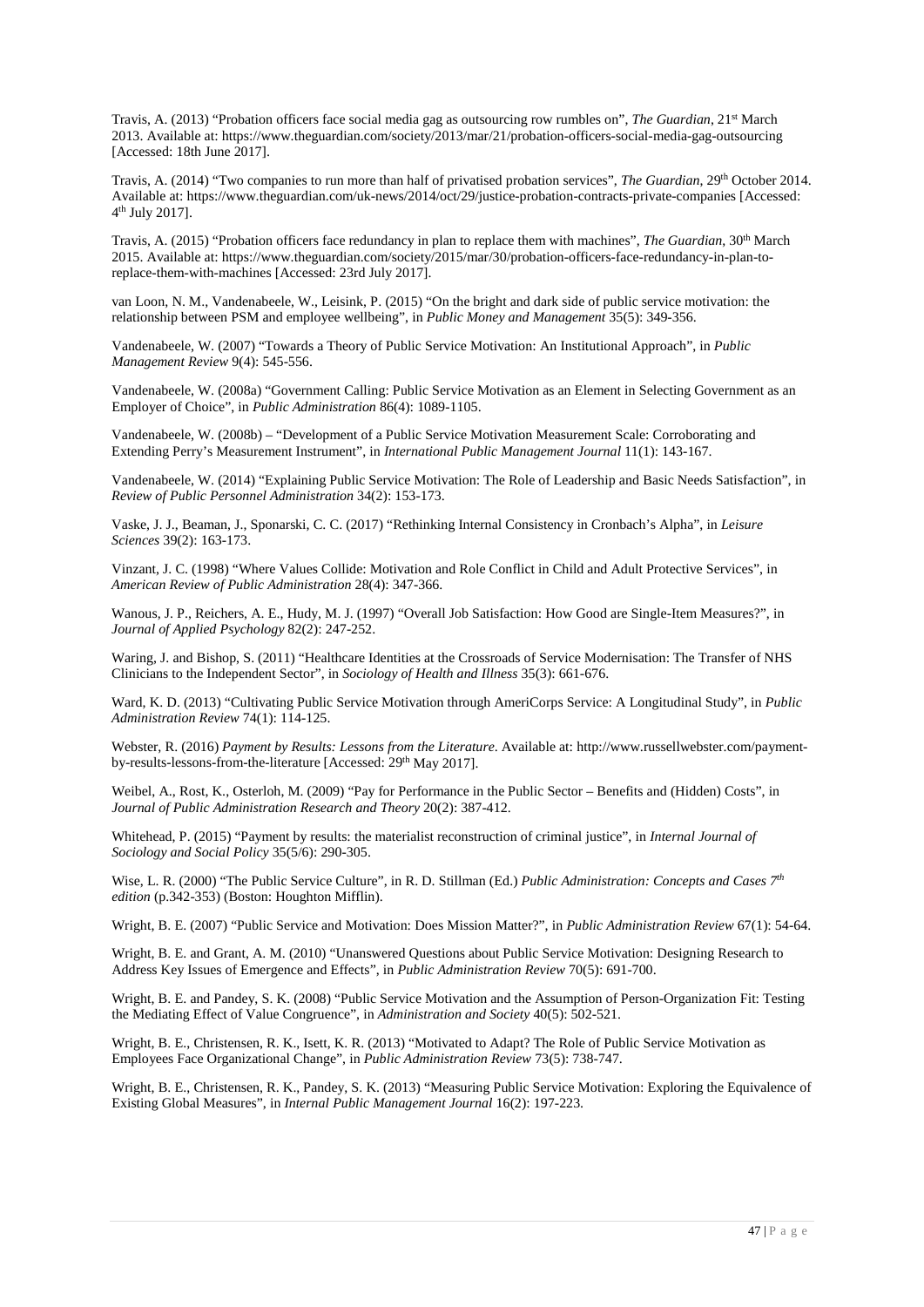Travis, A. (2013) "Probation officers face social media gag as outsourcing row rumbles on", *The Guardian*, 21st March 2013. Available at: https://www.theguardian.com/society/2013/mar/21/probation-officers-social-media-gag-outsourcing [Accessed: 18th June 2017].

Travis, A. (2014) "Two companies to run more than half of privatised probation services", *The Guardian*, 29th October 2014. Available at: https://www.theguardian.com/uk-news/2014/oct/29/justice-probation-contracts-private-companies [Accessed: 4th July 2017].

Travis, A. (2015) "Probation officers face redundancy in plan to replace them with machines", *The Guardian*, 30th March 2015. Available at: https://www.theguardian.com/society/2015/mar/30/probation-officers-face-redundancy-in-plan-to-replace-them-with-machines [Accessed: 23rd July 2017].

van Loon, N. M., Vandenabeele, W., Leisink, P. (2015) "On the bright and dark side of public service motivation: the relationship between PSM and employee wellbeing", in *Public Money and Management* 35(5): 349-356.

Vandenabeele, W. (2007) "Towards a Theory of Public Service Motivation: An Institutional Approach", in *Public Management Review* 9(4): 545-556.

Vandenabeele, W. (2008a) "Government Calling: Public Service Motivation as an Element in Selecting Government as an Employer of Choice", in *Public Administration* 86(4): 1089-1105.

Vandenabeele, W. (2008b) – "Development of a Public Service Motivation Measurement Scale: Corroborating and Extending Perry's Measurement Instrument", in *International Public Management Journal* 11(1): 143-167.

Vandenabeele, W. (2014) "Explaining Public Service Motivation: The Role of Leadership and Basic Needs Satisfaction", in *Review of Public Personnel Administration* 34(2): 153-173.

Vaske, J. J., Beaman, J., Sponarski, C. C. (2017) "Rethinking Internal Consistency in Cronbach's Alpha", in *Leisure Sciences* 39(2): 163-173.

Vinzant, J. C. (1998) "Where Values Collide: Motivation and Role Conflict in Child and Adult Protective Services", in *American Review of Public Administration* 28(4): 347-366.

Wanous, J. P., Reichers, A. E., Hudy, M. J. (1997) "Overall Job Satisfaction: How Good are Single-Item Measures?", in *Journal of Applied Psychology* 82(2): 247-252.

Waring, J. and Bishop, S. (2011) "Healthcare Identities at the Crossroads of Service Modernisation: The Transfer of NHS Clinicians to the Independent Sector", in *Sociology of Health and Illness* 35(3): 661-676.

Ward, K. D. (2013) "Cultivating Public Service Motivation through AmeriCorps Service: A Longitudinal Study", in *Public Administration Review* 74(1): 114-125.

Webster, R. (2016) *Payment by Results: Lessons from the Literature*. Available at: http://www.russellwebster.com/payment-by-results-lessons-from-the-literature [Accessed: 29th May 2017].

Weibel, A., Rost, K., Osterloh, M. (2009) "Pay for Performance in the Public Sector – Benefits and (Hidden) Costs", in *Journal of Public Administration Research and Theory* 20(2): 387-412.

Whitehead, P. (2015) "Payment by results: the materialist reconstruction of criminal justice", in *Internal Journal of Sociology and Social Policy* 35(5/6): 290-305.

Wise, L. R. (2000) "The Public Service Culture", in R. D. Stillman (Ed.) *Public Administration: Concepts and Cases 7th edition* (p.342-353) (Boston: Houghton Mifflin).

Wright, B. E. (2007) "Public Service and Motivation: Does Mission Matter?", in *Public Administration Review* 67(1): 54-64.

Wright, B. E. and Grant, A. M. (2010) "Unanswered Questions about Public Service Motivation: Designing Research to Address Key Issues of Emergence and Effects", in *Public Administration Review* 70(5): 691-700.

Wright, B. E. and Pandey, S. K. (2008) "Public Service Motivation and the Assumption of Person-Organization Fit: Testing the Mediating Effect of Value Congruence", in *Administration and Society* 40(5): 502-521.

Wright, B. E., Christensen, R. K., Isett, K. R. (2013) "Motivated to Adapt? The Role of Public Service Motivation as Employees Face Organizational Change", in *Public Administration Review* 73(5): 738-747.

Wright, B. E., Christensen, R. K., Pandey, S. K. (2013) "Measuring Public Service Motivation: Exploring the Equivalence of Existing Global Measures", in *Internal Public Management Journal* 16(2): 197-223.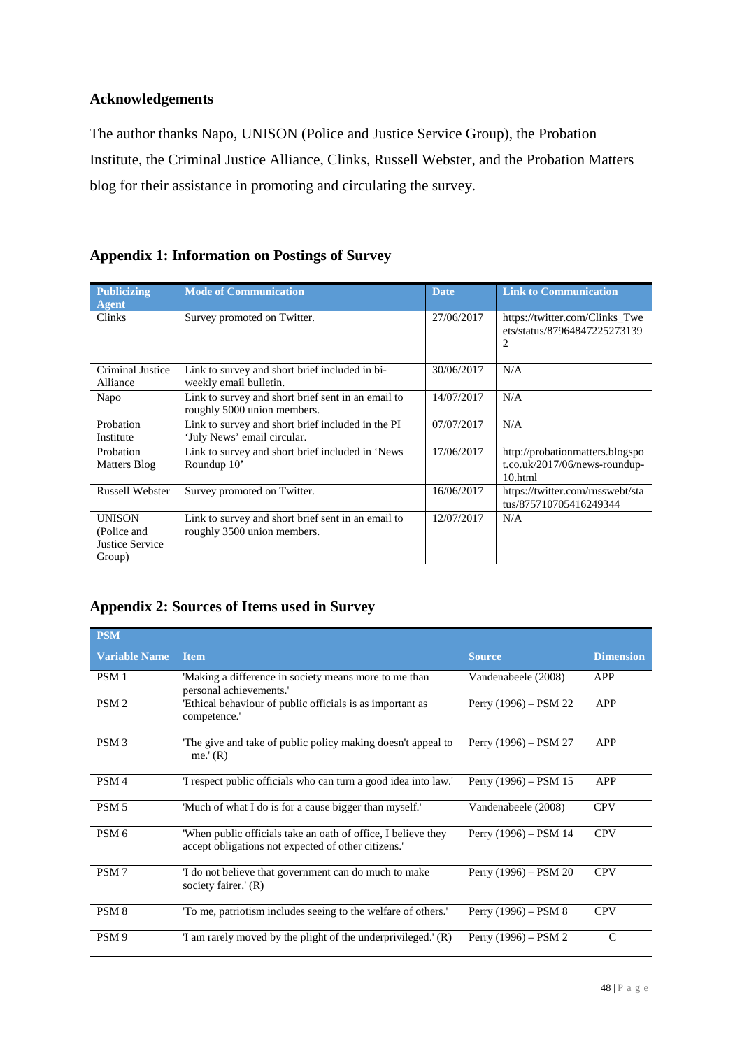## Acknowledgements

The author thanks Napo, UNISON (Police and Justice Service Group), the Probation Institute, the Criminal Justice Alliance, Clinks, Russell Webster, and the Probation Matters blog for their assistance in promoting and circulating the survey.

## Appendix 1: Information on Postings of Survey

| Publicizing Agent | Mode of Communication | Date | Link to Communication |
|---|---|---|---|
| Clinks | Survey promoted on Twitter. | 27/06/2017 | https://twitter.com/Clinks_Tweets/status/879648472252731392 |
| Criminal Justice Alliance | Link to survey and short brief included in bi-weekly email bulletin. | 30/06/2017 | N/A |
| Napo | Link to survey and short brief sent in an email to roughly 5000 union members. | 14/07/2017 | N/A |
| Probation Institute | Link to survey and short brief included in the PI 'July News' email circular. | 07/07/2017 | N/A |
| Probation Matters Blog | Link to survey and short brief included in 'News Roundup 10' | 17/06/2017 | http://probationmatters.blogspot.co.uk/2017/06/news-roundup-10.html |
| Russell Webster | Survey promoted on Twitter. | 16/06/2017 | https://twitter.com/russwebt/status/875710705416249344 |
| UNISON (Police and Justice Service Group) | Link to survey and short brief sent in an email to roughly 3500 union members. | 12/07/2017 | N/A |

## Appendix 2: Sources of Items used in Survey

| PSM | | | |
|---|---|---|---|
| **Variable Name** | **Item** | **Source** | **Dimension** |
| PSM 1 | 'Making a difference in society means more to me than personal achievements.' | Vandenabeele (2008) | APP |
| PSM 2 | 'Ethical behaviour of public officials is as important as competence.' | Perry (1996) – PSM 22 | APP |
| PSM 3 | 'The give and take of public policy making doesn't appeal to me.' (R) | Perry (1996) – PSM 27 | APP |
| PSM 4 | 'I respect public officials who can turn a good idea into law.' | Perry (1996) – PSM 15 | APP |
| PSM 5 | 'Much of what I do is for a cause bigger than myself.' | Vandenabeele (2008) | CPV |
| PSM 6 | 'When public officials take an oath of office, I believe they accept obligations not expected of other citizens.' | Perry (1996) – PSM 14 | CPV |
| PSM 7 | 'I do not believe that government can do much to make society fairer.' (R) | Perry (1996) – PSM 20 | CPV |
| PSM 8 | 'To me, patriotism includes seeing to the welfare of others.' | Perry (1996) – PSM 8 | CPV |
| PSM 9 | 'I am rarely moved by the plight of the underprivileged.' (R) | Perry (1996) – PSM 2 | C |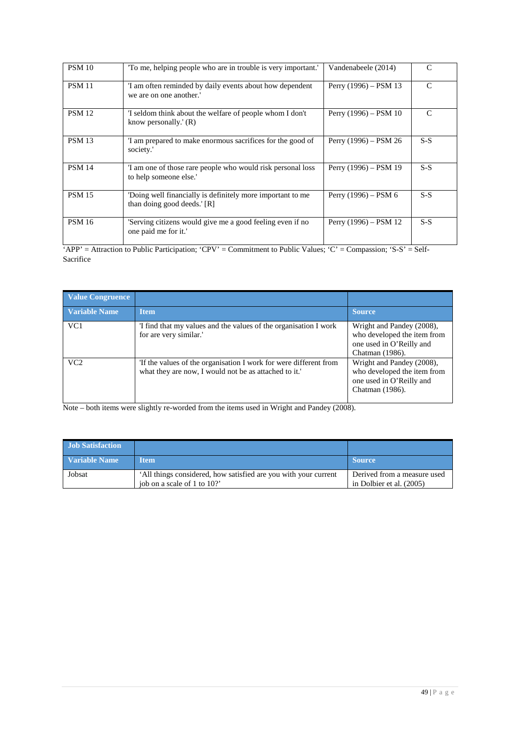| PSM 10 | 'To me, helping people who are in trouble is very important.' | Vandenabeele (2014) | C |
|---|---|---|---|
| PSM 11 | 'I am often reminded by daily events about how dependent we are on one another.' | Perry (1996) – PSM 13 | C |
| PSM 12 | 'I seldom think about the welfare of people whom I don't know personally.' (R) | Perry (1996) – PSM 10 | C |
| PSM 13 | 'I am prepared to make enormous sacrifices for the good of society.' | Perry (1996) – PSM 26 | S-S |
| PSM 14 | 'I am one of those rare people who would risk personal loss to help someone else.' | Perry (1996) – PSM 19 | S-S |
| PSM 15 | 'Doing well financially is definitely more important to me than doing good deeds.' [R] | Perry (1996) – PSM 6 | S-S |
| PSM 16 | 'Serving citizens would give me a good feeling even if no one paid me for it.' | Perry (1996) – PSM 12 | S-S |

'APP' = Attraction to Public Participation; 'CPV' = Commitment to Public Values; 'C' = Compassion; 'S-S' = Self-Sacrifice

| **Value Congruence** | | |
|---|---|---|
| **Variable Name** | **Item** | **Source** |
| VC1 | 'I find that my values and the values of the organisation I work for are very similar.' | Wright and Pandey (2008), who developed the item from one used in O'Reilly and Chatman (1986). |
| VC2 | 'If the values of the organisation I work for were different from what they are now, I would not be as attached to it.' | Wright and Pandey (2008), who developed the item from one used in O'Reilly and Chatman (1986). |

Note – both items were slightly re-worded from the items used in Wright and Pandey (2008).

| **Job Satisfaction** | | |
|---|---|---|
| **Variable Name** | **Item** | **Source** |
| Jobsat | 'All things considered, how satisfied are you with your current job on a scale of 1 to 10?' | Derived from a measure used in Dolbier et al. (2005) |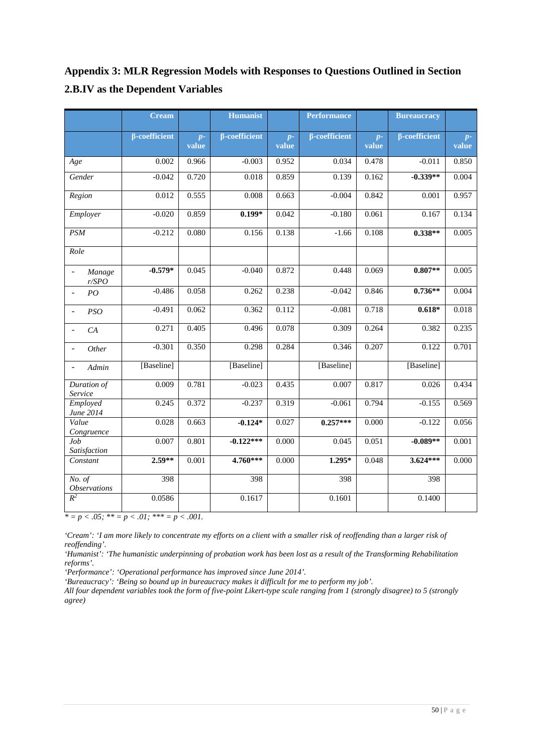# Appendix 3: MLR Regression Models with Responses to Questions Outlined in Section 2.B.IV as the Dependent Variables

| | Cream | | Humanist | | Performance | | Bureaucracy | |
|---|---|---|---|---|---|---|---|---|
| | β-coefficient | *p*-value | β-coefficient | *p*-value | β-coefficient | *p*-value | β-coefficient | *p*-value |
| *Age* | 0.002 | 0.966 | -0.003 | 0.952 | 0.034 | 0.478 | -0.011 | 0.850 |
| *Gender* | -0.042 | 0.720 | 0.018 | 0.859 | 0.139 | 0.162 | **-0.339**** | 0.004 |
| *Region* | 0.012 | 0.555 | 0.008 | 0.663 | -0.004 | 0.842 | 0.001 | 0.957 |
| *Employer* | -0.020 | 0.859 | **0.199*** | 0.042 | -0.180 | 0.061 | 0.167 | 0.134 |
| *PSM* | -0.212 | 0.080 | 0.156 | 0.138 | -1.66 | 0.108 | **0.338**** | 0.005 |
| *Role* | | | | | | | | |
| - *Manager/SPO* | **-0.579*** | 0.045 | -0.040 | 0.872 | 0.448 | 0.069 | **0.807**** | 0.005 |
| - *PO* | -0.486 | 0.058 | 0.262 | 0.238 | -0.042 | 0.846 | **0.736**** | 0.004 |
| - *PSO* | -0.491 | 0.062 | 0.362 | 0.112 | -0.081 | 0.718 | **0.618*** | 0.018 |
| - *CA* | 0.271 | 0.405 | 0.496 | 0.078 | 0.309 | 0.264 | 0.382 | 0.235 |
| - *Other* | -0.301 | 0.350 | 0.298 | 0.284 | 0.346 | 0.207 | 0.122 | 0.701 |
| - *Admin* | [Baseline] | | [Baseline] | | [Baseline] | | [Baseline] | |
| *Duration of Service* | 0.009 | 0.781 | -0.023 | 0.435 | 0.007 | 0.817 | 0.026 | 0.434 |
| *Employed June 2014* | 0.245 | 0.372 | -0.237 | 0.319 | -0.061 | 0.794 | -0.155 | 0.569 |
| *Value Congruence* | 0.028 | 0.663 | **-0.124*** | 0.027 | **0.257***** | 0.000 | -0.122 | 0.056 |
| *Job Satisfaction* | 0.007 | 0.801 | **-0.122***** | 0.000 | 0.045 | 0.051 | **-0.089**** | 0.001 |
| *Constant* | **2.59**** | 0.001 | **4.760***** | 0.000 | **1.295*** | 0.048 | **3.624***** | 0.000 |
| *No. of Observations* | 398 | | 398 | | 398 | | 398 | |
| $R^2$ | 0.0586 | | 0.1617 | | 0.1601 | | 0.1400 | |

*\* = $p < .05$; \*\* = $p < .01$; \*\*\* = $p < .001$.*

*'Cream': 'I am more likely to concentrate my efforts on a client with a smaller risk of reoffending than a larger risk of reoffending'.*
*'Humanist': 'The humanistic underpinning of probation work has been lost as a result of the Transforming Rehabilitation reforms'.*
*'Performance': 'Operational performance has improved since June 2014'.*
*'Bureaucracy': 'Being so bound up in bureaucracy makes it difficult for me to perform my job'.*
*All four dependent variables took the form of five-point Likert-type scale ranging from 1 (strongly disagree) to 5 (strongly agree)*